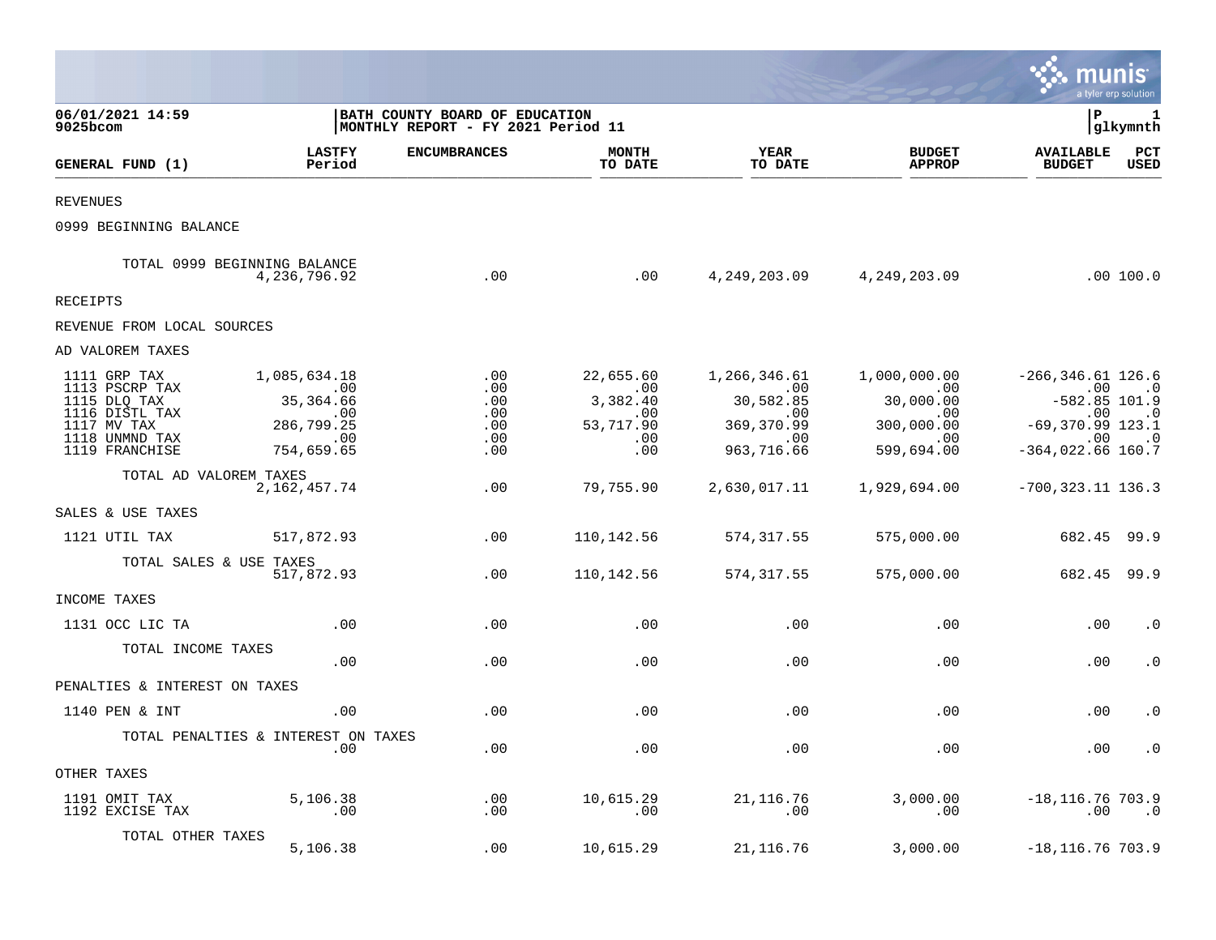06/01/2021 14:59
9025bcom

BATH COUNTY BOARD OF EDUCATION
MONTHLY REPORT - FY 2021 Period 11

P 1
glkymnth

| GENERAL FUND (1) | LASTFY Period | ENCUMBRANCES | MONTH TO DATE | YEAR TO DATE | BUDGET APPROP | AVAILABLE BUDGET | PCT USED |
|---|---|---|---|---|---|---|---|
| REVENUES | | | | | | | |
| 0999 BEGINNING BALANCE | | | | | | | |
| TOTAL 0999 BEGINNING BALANCE | 4,236,796.92 | .00 | .00 | 4,249,203.09 | 4,249,203.09 | .00 | 100.0 |
| RECEIPTS | | | | | | | |
| REVENUE FROM LOCAL SOURCES | | | | | | | |
| AD VALOREM TAXES | | | | | | | |
| 1111 GRP TAX | 1,085,634.18 | .00 | 22,655.60 | 1,266,346.61 | 1,000,000.00 | -266,346.61 | 126.6 |
| 1113 PSCRP TAX | .00 | .00 | .00 | .00 | .00 | .00 | .0 |
| 1115 DLQ TAX | 35,364.66 | .00 | 3,382.40 | 30,582.85 | 30,000.00 | -582.85 | 101.9 |
| 1116 DISTL TAX | .00 | .00 | .00 | .00 | .00 | .00 | .0 |
| 1117 MV TAX | 286,799.25 | .00 | 53,717.90 | 369,370.99 | 300,000.00 | -69,370.99 | 123.1 |
| 1118 UNMND TAX | .00 | .00 | .00 | .00 | .00 | .00 | .0 |
| 1119 FRANCHISE | 754,659.65 | .00 | .00 | 963,716.66 | 599,694.00 | -364,022.66 | 160.7 |
| TOTAL AD VALOREM TAXES | 2,162,457.74 | .00 | 79,755.90 | 2,630,017.11 | 1,929,694.00 | -700,323.11 | 136.3 |
| SALES & USE TAXES | | | | | | | |
| 1121 UTIL TAX | 517,872.93 | .00 | 110,142.56 | 574,317.55 | 575,000.00 | 682.45 | 99.9 |
| TOTAL SALES & USE TAXES | 517,872.93 | .00 | 110,142.56 | 574,317.55 | 575,000.00 | 682.45 | 99.9 |
| INCOME TAXES | | | | | | | |
| 1131 OCC LIC TA | .00 | .00 | .00 | .00 | .00 | .00 | .0 |
| TOTAL INCOME TAXES | .00 | .00 | .00 | .00 | .00 | .00 | .0 |
| PENALTIES & INTEREST ON TAXES | | | | | | | |
| 1140 PEN & INT | .00 | .00 | .00 | .00 | .00 | .00 | .0 |
| TOTAL PENALTIES & INTEREST ON TAXES | .00 | .00 | .00 | .00 | .00 | .00 | .0 |
| OTHER TAXES | | | | | | | |
| 1191 OMIT TAX | 5,106.38 | .00 | 10,615.29 | 21,116.76 | 3,000.00 | -18,116.76 | 703.9 |
| 1192 EXCISE TAX | .00 | .00 | .00 | .00 | .00 | .00 | .0 |
| TOTAL OTHER TAXES | 5,106.38 | .00 | 10,615.29 | 21,116.76 | 3,000.00 | -18,116.76 | 703.9 |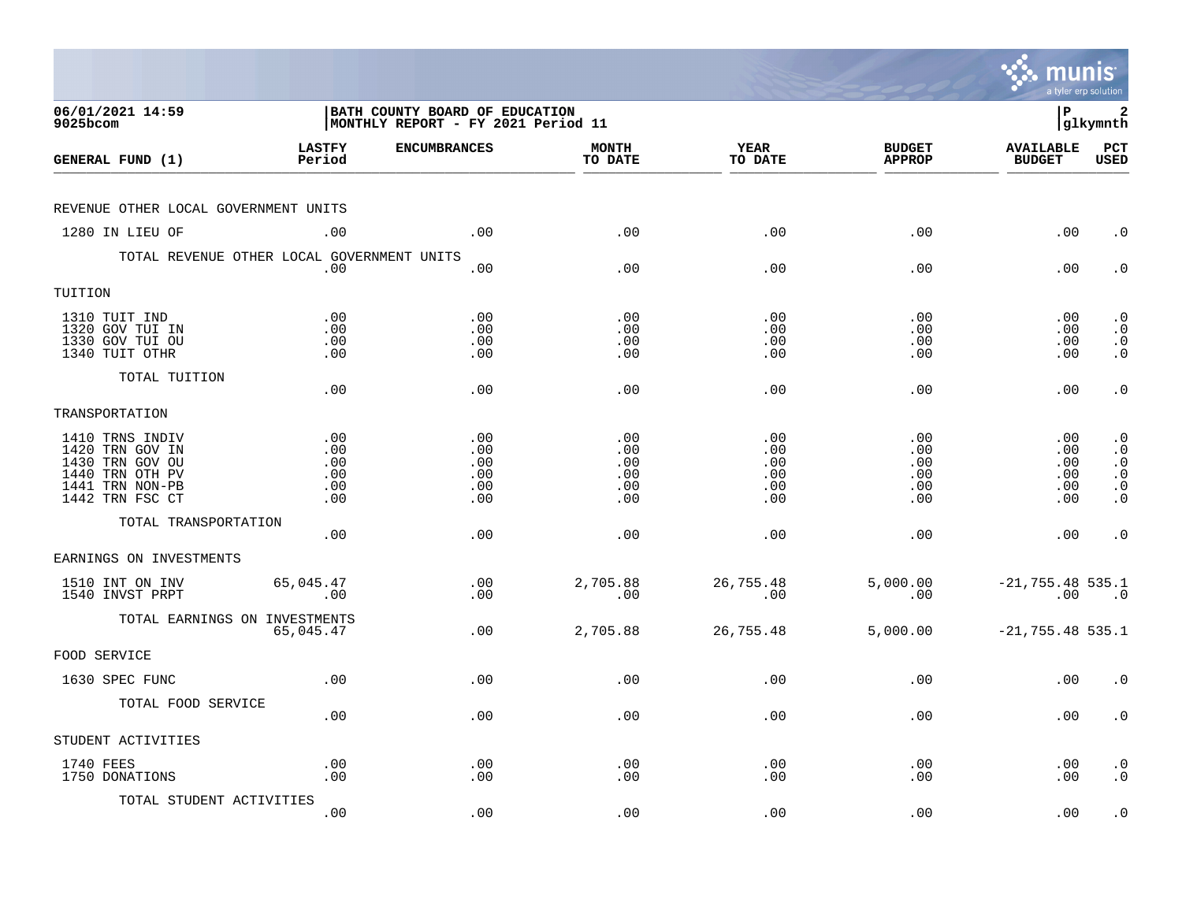06/01/2021 14:59
9025bcom

BATH COUNTY BOARD OF EDUCATION
MONTHLY REPORT - FY 2021 Period 11

P 2
glkymnth

| GENERAL FUND (1) | LASTFY Period | ENCUMBRANCES | MONTH TO DATE | YEAR TO DATE | BUDGET APPROP | AVAILABLE BUDGET | PCT USED |
|---|---|---|---|---|---|---|---|
| REVENUE OTHER LOCAL GOVERNMENT UNITS | | | | | | | |
| 1280 IN LIEU OF | .00 | .00 | .00 | .00 | .00 | .00 | .0 |
| TOTAL REVENUE OTHER LOCAL GOVERNMENT UNITS | .00 | .00 | .00 | .00 | .00 | .00 | .0 |
| TUITION | | | | | | | |
| 1310 TUIT IND | .00 | .00 | .00 | .00 | .00 | .00 | .0 |
| 1320 GOV TUI IN | .00 | .00 | .00 | .00 | .00 | .00 | .0 |
| 1330 GOV TUI OU | .00 | .00 | .00 | .00 | .00 | .00 | .0 |
| 1340 TUIT OTHR | .00 | .00 | .00 | .00 | .00 | .00 | .0 |
| TOTAL TUITION | .00 | .00 | .00 | .00 | .00 | .00 | .0 |
| TRANSPORTATION | | | | | | | |
| 1410 TRNS INDIV | .00 | .00 | .00 | .00 | .00 | .00 | .0 |
| 1420 TRN GOV IN | .00 | .00 | .00 | .00 | .00 | .00 | .0 |
| 1430 TRN GOV OU | .00 | .00 | .00 | .00 | .00 | .00 | .0 |
| 1440 TRN OTH PV | .00 | .00 | .00 | .00 | .00 | .00 | .0 |
| 1441 TRN NON-PB | .00 | .00 | .00 | .00 | .00 | .00 | .0 |
| 1442 TRN FSC CT | .00 | .00 | .00 | .00 | .00 | .00 | .0 |
| TOTAL TRANSPORTATION | .00 | .00 | .00 | .00 | .00 | .00 | .0 |
| EARNINGS ON INVESTMENTS | | | | | | | |
| 1510 INT ON INV | 65,045.47 | .00 | 2,705.88 | 26,755.48 | 5,000.00 | -21,755.48 | 535.1 |
| 1540 INVST PRPT | .00 | .00 | .00 | .00 | .00 | .00 | .0 |
| TOTAL EARNINGS ON INVESTMENTS | 65,045.47 | .00 | 2,705.88 | 26,755.48 | 5,000.00 | -21,755.48 | 535.1 |
| FOOD SERVICE | | | | | | | |
| 1630 SPEC FUNC | .00 | .00 | .00 | .00 | .00 | .00 | .0 |
| TOTAL FOOD SERVICE | .00 | .00 | .00 | .00 | .00 | .00 | .0 |
| STUDENT ACTIVITIES | | | | | | | |
| 1740 FEES | .00 | .00 | .00 | .00 | .00 | .00 | .0 |
| 1750 DONATIONS | .00 | .00 | .00 | .00 | .00 | .00 | .0 |
| TOTAL STUDENT ACTIVITIES | .00 | .00 | .00 | .00 | .00 | .00 | .0 |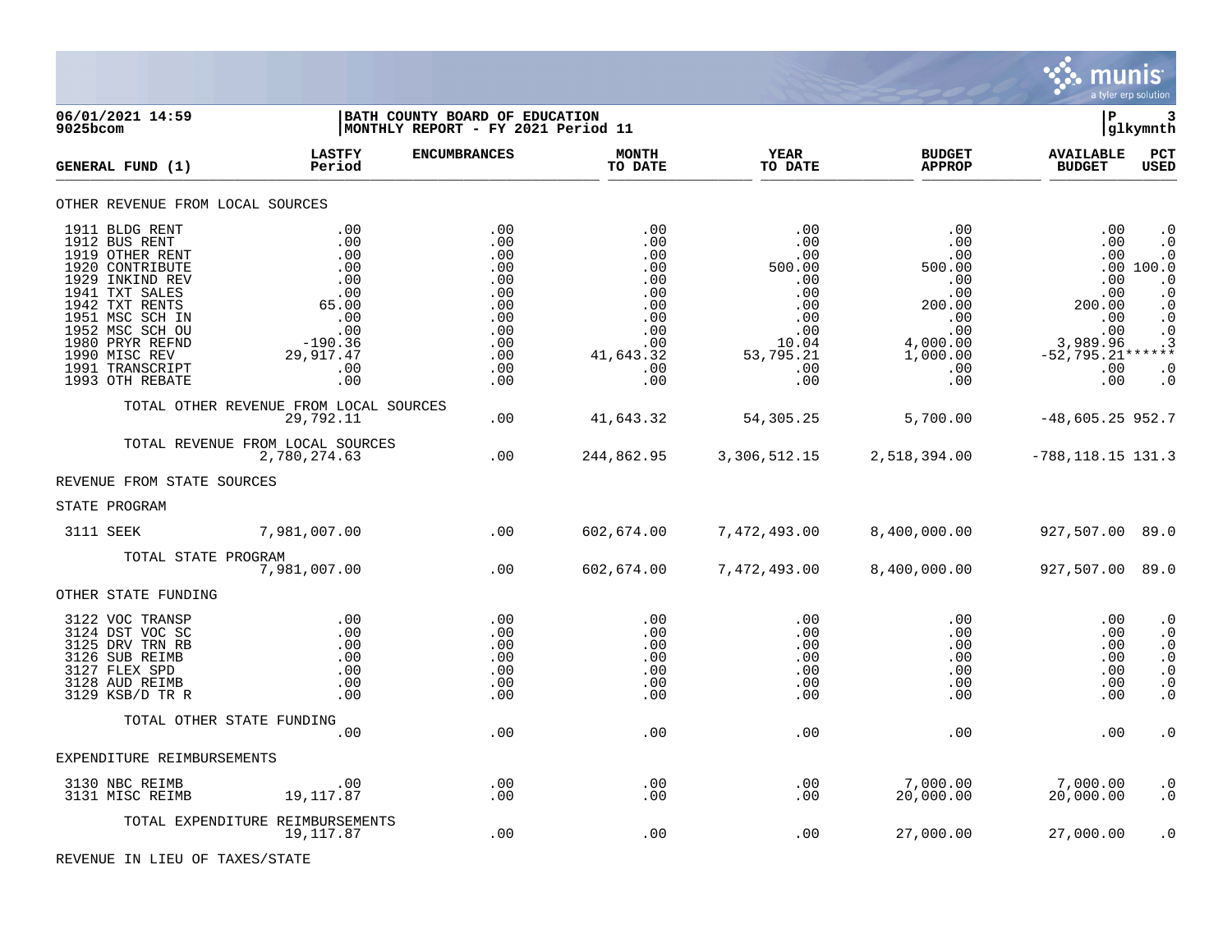| GENERAL FUND (1) | LASTFY Period | ENCUMBRANCES | MONTH TO DATE | YEAR TO DATE | BUDGET APPROP | AVAILABLE BUDGET | PCT USED |
|---|---|---|---|---|---|---|---|
| **OTHER REVENUE FROM LOCAL SOURCES** | | | | | | | |
| 1911 BLDG RENT | .00 | .00 | .00 | .00 | .00 | .00 | .0 |
| 1912 BUS RENT | .00 | .00 | .00 | .00 | .00 | .00 | .0 |
| 1919 OTHER RENT | .00 | .00 | .00 | .00 | .00 | .00 | .0 |
| 1920 CONTRIBUTE | .00 | .00 | .00 | 500.00 | 500.00 | .00 | 100.0 |
| 1929 INKIND REV | .00 | .00 | .00 | .00 | .00 | .00 | .0 |
| 1941 TXT SALES | .00 | .00 | .00 | .00 | .00 | .00 | .0 |
| 1942 TXT RENTS | 65.00 | .00 | .00 | .00 | 200.00 | 200.00 | .0 |
| 1951 MSC SCH IN | .00 | .00 | .00 | .00 | .00 | .00 | .0 |
| 1952 MSC SCH OU | .00 | .00 | .00 | .00 | .00 | .00 | .0 |
| 1980 PRYR REFND | -190.36 | .00 | .00 | 10.04 | 4,000.00 | 3,989.96 | .3 |
| 1990 MISC REV | 29,917.47 | .00 | 41,643.32 | 53,795.21 | 1,000.00 | -52,795.21 | ****** |
| 1991 TRANSCRIPT | .00 | .00 | .00 | .00 | .00 | .00 | .0 |
| 1993 OTH REBATE | .00 | .00 | .00 | .00 | .00 | .00 | .0 |
| TOTAL OTHER REVENUE FROM LOCAL SOURCES | 29,792.11 | .00 | 41,643.32 | 54,305.25 | 5,700.00 | -48,605.25 | 952.7 |
| TOTAL REVENUE FROM LOCAL SOURCES | 2,780,274.63 | .00 | 244,862.95 | 3,306,512.15 | 2,518,394.00 | -788,118.15 | 131.3 |
| **REVENUE FROM STATE SOURCES** | | | | | | | |
| **STATE PROGRAM** | | | | | | | |
| 3111 SEEK | 7,981,007.00 | .00 | 602,674.00 | 7,472,493.00 | 8,400,000.00 | 927,507.00 | 89.0 |
| TOTAL STATE PROGRAM | 7,981,007.00 | .00 | 602,674.00 | 7,472,493.00 | 8,400,000.00 | 927,507.00 | 89.0 |
| **OTHER STATE FUNDING** | | | | | | | |
| 3122 VOC TRANSP | .00 | .00 | .00 | .00 | .00 | .00 | .0 |
| 3124 DST VOC SC | .00 | .00 | .00 | .00 | .00 | .00 | .0 |
| 3125 DRV TRN RB | .00 | .00 | .00 | .00 | .00 | .00 | .0 |
| 3126 SUB REIMB | .00 | .00 | .00 | .00 | .00 | .00 | .0 |
| 3127 FLEX SPD | .00 | .00 | .00 | .00 | .00 | .00 | .0 |
| 3128 AUD REIMB | .00 | .00 | .00 | .00 | .00 | .00 | .0 |
| 3129 KSB/D TR R | .00 | .00 | .00 | .00 | .00 | .00 | .0 |
| TOTAL OTHER STATE FUNDING | .00 | .00 | .00 | .00 | .00 | .00 | .0 |
| **EXPENDITURE REIMBURSEMENTS** | | | | | | | |
| 3130 NBC REIMB | .00 | .00 | .00 | .00 | 7,000.00 | 7,000.00 | .0 |
| 3131 MISC REIMB | 19,117.87 | .00 | .00 | .00 | 20,000.00 | 20,000.00 | .0 |
| TOTAL EXPENDITURE REIMBURSEMENTS | 19,117.87 | .00 | .00 | .00 | 27,000.00 | 27,000.00 | .0 |
| **REVENUE IN LIEU OF TAXES/STATE** | | | | | | | |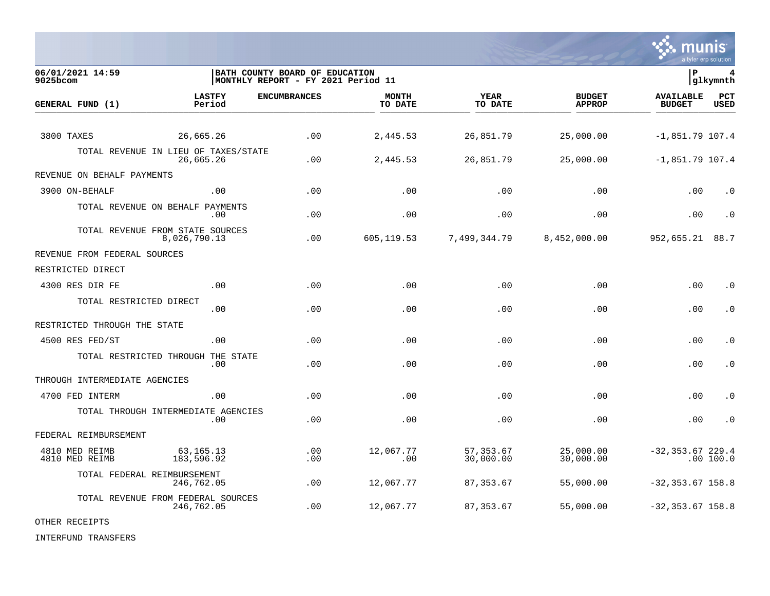**06/01/2021 14:59**
**9025bcom**

**BATH COUNTY BOARD OF EDUCATION**
**MONTHLY REPORT - FY 2021 Period 11**

| GENERAL FUND (1) | LASTFY Period | ENCUMBRANCES | MONTH TO DATE | YEAR TO DATE | BUDGET APPROP | AVAILABLE BUDGET | PCT USED |
|---|---|---|---|---|---|---|---|
| 3800 TAXES | 26,665.26 | .00 | 2,445.53 | 26,851.79 | 25,000.00 | -1,851.79 | 107.4 |
| TOTAL REVENUE IN LIEU OF TAXES/STATE | 26,665.26 | .00 | 2,445.53 | 26,851.79 | 25,000.00 | -1,851.79 | 107.4 |
| REVENUE ON BEHALF PAYMENTS | | | | | | | |
| 3900 ON-BEHALF | .00 | .00 | .00 | .00 | .00 | .00 | .0 |
| TOTAL REVENUE ON BEHALF PAYMENTS | .00 | .00 | .00 | .00 | .00 | .00 | .0 |
| TOTAL REVENUE FROM STATE SOURCES | 8,026,790.13 | .00 | 605,119.53 | 7,499,344.79 | 8,452,000.00 | 952,655.21 | 88.7 |
| REVENUE FROM FEDERAL SOURCES | | | | | | | |
| RESTRICTED DIRECT | | | | | | | |
| 4300 RES DIR FE | .00 | .00 | .00 | .00 | .00 | .00 | .0 |
| TOTAL RESTRICTED DIRECT | .00 | .00 | .00 | .00 | .00 | .00 | .0 |
| RESTRICTED THROUGH THE STATE | | | | | | | |
| 4500 RES FED/ST | .00 | .00 | .00 | .00 | .00 | .00 | .0 |
| TOTAL RESTRICTED THROUGH THE STATE | .00 | .00 | .00 | .00 | .00 | .00 | .0 |
| THROUGH INTERMEDIATE AGENCIES | | | | | | | |
| 4700 FED INTERM | .00 | .00 | .00 | .00 | .00 | .00 | .0 |
| TOTAL THROUGH INTERMEDIATE AGENCIES | .00 | .00 | .00 | .00 | .00 | .00 | .0 |
| FEDERAL REIMBURSEMENT | | | | | | | |
| 4810 MED REIMB | 63,165.13 | .00 | 12,067.77 | 57,353.67 | 25,000.00 | -32,353.67 | 229.4 |
| 4810 MED REIMB | 183,596.92 | .00 | .00 | 30,000.00 | 30,000.00 | .00 | 100.0 |
| TOTAL FEDERAL REIMBURSEMENT | 246,762.05 | .00 | 12,067.77 | 87,353.67 | 55,000.00 | -32,353.67 | 158.8 |
| TOTAL REVENUE FROM FEDERAL SOURCES | 246,762.05 | .00 | 12,067.77 | 87,353.67 | 55,000.00 | -32,353.67 | 158.8 |
| OTHER RECEIPTS | | | | | | | |
| INTERFUND TRANSFERS | | | | | | | |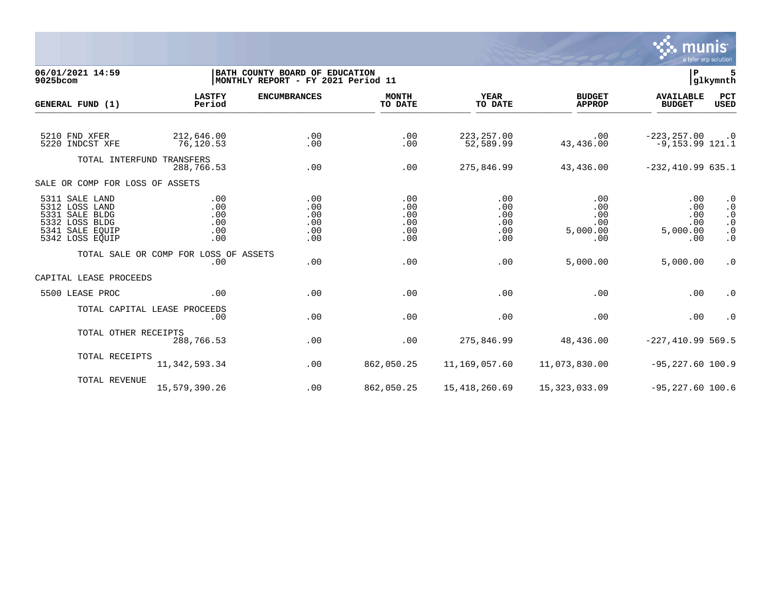06/01/2021 14:59 | BATH COUNTY BOARD OF EDUCATION | P 5
9025bcom | MONTHLY REPORT - FY 2021 Period 11 | glkymnth

| GENERAL FUND (1) | LASTFY Period | ENCUMBRANCES | MONTH TO DATE | YEAR TO DATE | BUDGET APPROP | AVAILABLE BUDGET | PCT USED |
|---|---|---|---|---|---|---|---|
| 5210 FND XFER | 212,646.00 | .00 | .00 | 223,257.00 | .00 | -223,257.00 | .0 |
| 5220 INDCST XFE | 76,120.53 | .00 | .00 | 52,589.99 | 43,436.00 | -9,153.99 | 121.1 |
| TOTAL INTERFUND TRANSFERS | 288,766.53 | .00 | .00 | 275,846.99 | 43,436.00 | -232,410.99 | 635.1 |
| SALE OR COMP FOR LOSS OF ASSETS | | | | | | | |
| 5311 SALE LAND | .00 | .00 | .00 | .00 | .00 | .00 | .0 |
| 5312 LOSS LAND | .00 | .00 | .00 | .00 | .00 | .00 | .0 |
| 5331 SALE BLDG | .00 | .00 | .00 | .00 | .00 | .00 | .0 |
| 5332 LOSS BLDG | .00 | .00 | .00 | .00 | .00 | .00 | .0 |
| 5341 SALE EQUIP | .00 | .00 | .00 | .00 | 5,000.00 | 5,000.00 | .0 |
| 5342 LOSS EQUIP | .00 | .00 | .00 | .00 | .00 | .00 | .0 |
| TOTAL SALE OR COMP FOR LOSS OF ASSETS | .00 | .00 | .00 | .00 | 5,000.00 | 5,000.00 | .0 |
| CAPITAL LEASE PROCEEDS | | | | | | | |
| 5500 LEASE PROC | .00 | .00 | .00 | .00 | .00 | .00 | .0 |
| TOTAL CAPITAL LEASE PROCEEDS | .00 | .00 | .00 | .00 | .00 | .00 | .0 |
| TOTAL OTHER RECEIPTS | 288,766.53 | .00 | .00 | 275,846.99 | 48,436.00 | -227,410.99 | 569.5 |
| TOTAL RECEIPTS | 11,342,593.34 | .00 | 862,050.25 | 11,169,057.60 | 11,073,830.00 | -95,227.60 | 100.9 |
| TOTAL REVENUE | 15,579,390.26 | .00 | 862,050.25 | 15,418,260.69 | 15,323,033.09 | -95,227.60 | 100.6 |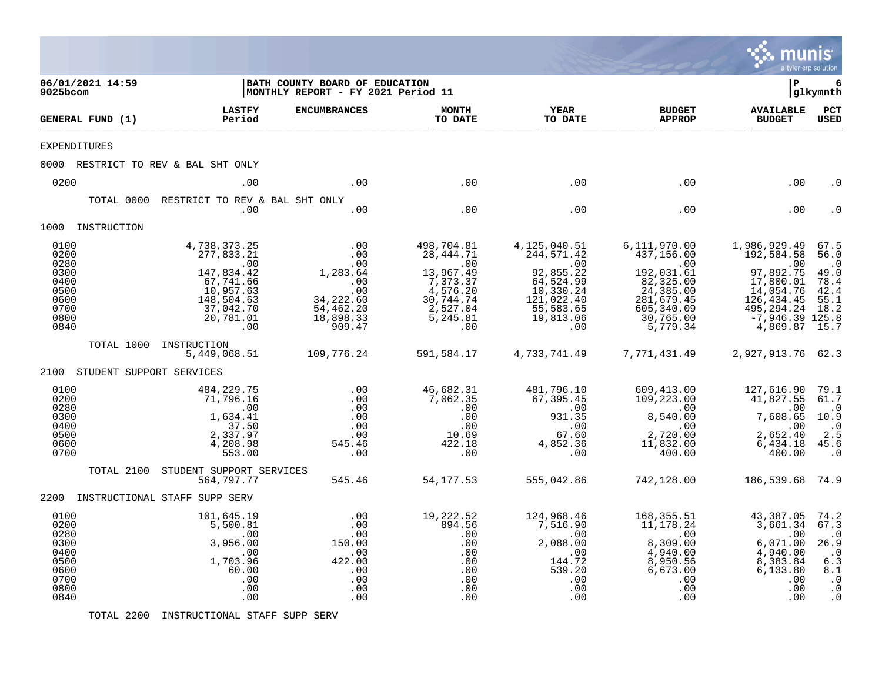06/01/2021 14:59 | BATH COUNTY BOARD OF EDUCATION | P 6
9025bcom | MONTHLY REPORT - FY 2021 Period 11 | glkymnth

| GENERAL FUND (1) | LASTFY Period | ENCUMBRANCES | MONTH TO DATE | YEAR TO DATE | BUDGET APPROP | AVAILABLE BUDGET | PCT USED |
|---|---|---|---|---|---|---|---|
| EXPENDITURES | | | | | | | |
| 0000 RESTRICT TO REV & BAL SHT ONLY | | | | | | | |
| 0200 | .00 | .00 | .00 | .00 | .00 | .00 | .0 |
| TOTAL 0000 RESTRICT TO REV & BAL SHT ONLY | .00 | .00 | .00 | .00 | .00 | .00 | .0 |
| 1000 INSTRUCTION | | | | | | | |
| 0100 | 4,738,373.25 | .00 | 498,704.81 | 4,125,040.51 | 6,111,970.00 | 1,986,929.49 | 67.5 |
| 0200 | 277,833.21 | .00 | 28,444.71 | 244,571.42 | 437,156.00 | 192,584.58 | 56.0 |
| 0280 | .00 | .00 | .00 | .00 | .00 | .00 | .0 |
| 0300 | 147,834.42 | 1,283.64 | 13,967.49 | 92,855.22 | 192,031.61 | 97,892.75 | 49.0 |
| 0400 | 67,741.66 | .00 | 7,373.37 | 64,524.99 | 82,325.00 | 17,800.01 | 78.4 |
| 0500 | 10,957.63 | .00 | 4,576.20 | 10,330.24 | 24,385.00 | 14,054.76 | 42.4 |
| 0600 | 148,504.63 | 34,222.60 | 30,744.74 | 121,022.40 | 281,679.45 | 126,434.45 | 55.1 |
| 0700 | 37,042.70 | 54,462.20 | 2,527.04 | 55,583.65 | 605,340.09 | 495,294.24 | 18.2 |
| 0800 | 20,781.01 | 18,898.33 | 5,245.81 | 19,813.06 | 30,765.00 | -7,946.39 | 125.8 |
| 0840 | .00 | 909.47 | .00 | .00 | 5,779.34 | 4,869.87 | 15.7 |
| TOTAL 1000 INSTRUCTION | 5,449,068.51 | 109,776.24 | 591,584.17 | 4,733,741.49 | 7,771,431.49 | 2,927,913.76 | 62.3 |
| 2100 STUDENT SUPPORT SERVICES | | | | | | | |
| 0100 | 484,229.75 | .00 | 46,682.31 | 481,796.10 | 609,413.00 | 127,616.90 | 79.1 |
| 0200 | 71,796.16 | .00 | 7,062.35 | 67,395.45 | 109,223.00 | 41,827.55 | 61.7 |
| 0280 | .00 | .00 | .00 | .00 | .00 | .00 | .0 |
| 0300 | 1,634.41 | .00 | .00 | 931.35 | 8,540.00 | 7,608.65 | 10.9 |
| 0400 | 37.50 | .00 | .00 | .00 | .00 | .00 | .0 |
| 0500 | 2,337.97 | .00 | 10.69 | 67.60 | 2,720.00 | 2,652.40 | 2.5 |
| 0600 | 4,208.98 | 545.46 | 422.18 | 4,852.36 | 11,832.00 | 6,434.18 | 45.6 |
| 0700 | 553.00 | .00 | .00 | .00 | 400.00 | 400.00 | .0 |
| TOTAL 2100 STUDENT SUPPORT SERVICES | 564,797.77 | 545.46 | 54,177.53 | 555,042.86 | 742,128.00 | 186,539.68 | 74.9 |
| 2200 INSTRUCTIONAL STAFF SUPP SERV | | | | | | | |
| 0100 | 101,645.19 | .00 | 19,222.52 | 124,968.46 | 168,355.51 | 43,387.05 | 74.2 |
| 0200 | 5,500.81 | .00 | 894.56 | 7,516.90 | 11,178.24 | 3,661.34 | 67.3 |
| 0280 | .00 | .00 | .00 | .00 | .00 | .00 | .0 |
| 0300 | 3,956.00 | 150.00 | .00 | 2,088.00 | 8,309.00 | 6,071.00 | 26.9 |
| 0400 | .00 | .00 | .00 | .00 | 4,940.00 | 4,940.00 | .0 |
| 0500 | 1,703.96 | 422.00 | .00 | 144.72 | 8,950.56 | 8,383.84 | 6.3 |
| 0600 | 60.00 | .00 | .00 | 539.20 | 6,673.00 | 6,133.80 | 8.1 |
| 0700 | .00 | .00 | .00 | .00 | .00 | .00 | .0 |
| 0800 | .00 | .00 | .00 | .00 | .00 | .00 | .0 |
| 0840 | .00 | .00 | .00 | .00 | .00 | .00 | .0 |
| TOTAL 2200 INSTRUCTIONAL STAFF SUPP SERV | | | | | | | |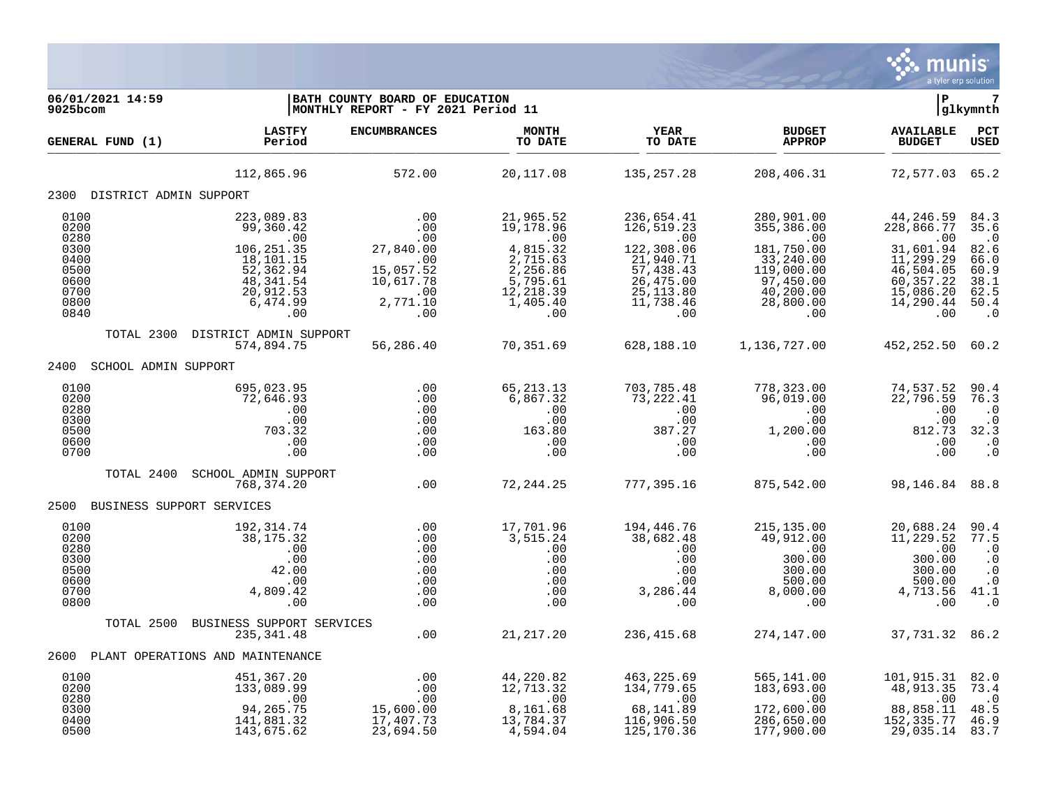06/01/2021 14:59
9025bcom

BATH COUNTY BOARD OF EDUCATION
MONTHLY REPORT - FY 2021 Period 11

P 7
glkymnth

| GENERAL FUND (1) | LASTFY Period | ENCUMBRANCES | MONTH TO DATE | YEAR TO DATE | BUDGET APPROP | AVAILABLE BUDGET | PCT USED |
|---|---|---|---|---|---|---|---|
| | 112,865.96 | 572.00 | 20,117.08 | 135,257.28 | 208,406.31 | 72,577.03 | 65.2 |
| **2300 DISTRICT ADMIN SUPPORT** | | | | | | | |
| 0100 | 223,089.83 | .00 | 21,965.52 | 236,654.41 | 280,901.00 | 44,246.59 | 84.3 |
| 0200 | 99,360.42 | .00 | 19,178.96 | 126,519.23 | 355,386.00 | 228,866.77 | 35.6 |
| 0280 | .00 | .00 | .00 | .00 | .00 | .00 | .0 |
| 0300 | 106,251.35 | 27,840.00 | 4,815.32 | 122,308.06 | 181,750.00 | 31,601.94 | 82.6 |
| 0400 | 18,101.15 | .00 | 2,715.63 | 21,940.71 | 33,240.00 | 11,299.29 | 66.0 |
| 0500 | 52,362.94 | 15,057.52 | 2,256.86 | 57,438.43 | 119,000.00 | 46,504.05 | 60.9 |
| 0600 | 48,341.54 | 10,617.78 | 5,795.61 | 26,475.00 | 97,450.00 | 60,357.22 | 38.1 |
| 0700 | 20,912.53 | .00 | 12,218.39 | 25,113.80 | 40,200.00 | 15,086.20 | 62.5 |
| 0800 | 6,474.99 | 2,771.10 | 1,405.40 | 11,738.46 | 28,800.00 | 14,290.44 | 50.4 |
| 0840 | .00 | .00 | .00 | .00 | .00 | .00 | .0 |
| TOTAL 2300 DISTRICT ADMIN SUPPORT | 574,894.75 | 56,286.40 | 70,351.69 | 628,188.10 | 1,136,727.00 | 452,252.50 | 60.2 |
| **2400 SCHOOL ADMIN SUPPORT** | | | | | | | |
| 0100 | 695,023.95 | .00 | 65,213.13 | 703,785.48 | 778,323.00 | 74,537.52 | 90.4 |
| 0200 | 72,646.93 | .00 | 6,867.32 | 73,222.41 | 96,019.00 | 22,796.59 | 76.3 |
| 0280 | .00 | .00 | .00 | .00 | .00 | .00 | .0 |
| 0300 | .00 | .00 | .00 | .00 | .00 | .00 | .0 |
| 0500 | 703.32 | .00 | 163.80 | 387.27 | 1,200.00 | 812.73 | 32.3 |
| 0600 | .00 | .00 | .00 | .00 | .00 | .00 | .0 |
| 0700 | .00 | .00 | .00 | .00 | .00 | .00 | .0 |
| TOTAL 2400 SCHOOL ADMIN SUPPORT | 768,374.20 | .00 | 72,244.25 | 777,395.16 | 875,542.00 | 98,146.84 | 88.8 |
| **2500 BUSINESS SUPPORT SERVICES** | | | | | | | |
| 0100 | 192,314.74 | .00 | 17,701.96 | 194,446.76 | 215,135.00 | 20,688.24 | 90.4 |
| 0200 | 38,175.32 | .00 | 3,515.24 | 38,682.48 | 49,912.00 | 11,229.52 | 77.5 |
| 0280 | .00 | .00 | .00 | .00 | .00 | .00 | .0 |
| 0300 | .00 | .00 | .00 | .00 | 300.00 | 300.00 | .0 |
| 0500 | 42.00 | .00 | .00 | .00 | 300.00 | 300.00 | .0 |
| 0600 | .00 | .00 | .00 | .00 | 500.00 | 500.00 | .0 |
| 0700 | 4,809.42 | .00 | .00 | 3,286.44 | 8,000.00 | 4,713.56 | 41.1 |
| 0800 | .00 | .00 | .00 | .00 | .00 | .00 | .0 |
| TOTAL 2500 BUSINESS SUPPORT SERVICES | 235,341.48 | .00 | 21,217.20 | 236,415.68 | 274,147.00 | 37,731.32 | 86.2 |
| **2600 PLANT OPERATIONS AND MAINTENANCE** | | | | | | | |
| 0100 | 451,367.20 | .00 | 44,220.82 | 463,225.69 | 565,141.00 | 101,915.31 | 82.0 |
| 0200 | 133,089.99 | .00 | 12,713.32 | 134,779.65 | 183,693.00 | 48,913.35 | 73.4 |
| 0280 | .00 | .00 | .00 | .00 | .00 | .00 | .0 |
| 0300 | 94,265.75 | 15,600.00 | 8,161.68 | 68,141.89 | 172,600.00 | 88,858.11 | 48.5 |
| 0400 | 141,881.32 | 17,407.73 | 13,784.37 | 116,906.50 | 286,650.00 | 152,335.77 | 46.9 |
| 0500 | 143,675.62 | 23,694.50 | 4,594.04 | 125,170.36 | 177,900.00 | 29,035.14 | 83.7 |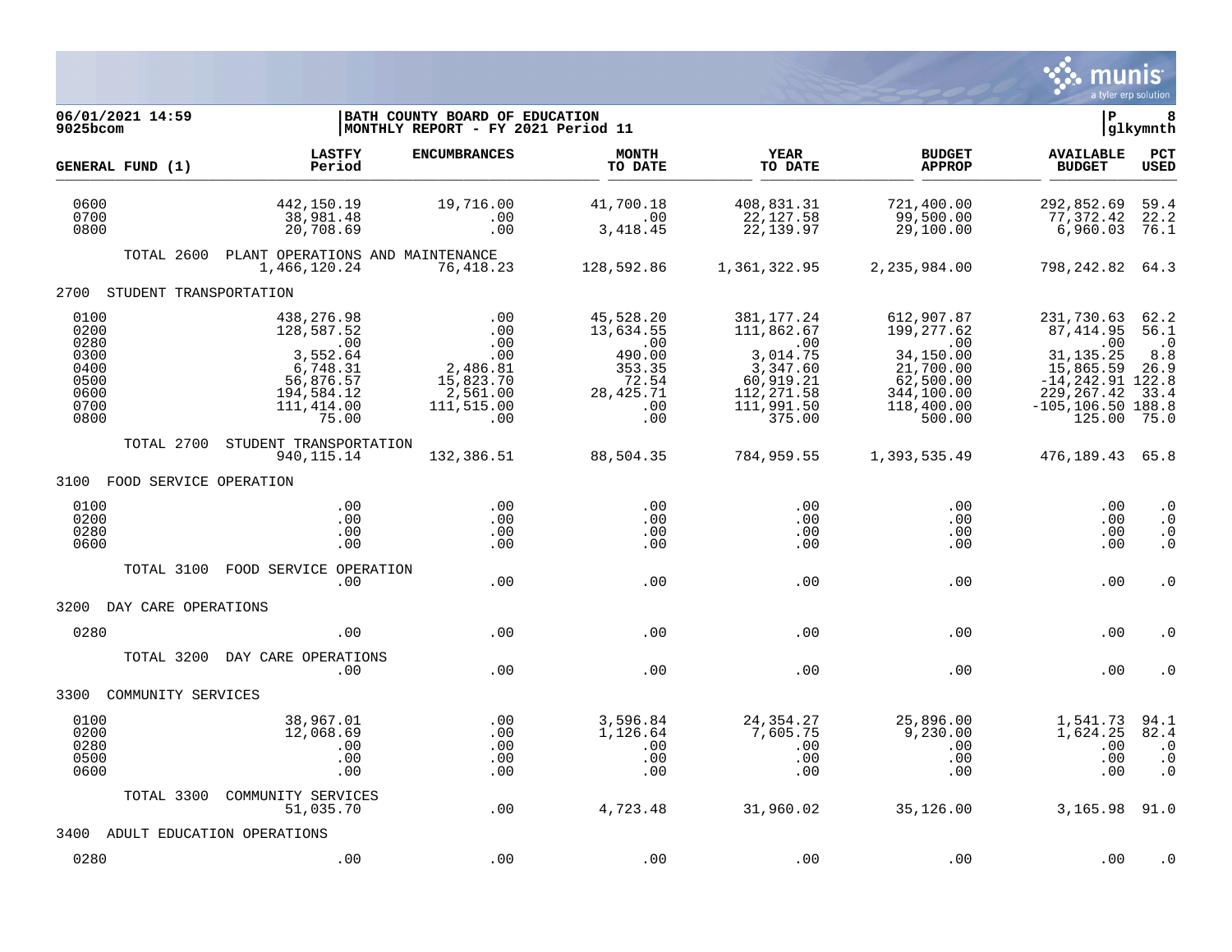06/01/2021 14:59 | BATH COUNTY BOARD OF EDUCATION | P 8
9025bcom | MONTHLY REPORT - FY 2021 Period 11 | glkymnth

| GENERAL FUND (1) | LASTFY Period | ENCUMBRANCES | MONTH TO DATE | YEAR TO DATE | BUDGET APPROP | AVAILABLE BUDGET | PCT USED |
|---|---|---|---|---|---|---|---|
| 0600 | 442,150.19 | 19,716.00 | 41,700.18 | 408,831.31 | 721,400.00 | 292,852.69 | 59.4 |
| 0700 | 38,981.48 | .00 | .00 | 22,127.58 | 99,500.00 | 77,372.42 | 22.2 |
| 0800 | 20,708.69 | .00 | 3,418.45 | 22,139.97 | 29,100.00 | 6,960.03 | 76.1 |
| TOTAL 2600 PLANT OPERATIONS AND MAINTENANCE | 1,466,120.24 | 76,418.23 | 128,592.86 | 1,361,322.95 | 2,235,984.00 | 798,242.82 | 64.3 |
| 2700 STUDENT TRANSPORTATION | | | | | | | |
| 0100 | 438,276.98 | .00 | 45,528.20 | 381,177.24 | 612,907.87 | 231,730.63 | 62.2 |
| 0200 | 128,587.52 | .00 | 13,634.55 | 111,862.67 | 199,277.62 | 87,414.95 | 56.1 |
| 0280 | .00 | .00 | .00 | .00 | .00 | .00 | .0 |
| 0300 | 3,552.64 | .00 | 490.00 | 3,014.75 | 34,150.00 | 31,135.25 | 8.8 |
| 0400 | 6,748.31 | 2,486.81 | 353.35 | 3,347.60 | 21,700.00 | 15,865.59 | 26.9 |
| 0500 | 56,876.57 | 15,823.70 | 72.54 | 60,919.21 | 62,500.00 | -14,242.91 | 122.8 |
| 0600 | 194,584.12 | 2,561.00 | 28,425.71 | 112,271.58 | 344,100.00 | 229,267.42 | 33.4 |
| 0700 | 111,414.00 | 111,515.00 | .00 | 111,991.50 | 118,400.00 | -105,106.50 | 188.8 |
| 0800 | 75.00 | .00 | .00 | 375.00 | 500.00 | 125.00 | 75.0 |
| TOTAL 2700 STUDENT TRANSPORTATION | 940,115.14 | 132,386.51 | 88,504.35 | 784,959.55 | 1,393,535.49 | 476,189.43 | 65.8 |
| 3100 FOOD SERVICE OPERATION | | | | | | | |
| 0100 | .00 | .00 | .00 | .00 | .00 | .00 | .0 |
| 0200 | .00 | .00 | .00 | .00 | .00 | .00 | .0 |
| 0280 | .00 | .00 | .00 | .00 | .00 | .00 | .0 |
| 0600 | .00 | .00 | .00 | .00 | .00 | .00 | .0 |
| TOTAL 3100 FOOD SERVICE OPERATION | .00 | .00 | .00 | .00 | .00 | .00 | .0 |
| 3200 DAY CARE OPERATIONS | | | | | | | |
| 0280 | .00 | .00 | .00 | .00 | .00 | .00 | .0 |
| TOTAL 3200 DAY CARE OPERATIONS | .00 | .00 | .00 | .00 | .00 | .00 | .0 |
| 3300 COMMUNITY SERVICES | | | | | | | |
| 0100 | 38,967.01 | .00 | 3,596.84 | 24,354.27 | 25,896.00 | 1,541.73 | 94.1 |
| 0200 | 12,068.69 | .00 | 1,126.64 | 7,605.75 | 9,230.00 | 1,624.25 | 82.4 |
| 0280 | .00 | .00 | .00 | .00 | .00 | .00 | .0 |
| 0500 | .00 | .00 | .00 | .00 | .00 | .00 | .0 |
| 0600 | .00 | .00 | .00 | .00 | .00 | .00 | .0 |
| TOTAL 3300 COMMUNITY SERVICES | 51,035.70 | .00 | 4,723.48 | 31,960.02 | 35,126.00 | 3,165.98 | 91.0 |
| 3400 ADULT EDUCATION OPERATIONS | | | | | | | |
| 0280 | .00 | .00 | .00 | .00 | .00 | .00 | .0 |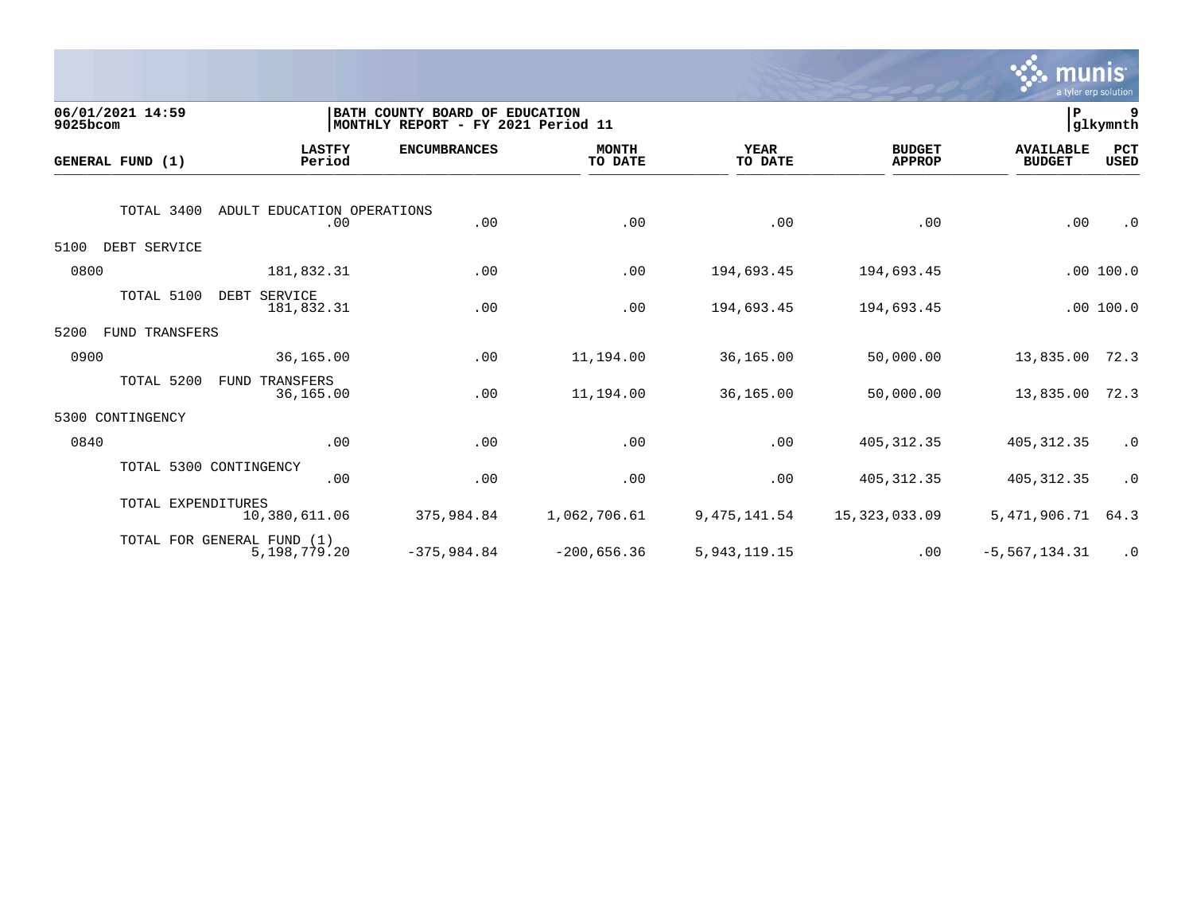06/01/2021 14:59 | BATH COUNTY BOARD OF EDUCATION | P 9
9025bcom | MONTHLY REPORT - FY 2021 Period 11 | glkymnth

| GENERAL FUND (1) | LASTFY Period | ENCUMBRANCES | MONTH TO DATE | YEAR TO DATE | BUDGET APPROP | AVAILABLE BUDGET | PCT USED |
|---|---|---|---|---|---|---|---|
| TOTAL 3400 ADULT EDUCATION OPERATIONS | .00 | .00 | .00 | .00 | .00 | .00 | .0 |
| 5100 DEBT SERVICE | | | | | | | |
| 0800 | 181,832.31 | .00 | .00 | 194,693.45 | 194,693.45 | .00 | 100.0 |
| TOTAL 5100 DEBT SERVICE | 181,832.31 | .00 | .00 | 194,693.45 | 194,693.45 | .00 | 100.0 |
| 5200 FUND TRANSFERS | | | | | | | |
| 0900 | 36,165.00 | .00 | 11,194.00 | 36,165.00 | 50,000.00 | 13,835.00 | 72.3 |
| TOTAL 5200 FUND TRANSFERS | 36,165.00 | .00 | 11,194.00 | 36,165.00 | 50,000.00 | 13,835.00 | 72.3 |
| 5300 CONTINGENCY | | | | | | | |
| 0840 | .00 | .00 | .00 | .00 | 405,312.35 | 405,312.35 | .0 |
| TOTAL 5300 CONTINGENCY | .00 | .00 | .00 | .00 | 405,312.35 | 405,312.35 | .0 |
| TOTAL EXPENDITURES | 10,380,611.06 | 375,984.84 | 1,062,706.61 | 9,475,141.54 | 15,323,033.09 | 5,471,906.71 | 64.3 |
| TOTAL FOR GENERAL FUND (1) | 5,198,779.20 | -375,984.84 | -200,656.36 | 5,943,119.15 | .00 | -5,567,134.31 | .0 |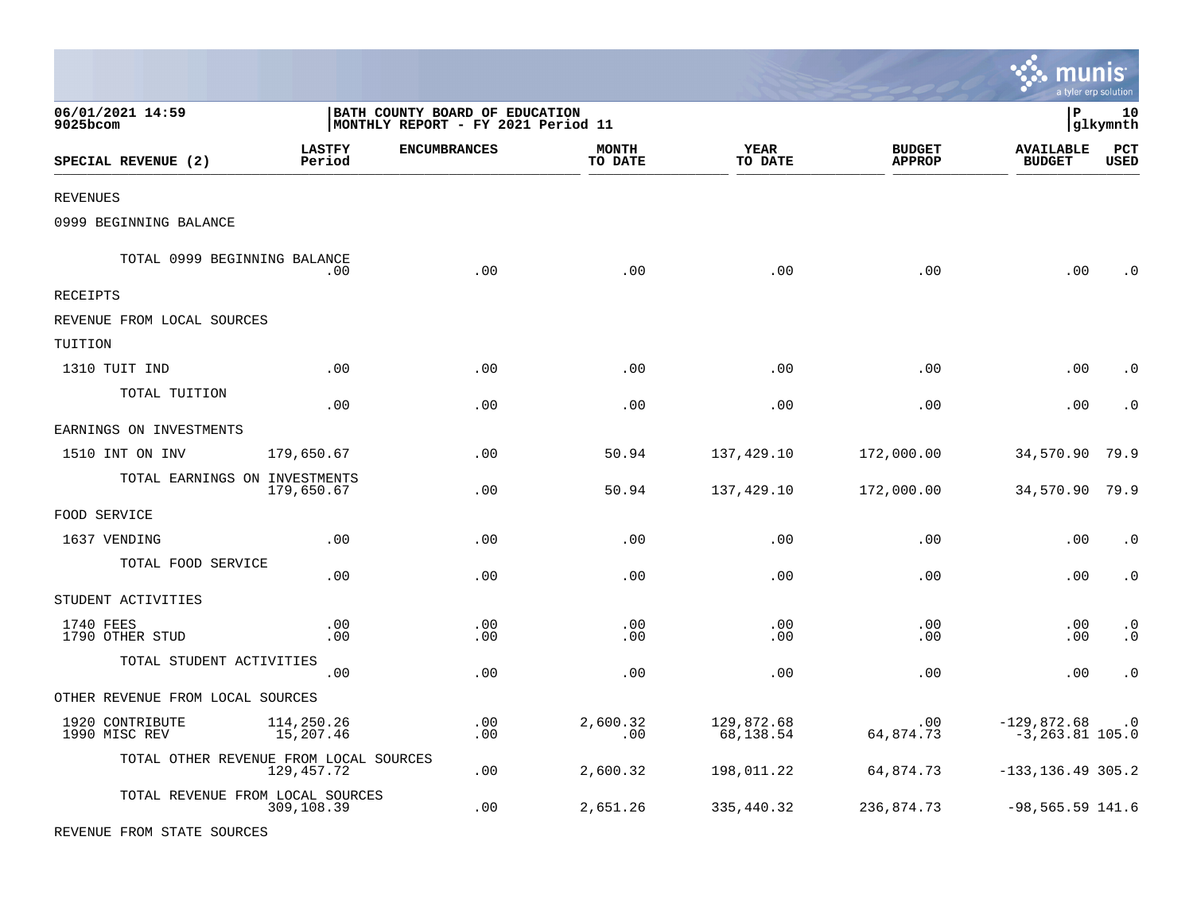06/01/2021 14:59
9025bcom

BATH COUNTY BOARD OF EDUCATION
MONTHLY REPORT - FY 2021 Period 11

P 10
glkymnth

| SPECIAL REVENUE (2) | LASTFY Period | ENCUMBRANCES | MONTH TO DATE | YEAR TO DATE | BUDGET APPROP | AVAILABLE BUDGET | PCT USED |
|---|---|---|---|---|---|---|---|
| REVENUES | | | | | | | |
| 0999 BEGINNING BALANCE | | | | | | | |
| TOTAL 0999 BEGINNING BALANCE | .00 | .00 | .00 | .00 | .00 | .00 | .0 |
| RECEIPTS | | | | | | | |
| REVENUE FROM LOCAL SOURCES | | | | | | | |
| TUITION | | | | | | | |
| 1310 TUIT IND | .00 | .00 | .00 | .00 | .00 | .00 | .0 |
| TOTAL TUITION | .00 | .00 | .00 | .00 | .00 | .00 | .0 |
| EARNINGS ON INVESTMENTS | | | | | | | |
| 1510 INT ON INV | 179,650.67 | .00 | 50.94 | 137,429.10 | 172,000.00 | 34,570.90 | 79.9 |
| TOTAL EARNINGS ON INVESTMENTS | 179,650.67 | .00 | 50.94 | 137,429.10 | 172,000.00 | 34,570.90 | 79.9 |
| FOOD SERVICE | | | | | | | |
| 1637 VENDING | .00 | .00 | .00 | .00 | .00 | .00 | .0 |
| TOTAL FOOD SERVICE | .00 | .00 | .00 | .00 | .00 | .00 | .0 |
| STUDENT ACTIVITIES | | | | | | | |
| 1740 FEES | .00 | .00 | .00 | .00 | .00 | .00 | .0 |
| 1790 OTHER STUD | .00 | .00 | .00 | .00 | .00 | .00 | .0 |
| TOTAL STUDENT ACTIVITIES | .00 | .00 | .00 | .00 | .00 | .00 | .0 |
| OTHER REVENUE FROM LOCAL SOURCES | | | | | | | |
| 1920 CONTRIBUTE | 114,250.26 | .00 | 2,600.32 | 129,872.68 | .00 | -129,872.68 | .0 |
| 1990 MISC REV | 15,207.46 | .00 | .00 | 68,138.54 | 64,874.73 | -3,263.81 | 105.0 |
| TOTAL OTHER REVENUE FROM LOCAL SOURCES | 129,457.72 | .00 | 2,600.32 | 198,011.22 | 64,874.73 | -133,136.49 | 305.2 |
| TOTAL REVENUE FROM LOCAL SOURCES | 309,108.39 | .00 | 2,651.26 | 335,440.32 | 236,874.73 | -98,565.59 | 141.6 |
| REVENUE FROM STATE SOURCES | | | | | | | |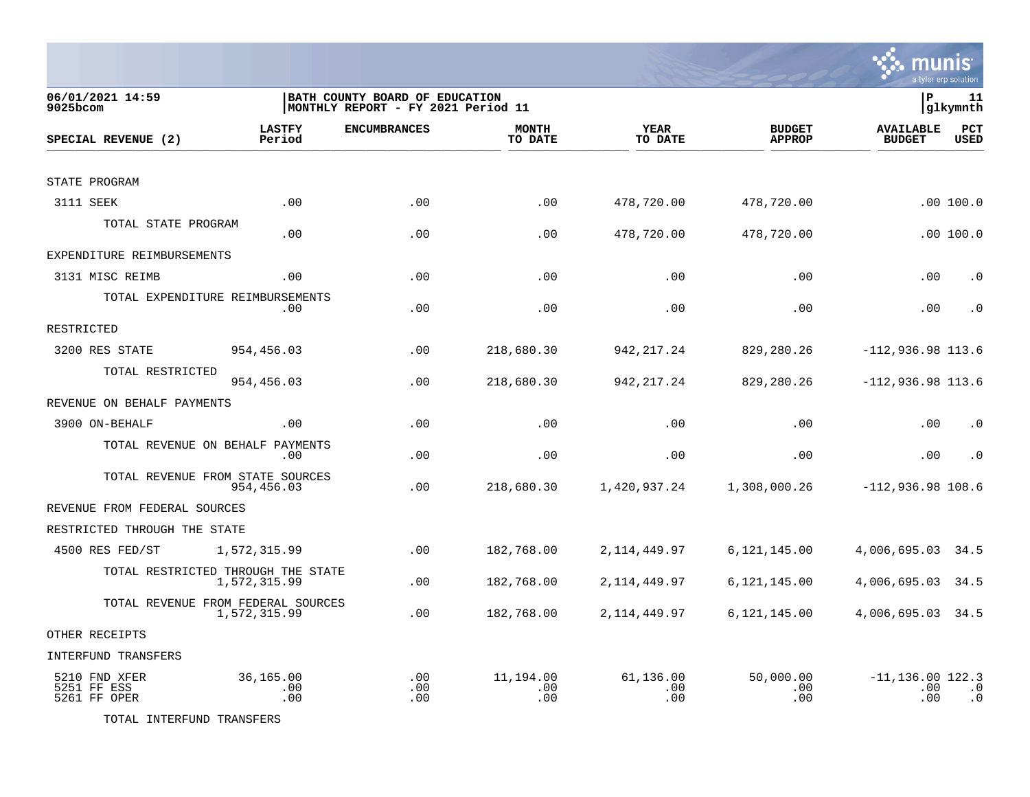06/01/2021 14:59
9025bcom

BATH COUNTY BOARD OF EDUCATION
MONTHLY REPORT - FY 2021 Period 11

P 11
glkymnth

| SPECIAL REVENUE (2) | LASTFY Period | ENCUMBRANCES | MONTH TO DATE | YEAR TO DATE | BUDGET APPROP | AVAILABLE BUDGET | PCT USED |
|---|---|---|---|---|---|---|---|
| STATE PROGRAM | | | | | | | |
| 3111 SEEK | .00 | .00 | .00 | 478,720.00 | 478,720.00 | .00 | 100.0 |
| TOTAL STATE PROGRAM | .00 | .00 | .00 | 478,720.00 | 478,720.00 | .00 | 100.0 |
| EXPENDITURE REIMBURSEMENTS | | | | | | | |
| 3131 MISC REIMB | .00 | .00 | .00 | .00 | .00 | .00 | .0 |
| TOTAL EXPENDITURE REIMBURSEMENTS | .00 | .00 | .00 | .00 | .00 | .00 | .0 |
| RESTRICTED | | | | | | | |
| 3200 RES STATE | 954,456.03 | .00 | 218,680.30 | 942,217.24 | 829,280.26 | -112,936.98 | 113.6 |
| TOTAL RESTRICTED | 954,456.03 | .00 | 218,680.30 | 942,217.24 | 829,280.26 | -112,936.98 | 113.6 |
| REVENUE ON BEHALF PAYMENTS | | | | | | | |
| 3900 ON-BEHALF | .00 | .00 | .00 | .00 | .00 | .00 | .0 |
| TOTAL REVENUE ON BEHALF PAYMENTS | .00 | .00 | .00 | .00 | .00 | .00 | .0 |
| TOTAL REVENUE FROM STATE SOURCES | 954,456.03 | .00 | 218,680.30 | 1,420,937.24 | 1,308,000.26 | -112,936.98 | 108.6 |
| REVENUE FROM FEDERAL SOURCES | | | | | | | |
| RESTRICTED THROUGH THE STATE | | | | | | | |
| 4500 RES FED/ST | 1,572,315.99 | .00 | 182,768.00 | 2,114,449.97 | 6,121,145.00 | 4,006,695.03 | 34.5 |
| TOTAL RESTRICTED THROUGH THE STATE | 1,572,315.99 | .00 | 182,768.00 | 2,114,449.97 | 6,121,145.00 | 4,006,695.03 | 34.5 |
| TOTAL REVENUE FROM FEDERAL SOURCES | 1,572,315.99 | .00 | 182,768.00 | 2,114,449.97 | 6,121,145.00 | 4,006,695.03 | 34.5 |
| OTHER RECEIPTS | | | | | | | |
| INTERFUND TRANSFERS | | | | | | | |
| 5210 FND XFER | 36,165.00 | .00 | 11,194.00 | 61,136.00 | 50,000.00 | -11,136.00 | 122.3 |
| 5251 FF ESS | .00 | .00 | .00 | .00 | .00 | .00 | .0 |
| 5261 FF OPER | .00 | .00 | .00 | .00 | .00 | .00 | .0 |
| TOTAL INTERFUND TRANSFERS | | | | | | | |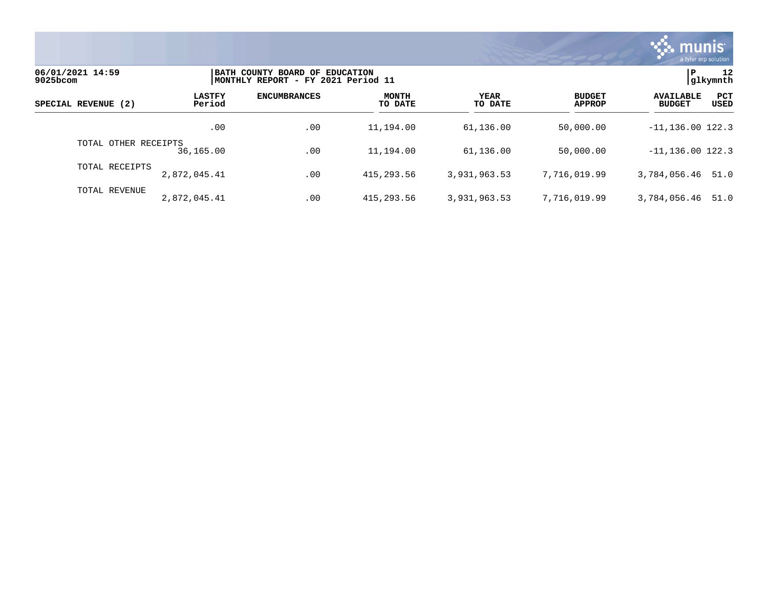06/01/2021 14:59
9025bcom

BATH COUNTY BOARD OF EDUCATION
MONTHLY REPORT - FY 2021 Period 11

P 12
glkymnth

| SPECIAL REVENUE (2) | LASTFY Period | ENCUMBRANCES | MONTH TO DATE | YEAR TO DATE | BUDGET APPROP | AVAILABLE BUDGET | PCT USED |
|---|---|---|---|---|---|---|---|
| | .00 | .00 | 11,194.00 | 61,136.00 | 50,000.00 | -11,136.00 | 122.3 |
| TOTAL OTHER RECEIPTS | 36,165.00 | .00 | 11,194.00 | 61,136.00 | 50,000.00 | -11,136.00 | 122.3 |
| TOTAL RECEIPTS | 2,872,045.41 | .00 | 415,293.56 | 3,931,963.53 | 7,716,019.99 | 3,784,056.46 | 51.0 |
| TOTAL REVENUE | 2,872,045.41 | .00 | 415,293.56 | 3,931,963.53 | 7,716,019.99 | 3,784,056.46 | 51.0 |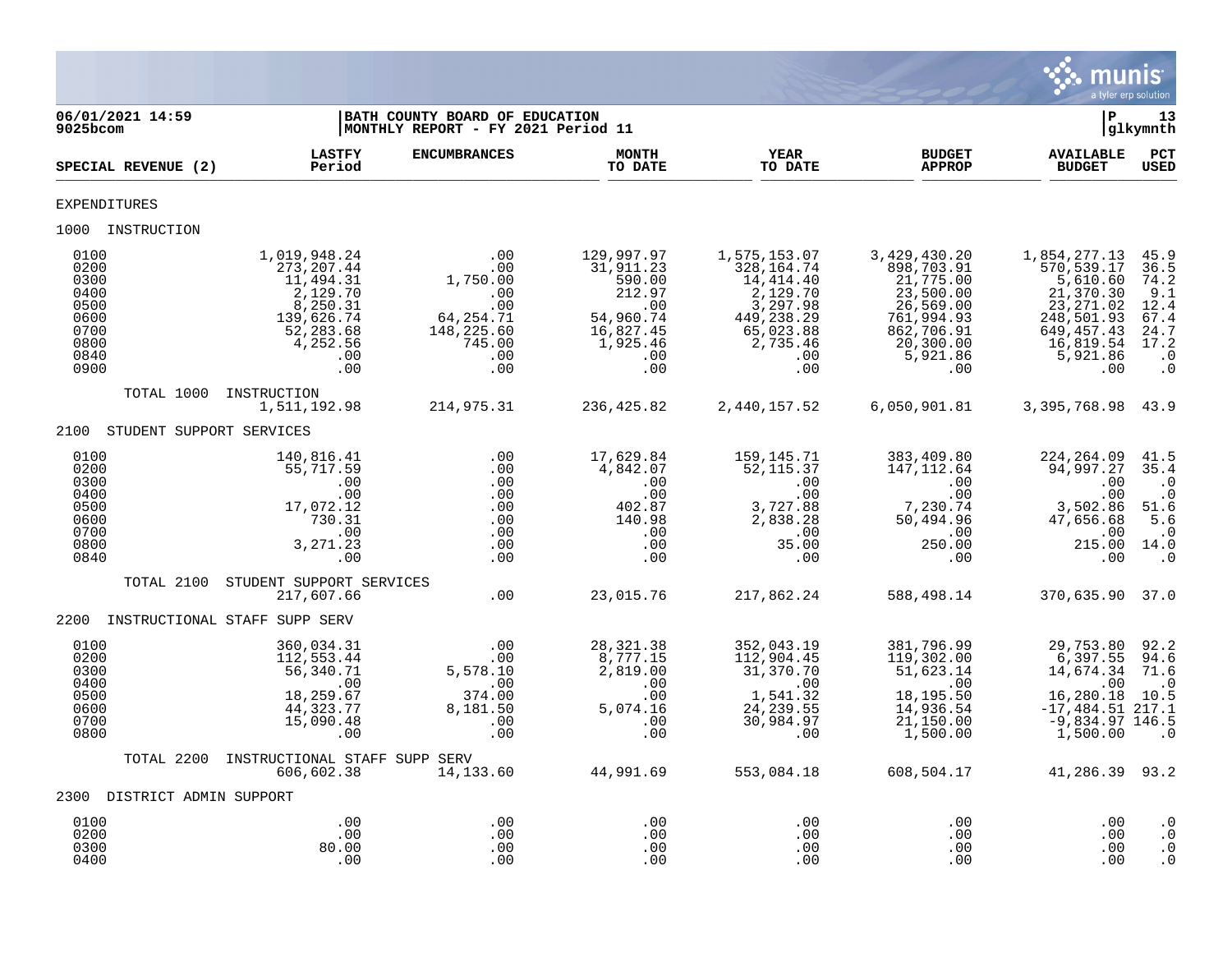06/01/2021 14:59 | BATH COUNTY BOARD OF EDUCATION | P 13
9025bcom | MONTHLY REPORT - FY 2021 Period 11 | glkymnth

| SPECIAL REVENUE (2) | LASTFY Period | ENCUMBRANCES | MONTH TO DATE | YEAR TO DATE | BUDGET APPROP | AVAILABLE BUDGET | PCT USED |
|---|---|---|---|---|---|---|---|
| **EXPENDITURES** | | | | | | | |
| **1000 INSTRUCTION** | | | | | | | |
| 0100 | 1,019,948.24 | .00 | 129,997.97 | 1,575,153.07 | 3,429,430.20 | 1,854,277.13 | 45.9 |
| 0200 | 273,207.44 | .00 | 31,911.23 | 328,164.74 | 898,703.91 | 570,539.17 | 36.5 |
| 0300 | 11,494.31 | 1,750.00 | 590.00 | 14,414.40 | 21,775.00 | 5,610.60 | 74.2 |
| 0400 | 2,129.70 | .00 | 212.97 | 2,129.70 | 23,500.00 | 21,370.30 | 9.1 |
| 0500 | 8,250.31 | .00 | .00 | 3,297.98 | 26,569.00 | 23,271.02 | 12.4 |
| 0600 | 139,626.74 | 64,254.71 | 54,960.74 | 449,238.29 | 761,994.93 | 248,501.93 | 67.4 |
| 0700 | 52,283.68 | 148,225.60 | 16,827.45 | 65,023.88 | 862,706.91 | 649,457.43 | 24.7 |
| 0800 | 4,252.56 | 745.00 | 1,925.46 | 2,735.46 | 20,300.00 | 16,819.54 | 17.2 |
| 0840 | .00 | .00 | .00 | .00 | 5,921.86 | 5,921.86 | .0 |
| 0900 | .00 | .00 | .00 | .00 | .00 | .00 | .0 |
| TOTAL 1000 INSTRUCTION | 1,511,192.98 | 214,975.31 | 236,425.82 | 2,440,157.52 | 6,050,901.81 | 3,395,768.98 | 43.9 |
| **2100 STUDENT SUPPORT SERVICES** | | | | | | | |
| 0100 | 140,816.41 | .00 | 17,629.84 | 159,145.71 | 383,409.80 | 224,264.09 | 41.5 |
| 0200 | 55,717.59 | .00 | 4,842.07 | 52,115.37 | 147,112.64 | 94,997.27 | 35.4 |
| 0300 | .00 | .00 | .00 | .00 | .00 | .00 | .0 |
| 0400 | .00 | .00 | .00 | .00 | .00 | .00 | .0 |
| 0500 | 17,072.12 | .00 | 402.87 | 3,727.88 | 7,230.74 | 3,502.86 | 51.6 |
| 0600 | 730.31 | .00 | 140.98 | 2,838.28 | 50,494.96 | 47,656.68 | 5.6 |
| 0700 | .00 | .00 | .00 | .00 | .00 | .00 | .0 |
| 0800 | 3,271.23 | .00 | .00 | 35.00 | 250.00 | 215.00 | 14.0 |
| 0840 | .00 | .00 | .00 | .00 | .00 | .00 | .0 |
| TOTAL 2100 STUDENT SUPPORT SERVICES | 217,607.66 | .00 | 23,015.76 | 217,862.24 | 588,498.14 | 370,635.90 | 37.0 |
| **2200 INSTRUCTIONAL STAFF SUPP SERV** | | | | | | | |
| 0100 | 360,034.31 | .00 | 28,321.38 | 352,043.19 | 381,796.99 | 29,753.80 | 92.2 |
| 0200 | 112,553.44 | .00 | 8,777.15 | 112,904.45 | 119,302.00 | 6,397.55 | 94.6 |
| 0300 | 56,340.71 | 5,578.10 | 2,819.00 | 31,370.70 | 51,623.14 | 14,674.34 | 71.6 |
| 0400 | .00 | .00 | .00 | .00 | .00 | .00 | .0 |
| 0500 | 18,259.67 | 374.00 | .00 | 1,541.32 | 18,195.50 | 16,280.18 | 10.5 |
| 0600 | 44,323.77 | 8,181.50 | 5,074.16 | 24,239.55 | 14,936.54 | -17,484.51 | 217.1 |
| 0700 | 15,090.48 | .00 | .00 | 30,984.97 | 21,150.00 | -9,834.97 | 146.5 |
| 0800 | .00 | .00 | .00 | .00 | 1,500.00 | 1,500.00 | .0 |
| TOTAL 2200 INSTRUCTIONAL STAFF SUPP SERV | 606,602.38 | 14,133.60 | 44,991.69 | 553,084.18 | 608,504.17 | 41,286.39 | 93.2 |
| **2300 DISTRICT ADMIN SUPPORT** | | | | | | | |
| 0100 | .00 | .00 | .00 | .00 | .00 | .00 | .0 |
| 0200 | .00 | .00 | .00 | .00 | .00 | .00 | .0 |
| 0300 | 80.00 | .00 | .00 | .00 | .00 | .00 | .0 |
| 0400 | .00 | .00 | .00 | .00 | .00 | .00 | .0 |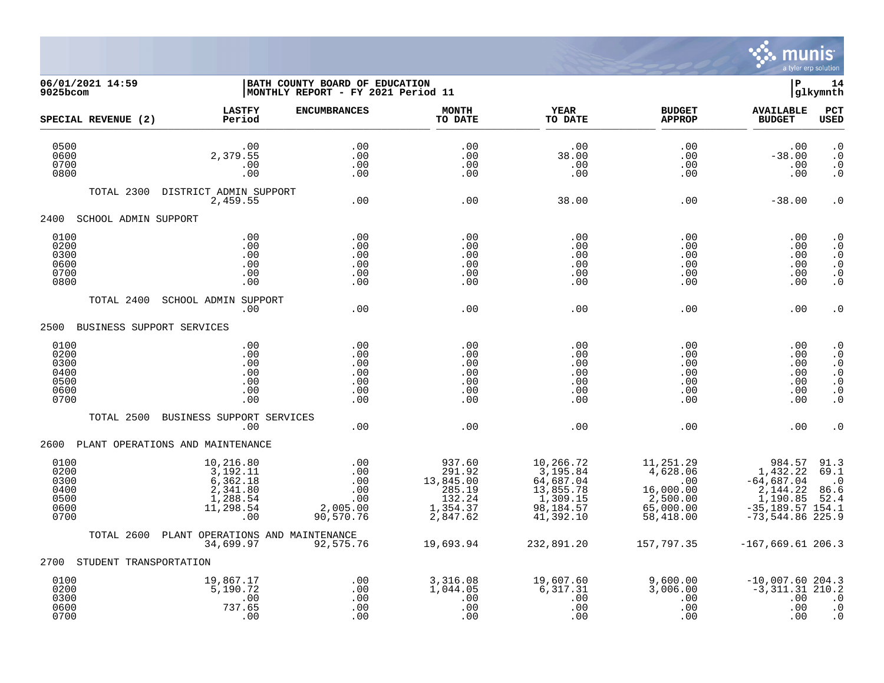06/01/2021 14:59 | BATH COUNTY BOARD OF EDUCATION | P 14
9025bcom | MONTHLY REPORT - FY 2021 Period 11 | glkymnth

| SPECIAL REVENUE (2) | LASTFY Period | ENCUMBRANCES | MONTH TO DATE | YEAR TO DATE | BUDGET APPROP | AVAILABLE BUDGET | PCT USED |
|---|---|---|---|---|---|---|---|
| 0500 | .00 | .00 | .00 | .00 | .00 | .00 | .0 |
| 0600 | 2,379.55 | .00 | .00 | 38.00 | .00 | -38.00 | .0 |
| 0700 | .00 | .00 | .00 | .00 | .00 | .00 | .0 |
| 0800 | .00 | .00 | .00 | .00 | .00 | .00 | .0 |
| TOTAL 2300 DISTRICT ADMIN SUPPORT | 2,459.55 | .00 | .00 | 38.00 | .00 | -38.00 | .0 |
| 2400 SCHOOL ADMIN SUPPORT | | | | | | | |
| 0100 | .00 | .00 | .00 | .00 | .00 | .00 | .0 |
| 0200 | .00 | .00 | .00 | .00 | .00 | .00 | .0 |
| 0300 | .00 | .00 | .00 | .00 | .00 | .00 | .0 |
| 0600 | .00 | .00 | .00 | .00 | .00 | .00 | .0 |
| 0700 | .00 | .00 | .00 | .00 | .00 | .00 | .0 |
| 0800 | .00 | .00 | .00 | .00 | .00 | .00 | .0 |
| TOTAL 2400 SCHOOL ADMIN SUPPORT | .00 | .00 | .00 | .00 | .00 | .00 | .0 |
| 2500 BUSINESS SUPPORT SERVICES | | | | | | | |
| 0100 | .00 | .00 | .00 | .00 | .00 | .00 | .0 |
| 0200 | .00 | .00 | .00 | .00 | .00 | .00 | .0 |
| 0300 | .00 | .00 | .00 | .00 | .00 | .00 | .0 |
| 0400 | .00 | .00 | .00 | .00 | .00 | .00 | .0 |
| 0500 | .00 | .00 | .00 | .00 | .00 | .00 | .0 |
| 0600 | .00 | .00 | .00 | .00 | .00 | .00 | .0 |
| 0700 | .00 | .00 | .00 | .00 | .00 | .00 | .0 |
| TOTAL 2500 BUSINESS SUPPORT SERVICES | .00 | .00 | .00 | .00 | .00 | .00 | .0 |
| 2600 PLANT OPERATIONS AND MAINTENANCE | | | | | | | |
| 0100 | 10,216.80 | .00 | 937.60 | 10,266.72 | 11,251.29 | 984.57 | 91.3 |
| 0200 | 3,192.11 | .00 | 291.92 | 3,195.84 | 4,628.06 | 1,432.22 | 69.1 |
| 0300 | 6,362.18 | .00 | 13,845.00 | 64,687.04 | .00 | -64,687.04 | .0 |
| 0400 | 2,341.80 | .00 | 285.19 | 13,855.78 | 16,000.00 | 2,144.22 | 86.6 |
| 0500 | 1,288.54 | .00 | 132.24 | 1,309.15 | 2,500.00 | 1,190.85 | 52.4 |
| 0600 | 11,298.54 | 2,005.00 | 1,354.37 | 98,184.57 | 65,000.00 | -35,189.57 | 154.1 |
| 0700 | .00 | 90,570.76 | 2,847.62 | 41,392.10 | 58,418.00 | -73,544.86 | 225.9 |
| TOTAL 2600 PLANT OPERATIONS AND MAINTENANCE | 34,699.97 | 92,575.76 | 19,693.94 | 232,891.20 | 157,797.35 | -167,669.61 | 206.3 |
| 2700 STUDENT TRANSPORTATION | | | | | | | |
| 0100 | 19,867.17 | .00 | 3,316.08 | 19,607.60 | 9,600.00 | -10,007.60 | 204.3 |
| 0200 | 5,190.72 | .00 | 1,044.05 | 6,317.31 | 3,006.00 | -3,311.31 | 210.2 |
| 0300 | .00 | .00 | .00 | .00 | .00 | .00 | .0 |
| 0600 | 737.65 | .00 | .00 | .00 | .00 | .00 | .0 |
| 0700 | .00 | .00 | .00 | .00 | .00 | .00 | .0 |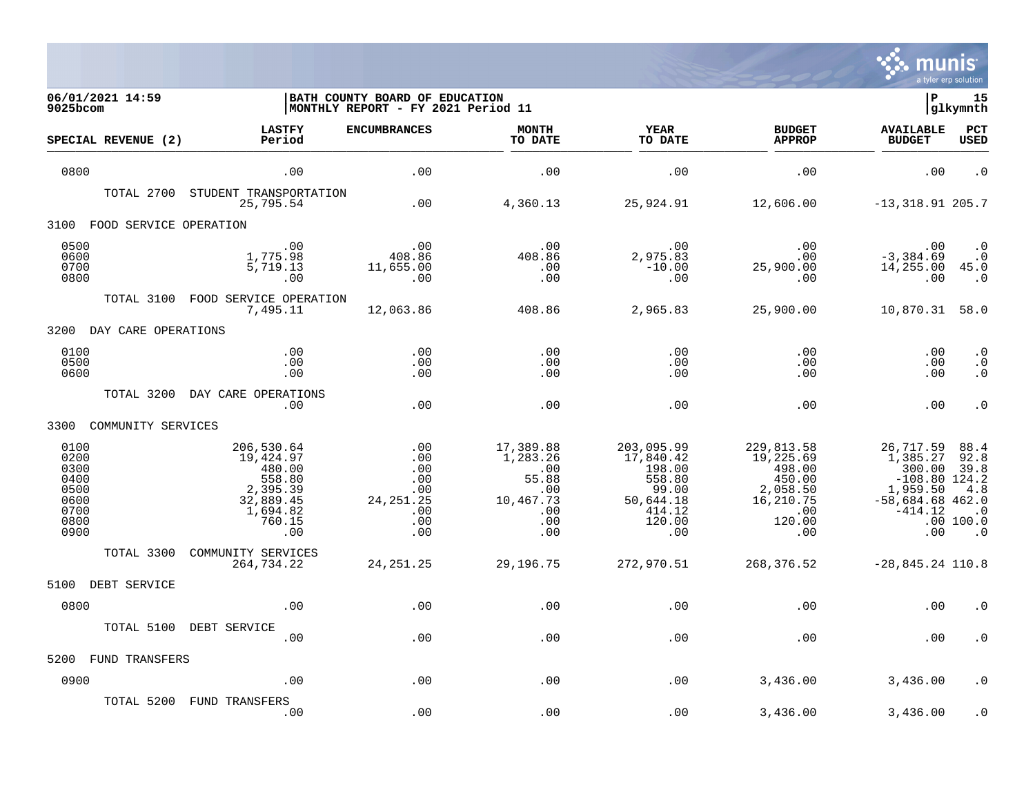**BATH COUNTY BOARD OF EDUCATION**
**MONTHLY REPORT - FY 2021 Period 11**

06/01/2021 14:59
9025bcom

P 15
glkymnth

| SPECIAL REVENUE (2) | LASTFY Period | ENCUMBRANCES | MONTH TO DATE | YEAR TO DATE | BUDGET APPROP | AVAILABLE BUDGET | PCT USED |
|---|---|---|---|---|---|---|---|
| 0800 | .00 | .00 | .00 | .00 | .00 | .00 | .0 |
| TOTAL 2700 STUDENT TRANSPORTATION | 25,795.54 | .00 | 4,360.13 | 25,924.91 | 12,606.00 | -13,318.91 | 205.7 |
| 3100 FOOD SERVICE OPERATION | | | | | | | |
| 0500 | .00 | .00 | .00 | .00 | .00 | .00 | .0 |
| 0600 | 1,775.98 | 408.86 | 408.86 | 2,975.83 | .00 | -3,384.69 | .0 |
| 0700 | 5,719.13 | 11,655.00 | .00 | -10.00 | 25,900.00 | 14,255.00 | 45.0 |
| 0800 | .00 | .00 | .00 | .00 | .00 | .00 | .0 |
| TOTAL 3100 FOOD SERVICE OPERATION | 7,495.11 | 12,063.86 | 408.86 | 2,965.83 | 25,900.00 | 10,870.31 | 58.0 |
| 3200 DAY CARE OPERATIONS | | | | | | | |
| 0100 | .00 | .00 | .00 | .00 | .00 | .00 | .0 |
| 0500 | .00 | .00 | .00 | .00 | .00 | .00 | .0 |
| 0600 | .00 | .00 | .00 | .00 | .00 | .00 | .0 |
| TOTAL 3200 DAY CARE OPERATIONS | .00 | .00 | .00 | .00 | .00 | .00 | .0 |
| 3300 COMMUNITY SERVICES | | | | | | | |
| 0100 | 206,530.64 | .00 | 17,389.88 | 203,095.99 | 229,813.58 | 26,717.59 | 88.4 |
| 0200 | 19,424.97 | .00 | 1,283.26 | 17,840.42 | 19,225.69 | 1,385.27 | 92.8 |
| 0300 | 480.00 | .00 | .00 | 198.00 | 498.00 | 300.00 | 39.8 |
| 0400 | 558.80 | .00 | 55.88 | 558.80 | 450.00 | -108.80 | 124.2 |
| 0500 | 2,395.39 | .00 | .00 | 99.00 | 2,058.50 | 1,959.50 | 4.8 |
| 0600 | 32,889.45 | 24,251.25 | 10,467.73 | 50,644.18 | 16,210.75 | -58,684.68 | 462.0 |
| 0700 | 1,694.82 | .00 | .00 | 414.12 | .00 | -414.12 | .0 |
| 0800 | 760.15 | .00 | .00 | 120.00 | 120.00 | .00 | 100.0 |
| 0900 | .00 | .00 | .00 | .00 | .00 | .00 | .0 |
| TOTAL 3300 COMMUNITY SERVICES | 264,734.22 | 24,251.25 | 29,196.75 | 272,970.51 | 268,376.52 | -28,845.24 | 110.8 |
| 5100 DEBT SERVICE | | | | | | | |
| 0800 | .00 | .00 | .00 | .00 | .00 | .00 | .0 |
| TOTAL 5100 DEBT SERVICE | .00 | .00 | .00 | .00 | .00 | .00 | .0 |
| 5200 FUND TRANSFERS | | | | | | | |
| 0900 | .00 | .00 | .00 | .00 | 3,436.00 | 3,436.00 | .0 |
| TOTAL 5200 FUND TRANSFERS | .00 | .00 | .00 | .00 | 3,436.00 | 3,436.00 | .0 |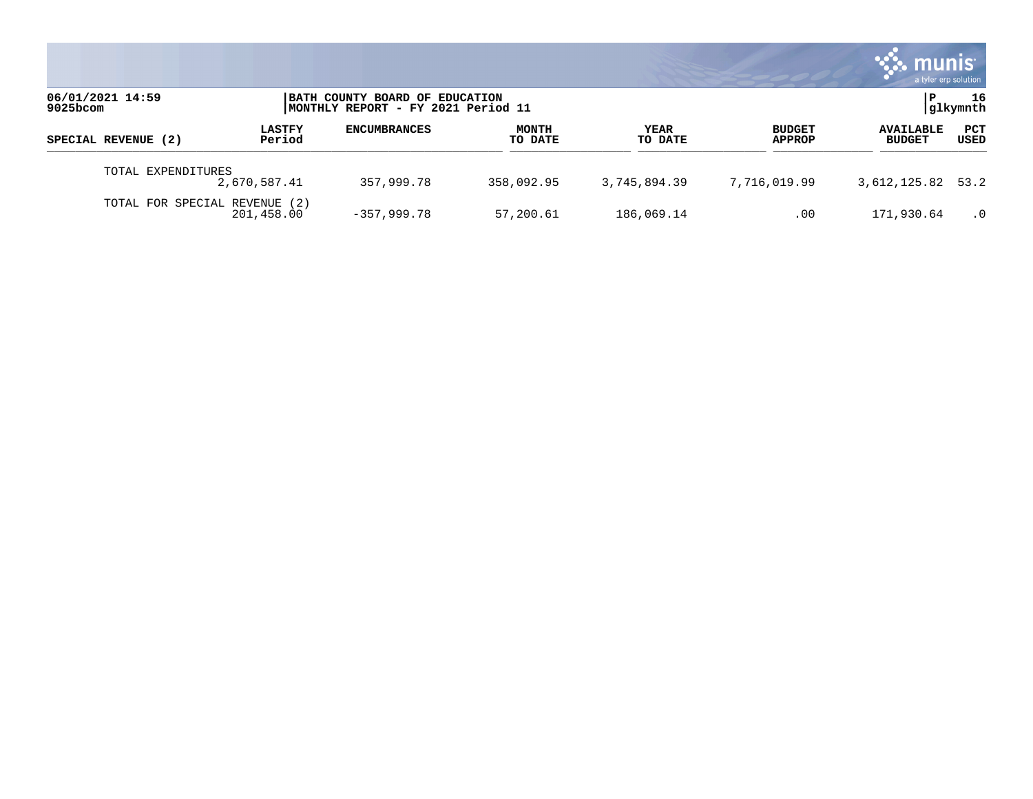06/01/2021 14:59
9025bcom

BATH COUNTY BOARD OF EDUCATION
MONTHLY REPORT - FY 2021 Period 11

P 16
glkymnth

| SPECIAL REVENUE (2) | LASTFY Period | ENCUMBRANCES | MONTH TO DATE | YEAR TO DATE | BUDGET APPROP | AVAILABLE BUDGET | PCT USED |
|---|---|---|---|---|---|---|---|
| TOTAL EXPENDITURES | 2,670,587.41 | 357,999.78 | 358,092.95 | 3,745,894.39 | 7,716,019.99 | 3,612,125.82 | 53.2 |
| TOTAL FOR SPECIAL REVENUE (2) | 201,458.00 | -357,999.78 | 57,200.61 | 186,069.14 | .00 | 171,930.64 | .0 |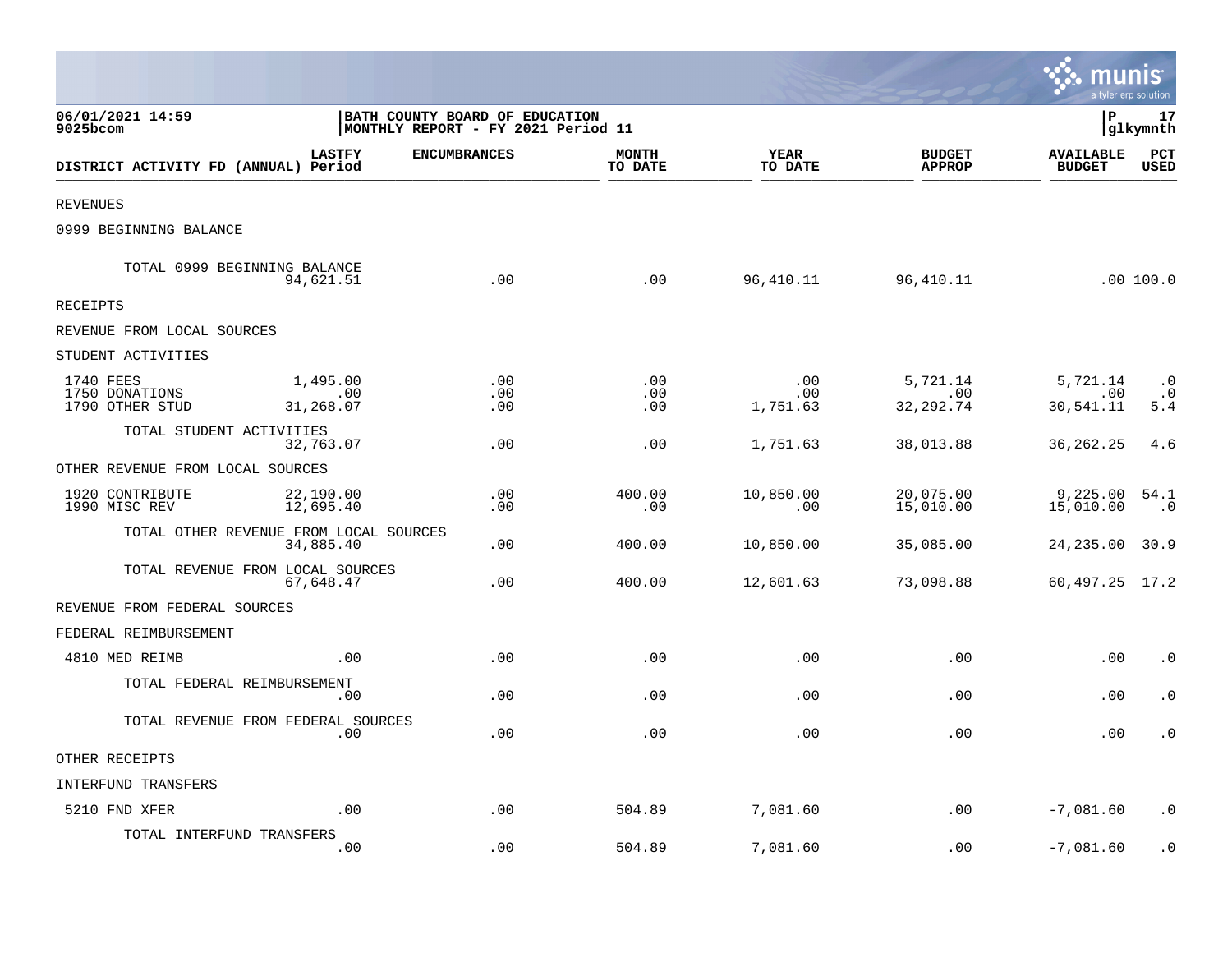06/01/2021 14:59
9025bcom

BATH COUNTY BOARD OF EDUCATION
MONTHLY REPORT - FY 2021 Period 11

P 17
glkymnth

| DISTRICT ACTIVITY FD (ANNUAL) | LASTFY Period | ENCUMBRANCES | MONTH TO DATE | YEAR TO DATE | BUDGET APPROP | AVAILABLE BUDGET | PCT USED |
|---|---|---|---|---|---|---|---|
| REVENUES | | | | | | | |
| 0999 BEGINNING BALANCE | | | | | | | |
| TOTAL 0999 BEGINNING BALANCE | 94,621.51 | .00 | .00 | 96,410.11 | 96,410.11 | .00 | 100.0 |
| RECEIPTS | | | | | | | |
| REVENUE FROM LOCAL SOURCES | | | | | | | |
| STUDENT ACTIVITIES | | | | | | | |
| 1740 FEES | 1,495.00 | .00 | .00 | .00 | 5,721.14 | 5,721.14 | .0 |
| 1750 DONATIONS | .00 | .00 | .00 | .00 | .00 | .00 | .0 |
| 1790 OTHER STUD | 31,268.07 | .00 | .00 | 1,751.63 | 32,292.74 | 30,541.11 | 5.4 |
| TOTAL STUDENT ACTIVITIES | 32,763.07 | .00 | .00 | 1,751.63 | 38,013.88 | 36,262.25 | 4.6 |
| OTHER REVENUE FROM LOCAL SOURCES | | | | | | | |
| 1920 CONTRIBUTE | 22,190.00 | .00 | 400.00 | 10,850.00 | 20,075.00 | 9,225.00 | 54.1 |
| 1990 MISC REV | 12,695.40 | .00 | .00 | .00 | 15,010.00 | 15,010.00 | .0 |
| TOTAL OTHER REVENUE FROM LOCAL SOURCES | 34,885.40 | .00 | 400.00 | 10,850.00 | 35,085.00 | 24,235.00 | 30.9 |
| TOTAL REVENUE FROM LOCAL SOURCES | 67,648.47 | .00 | 400.00 | 12,601.63 | 73,098.88 | 60,497.25 | 17.2 |
| REVENUE FROM FEDERAL SOURCES | | | | | | | |
| FEDERAL REIMBURSEMENT | | | | | | | |
| 4810 MED REIMB | .00 | .00 | .00 | .00 | .00 | .00 | .0 |
| TOTAL FEDERAL REIMBURSEMENT | .00 | .00 | .00 | .00 | .00 | .00 | .0 |
| TOTAL REVENUE FROM FEDERAL SOURCES | .00 | .00 | .00 | .00 | .00 | .00 | .0 |
| OTHER RECEIPTS | | | | | | | |
| INTERFUND TRANSFERS | | | | | | | |
| 5210 FND XFER | .00 | .00 | 504.89 | 7,081.60 | .00 | -7,081.60 | .0 |
| TOTAL INTERFUND TRANSFERS | .00 | .00 | 504.89 | 7,081.60 | .00 | -7,081.60 | .0 |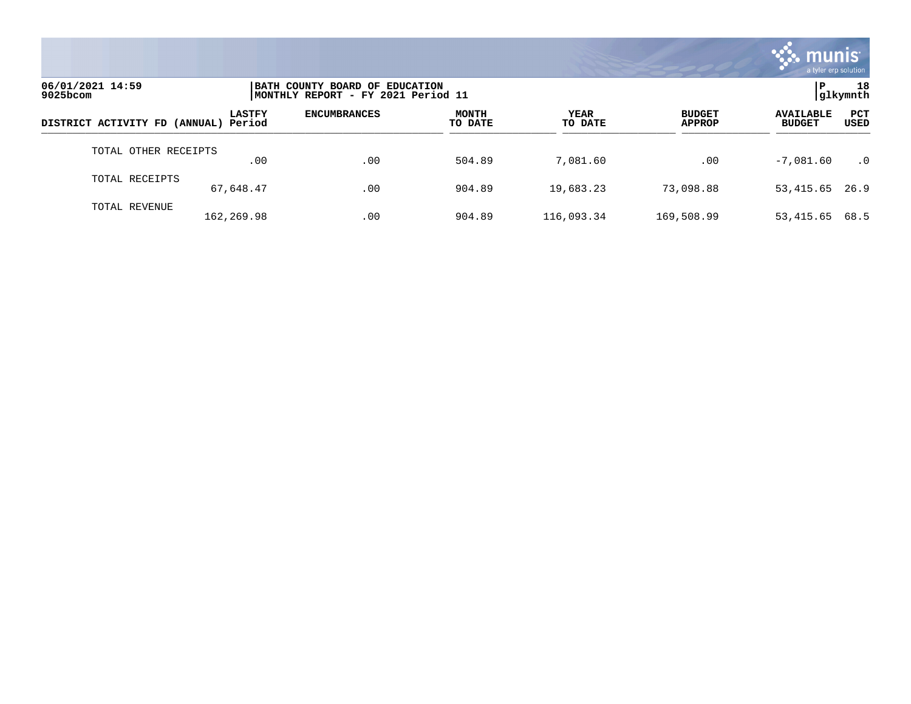06/01/2021 14:59 | BATH COUNTY BOARD OF EDUCATION | P 18
9025bcom | MONTHLY REPORT - FY 2021 Period 11 | glkymnth

| DISTRICT ACTIVITY FD (ANNUAL) | LASTFY Period | ENCUMBRANCES | MONTH TO DATE | YEAR TO DATE | BUDGET APPROP | AVAILABLE BUDGET | PCT USED |
|---|---|---|---|---|---|---|---|
| TOTAL OTHER RECEIPTS | .00 | .00 | 504.89 | 7,081.60 | .00 | -7,081.60 | .0 |
| TOTAL RECEIPTS | 67,648.47 | .00 | 904.89 | 19,683.23 | 73,098.88 | 53,415.65 | 26.9 |
| TOTAL REVENUE | 162,269.98 | .00 | 904.89 | 116,093.34 | 169,508.99 | 53,415.65 | 68.5 |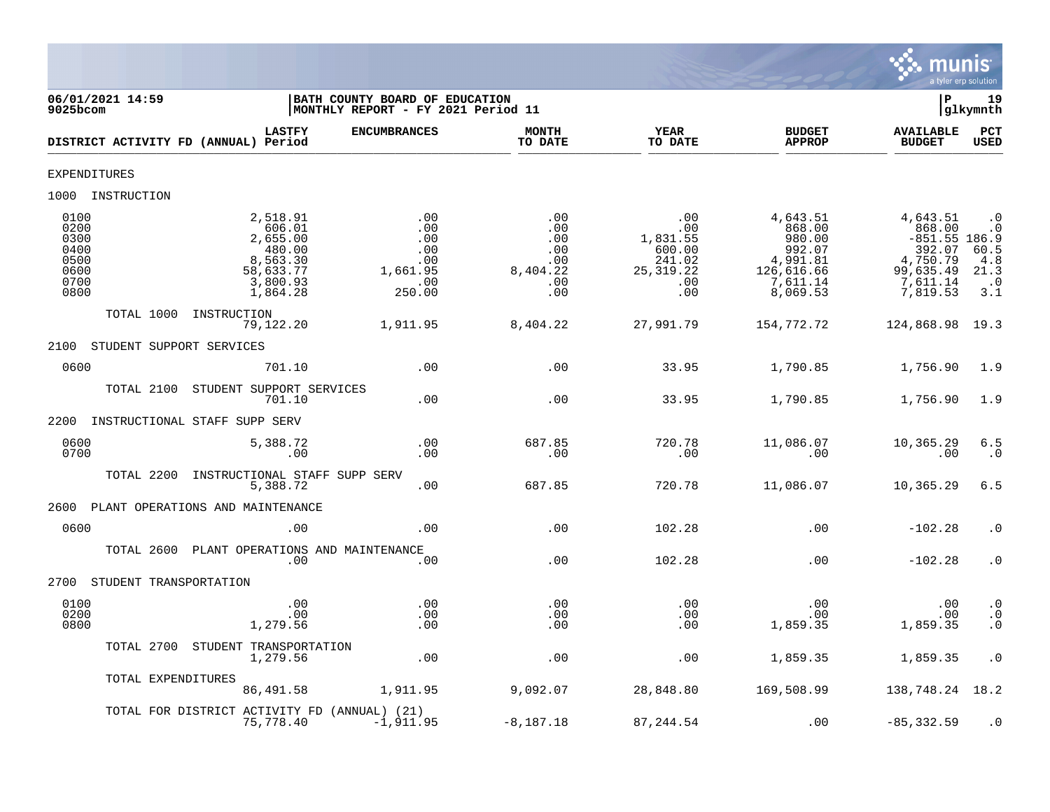06/01/2021 14:59 | BATH COUNTY BOARD OF EDUCATION | P 19
9025bcom | MONTHLY REPORT - FY 2021 Period 11 | glkymnth

| DISTRICT ACTIVITY FD (ANNUAL) | LASTFY Period | ENCUMBRANCES | MONTH TO DATE | YEAR TO DATE | BUDGET APPROP | AVAILABLE BUDGET | PCT USED |
|---|---|---|---|---|---|---|---|
| **EXPENDITURES** | | | | | | | |
| **1000 INSTRUCTION** | | | | | | | |
| 0100 | 2,518.91 | .00 | .00 | .00 | 4,643.51 | 4,643.51 | .0 |
| 0200 | 606.01 | .00 | .00 | .00 | 868.00 | 868.00 | .0 |
| 0300 | 2,655.00 | .00 | .00 | 1,831.55 | 980.00 | -851.55 | 186.9 |
| 0400 | 480.00 | .00 | .00 | 600.00 | 992.07 | 392.07 | 60.5 |
| 0500 | 8,563.30 | .00 | .00 | 241.02 | 4,991.81 | 4,750.79 | 4.8 |
| 0600 | 58,633.77 | 1,661.95 | 8,404.22 | 25,319.22 | 126,616.66 | 99,635.49 | 21.3 |
| 0700 | 3,800.93 | .00 | .00 | .00 | 7,611.14 | 7,611.14 | .0 |
| 0800 | 1,864.28 | 250.00 | .00 | .00 | 8,069.53 | 7,819.53 | 3.1 |
| TOTAL 1000 INSTRUCTION | 79,122.20 | 1,911.95 | 8,404.22 | 27,991.79 | 154,772.72 | 124,868.98 | 19.3 |
| **2100 STUDENT SUPPORT SERVICES** | | | | | | | |
| 0600 | 701.10 | .00 | .00 | 33.95 | 1,790.85 | 1,756.90 | 1.9 |
| TOTAL 2100 STUDENT SUPPORT SERVICES | 701.10 | .00 | .00 | 33.95 | 1,790.85 | 1,756.90 | 1.9 |
| **2200 INSTRUCTIONAL STAFF SUPP SERV** | | | | | | | |
| 0600 | 5,388.72 | .00 | 687.85 | 720.78 | 11,086.07 | 10,365.29 | 6.5 |
| 0700 | .00 | .00 | .00 | .00 | .00 | .00 | .0 |
| TOTAL 2200 INSTRUCTIONAL STAFF SUPP SERV | 5,388.72 | .00 | 687.85 | 720.78 | 11,086.07 | 10,365.29 | 6.5 |
| **2600 PLANT OPERATIONS AND MAINTENANCE** | | | | | | | |
| 0600 | .00 | .00 | .00 | 102.28 | .00 | -102.28 | .0 |
| TOTAL 2600 PLANT OPERATIONS AND MAINTENANCE | .00 | .00 | .00 | 102.28 | .00 | -102.28 | .0 |
| **2700 STUDENT TRANSPORTATION** | | | | | | | |
| 0100 | .00 | .00 | .00 | .00 | .00 | .00 | .0 |
| 0200 | .00 | .00 | .00 | .00 | .00 | .00 | .0 |
| 0800 | 1,279.56 | .00 | .00 | .00 | 1,859.35 | 1,859.35 | .0 |
| TOTAL 2700 STUDENT TRANSPORTATION | 1,279.56 | .00 | .00 | .00 | 1,859.35 | 1,859.35 | .0 |
| TOTAL EXPENDITURES | 86,491.58 | 1,911.95 | 9,092.07 | 28,848.80 | 169,508.99 | 138,748.24 | 18.2 |
| TOTAL FOR DISTRICT ACTIVITY FD (ANNUAL) (21) | 75,778.40 | -1,911.95 | -8,187.18 | 87,244.54 | .00 | -85,332.59 | .0 |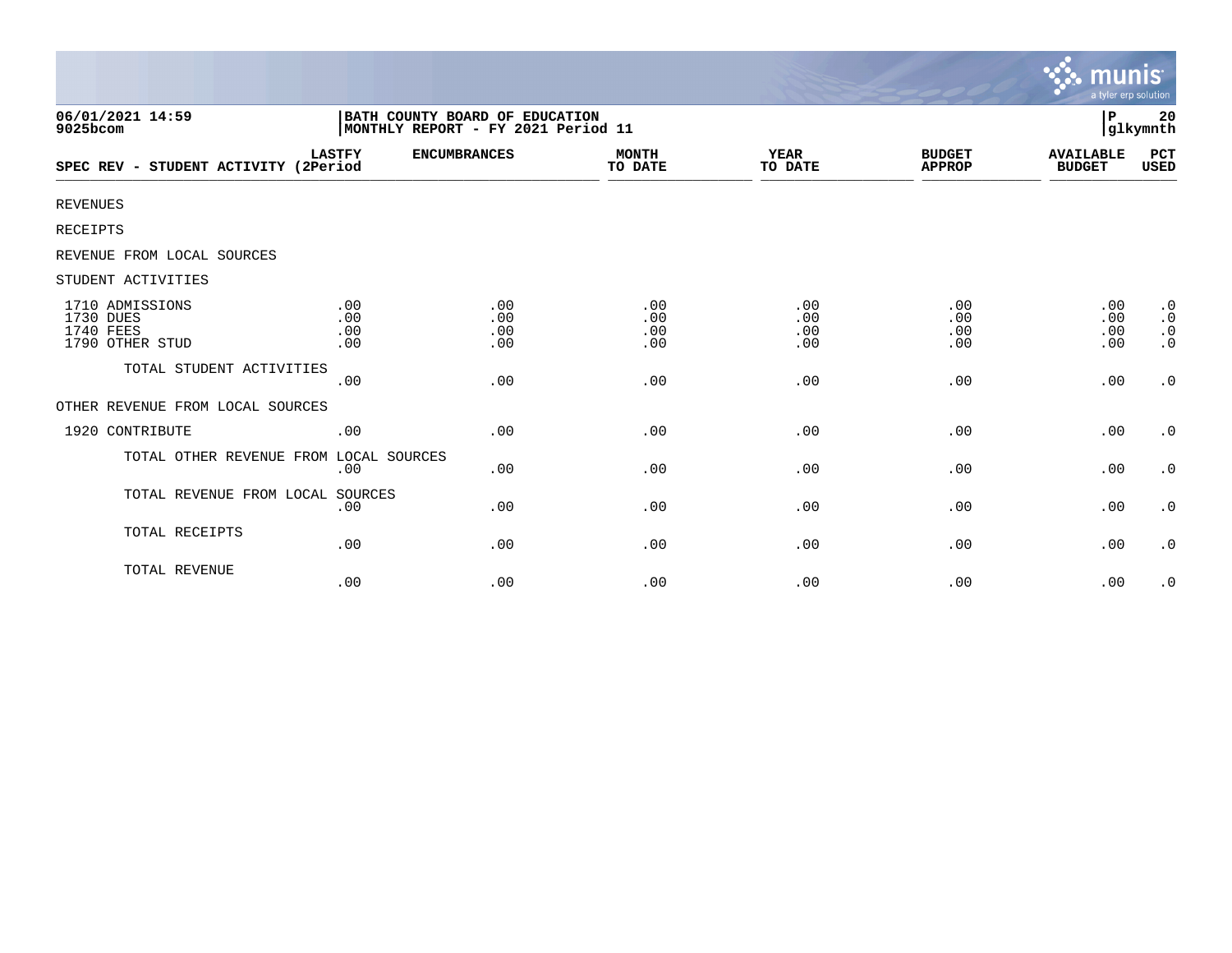06/01/2021 14:59
9025bcom

BATH COUNTY BOARD OF EDUCATION
MONTHLY REPORT - FY 2021 Period 11

P 20
glkymnth

| SPEC REV - STUDENT ACTIVITY | LASTFY (2Period | ENCUMBRANCES | MONTH TO DATE | YEAR TO DATE | BUDGET APPROP | AVAILABLE BUDGET | PCT USED |
|---|---|---|---|---|---|---|---|
| REVENUES | | | | | | | |
| RECEIPTS | | | | | | | |
| REVENUE FROM LOCAL SOURCES | | | | | | | |
| STUDENT ACTIVITIES | | | | | | | |
| 1710 ADMISSIONS | .00 | .00 | .00 | .00 | .00 | .00 | .0 |
| 1730 DUES | .00 | .00 | .00 | .00 | .00 | .00 | .0 |
| 1740 FEES | .00 | .00 | .00 | .00 | .00 | .00 | .0 |
| 1790 OTHER STUD | .00 | .00 | .00 | .00 | .00 | .00 | .0 |
| TOTAL STUDENT ACTIVITIES | .00 | .00 | .00 | .00 | .00 | .00 | .0 |
| OTHER REVENUE FROM LOCAL SOURCES | | | | | | | |
| 1920 CONTRIBUTE | .00 | .00 | .00 | .00 | .00 | .00 | .0 |
| TOTAL OTHER REVENUE FROM LOCAL SOURCES | .00 | .00 | .00 | .00 | .00 | .00 | .0 |
| TOTAL REVENUE FROM LOCAL SOURCES | .00 | .00 | .00 | .00 | .00 | .00 | .0 |
| TOTAL RECEIPTS | .00 | .00 | .00 | .00 | .00 | .00 | .0 |
| TOTAL REVENUE | .00 | .00 | .00 | .00 | .00 | .00 | .0 |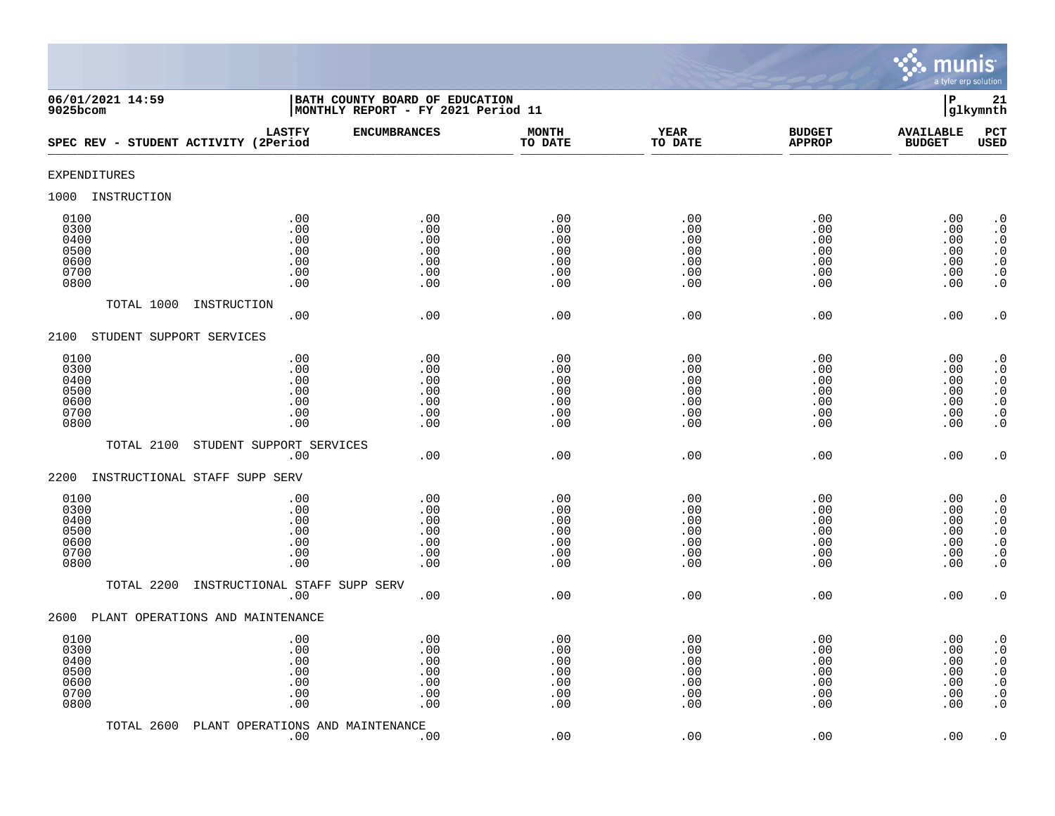06/01/2021 14:59 | BATH COUNTY BOARD OF EDUCATION | P 21
9025bcom | MONTHLY REPORT - FY 2021 Period 11 | glkymnth

| SPEC REV - STUDENT ACTIVITY | LASTFY (2Period | ENCUMBRANCES | MONTH TO DATE | YEAR TO DATE | BUDGET APPROP | AVAILABLE BUDGET | PCT USED |
|---|---|---|---|---|---|---|---|
| EXPENDITURES | | | | | | | |
| 1000 INSTRUCTION | | | | | | | |
| 0100 | .00 | .00 | .00 | .00 | .00 | .00 | .0 |
| 0300 | .00 | .00 | .00 | .00 | .00 | .00 | .0 |
| 0400 | .00 | .00 | .00 | .00 | .00 | .00 | .0 |
| 0500 | .00 | .00 | .00 | .00 | .00 | .00 | .0 |
| 0600 | .00 | .00 | .00 | .00 | .00 | .00 | .0 |
| 0700 | .00 | .00 | .00 | .00 | .00 | .00 | .0 |
| 0800 | .00 | .00 | .00 | .00 | .00 | .00 | .0 |
| TOTAL 1000 INSTRUCTION | .00 | .00 | .00 | .00 | .00 | .00 | .0 |
| 2100 STUDENT SUPPORT SERVICES | | | | | | | |
| 0100 | .00 | .00 | .00 | .00 | .00 | .00 | .0 |
| 0300 | .00 | .00 | .00 | .00 | .00 | .00 | .0 |
| 0400 | .00 | .00 | .00 | .00 | .00 | .00 | .0 |
| 0500 | .00 | .00 | .00 | .00 | .00 | .00 | .0 |
| 0600 | .00 | .00 | .00 | .00 | .00 | .00 | .0 |
| 0700 | .00 | .00 | .00 | .00 | .00 | .00 | .0 |
| 0800 | .00 | .00 | .00 | .00 | .00 | .00 | .0 |
| TOTAL 2100 STUDENT SUPPORT SERVICES | .00 | .00 | .00 | .00 | .00 | .00 | .0 |
| 2200 INSTRUCTIONAL STAFF SUPP SERV | | | | | | | |
| 0100 | .00 | .00 | .00 | .00 | .00 | .00 | .0 |
| 0300 | .00 | .00 | .00 | .00 | .00 | .00 | .0 |
| 0400 | .00 | .00 | .00 | .00 | .00 | .00 | .0 |
| 0500 | .00 | .00 | .00 | .00 | .00 | .00 | .0 |
| 0600 | .00 | .00 | .00 | .00 | .00 | .00 | .0 |
| 0700 | .00 | .00 | .00 | .00 | .00 | .00 | .0 |
| 0800 | .00 | .00 | .00 | .00 | .00 | .00 | .0 |
| TOTAL 2200 INSTRUCTIONAL STAFF SUPP SERV | .00 | .00 | .00 | .00 | .00 | .00 | .0 |
| 2600 PLANT OPERATIONS AND MAINTENANCE | | | | | | | |
| 0100 | .00 | .00 | .00 | .00 | .00 | .00 | .0 |
| 0300 | .00 | .00 | .00 | .00 | .00 | .00 | .0 |
| 0400 | .00 | .00 | .00 | .00 | .00 | .00 | .0 |
| 0500 | .00 | .00 | .00 | .00 | .00 | .00 | .0 |
| 0600 | .00 | .00 | .00 | .00 | .00 | .00 | .0 |
| 0700 | .00 | .00 | .00 | .00 | .00 | .00 | .0 |
| 0800 | .00 | .00 | .00 | .00 | .00 | .00 | .0 |
| TOTAL 2600 PLANT OPERATIONS AND MAINTENANCE | .00 | .00 | .00 | .00 | .00 | .00 | .0 |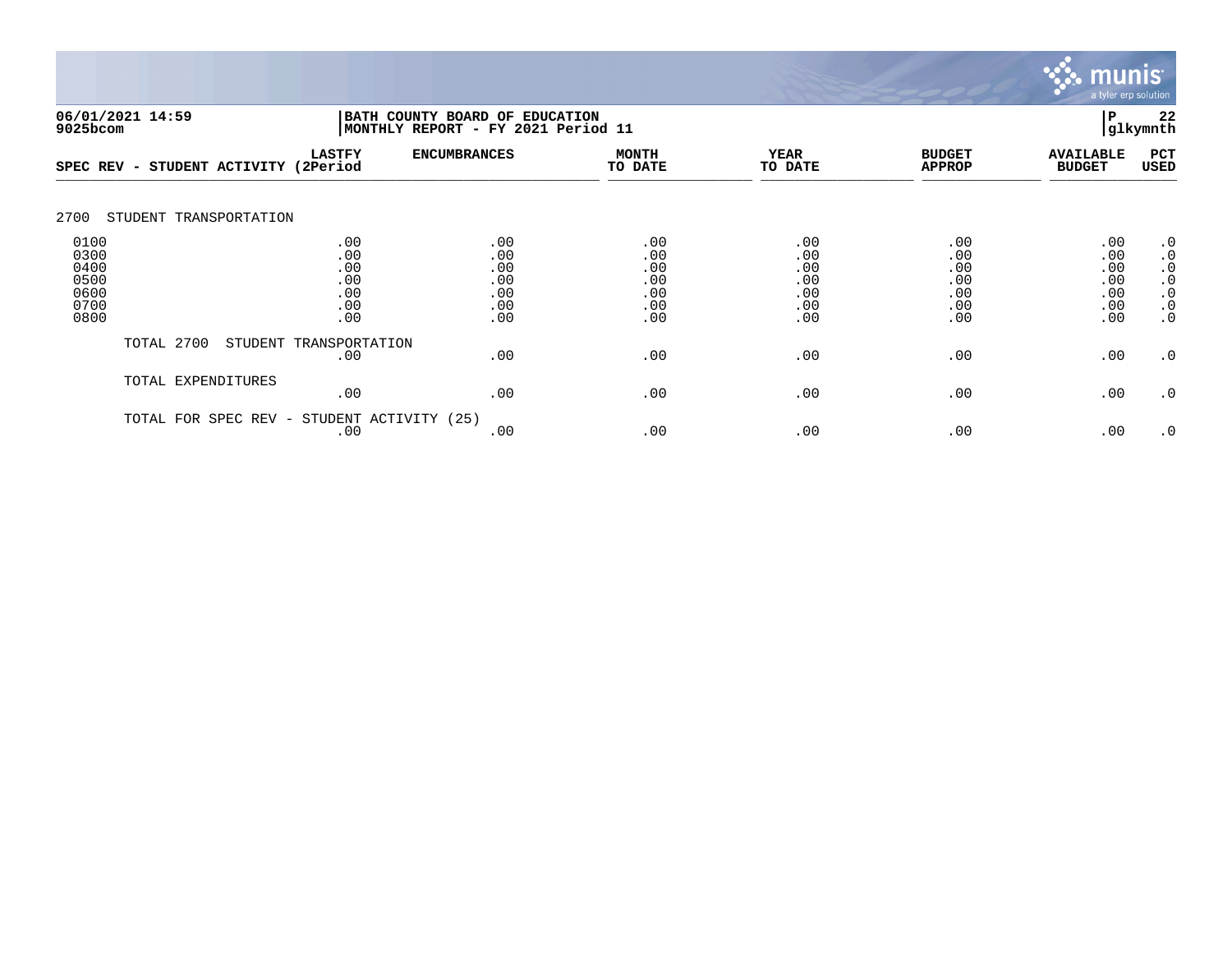06/01/2021 14:59 | BATH COUNTY BOARD OF EDUCATION
9025bcom | MONTHLY REPORT - FY 2021 Period 11

| SPEC REV - STUDENT ACTIVITY | LASTFY (2Period | ENCUMBRANCES | MONTH TO DATE | YEAR TO DATE | BUDGET APPROP | AVAILABLE BUDGET | PCT USED |
|---|---|---|---|---|---|---|---|
| **2700 STUDENT TRANSPORTATION** | | | | | | | |
| 0100 | .00 | .00 | .00 | .00 | .00 | .00 | .0 |
| 0300 | .00 | .00 | .00 | .00 | .00 | .00 | .0 |
| 0400 | .00 | .00 | .00 | .00 | .00 | .00 | .0 |
| 0500 | .00 | .00 | .00 | .00 | .00 | .00 | .0 |
| 0600 | .00 | .00 | .00 | .00 | .00 | .00 | .0 |
| 0700 | .00 | .00 | .00 | .00 | .00 | .00 | .0 |
| 0800 | .00 | .00 | .00 | .00 | .00 | .00 | .0 |
| TOTAL 2700 STUDENT TRANSPORTATION | .00 | .00 | .00 | .00 | .00 | .00 | .0 |
| TOTAL EXPENDITURES | .00 | .00 | .00 | .00 | .00 | .00 | .0 |
| TOTAL FOR SPEC REV - STUDENT ACTIVITY (25) | .00 | .00 | .00 | .00 | .00 | .00 | .0 |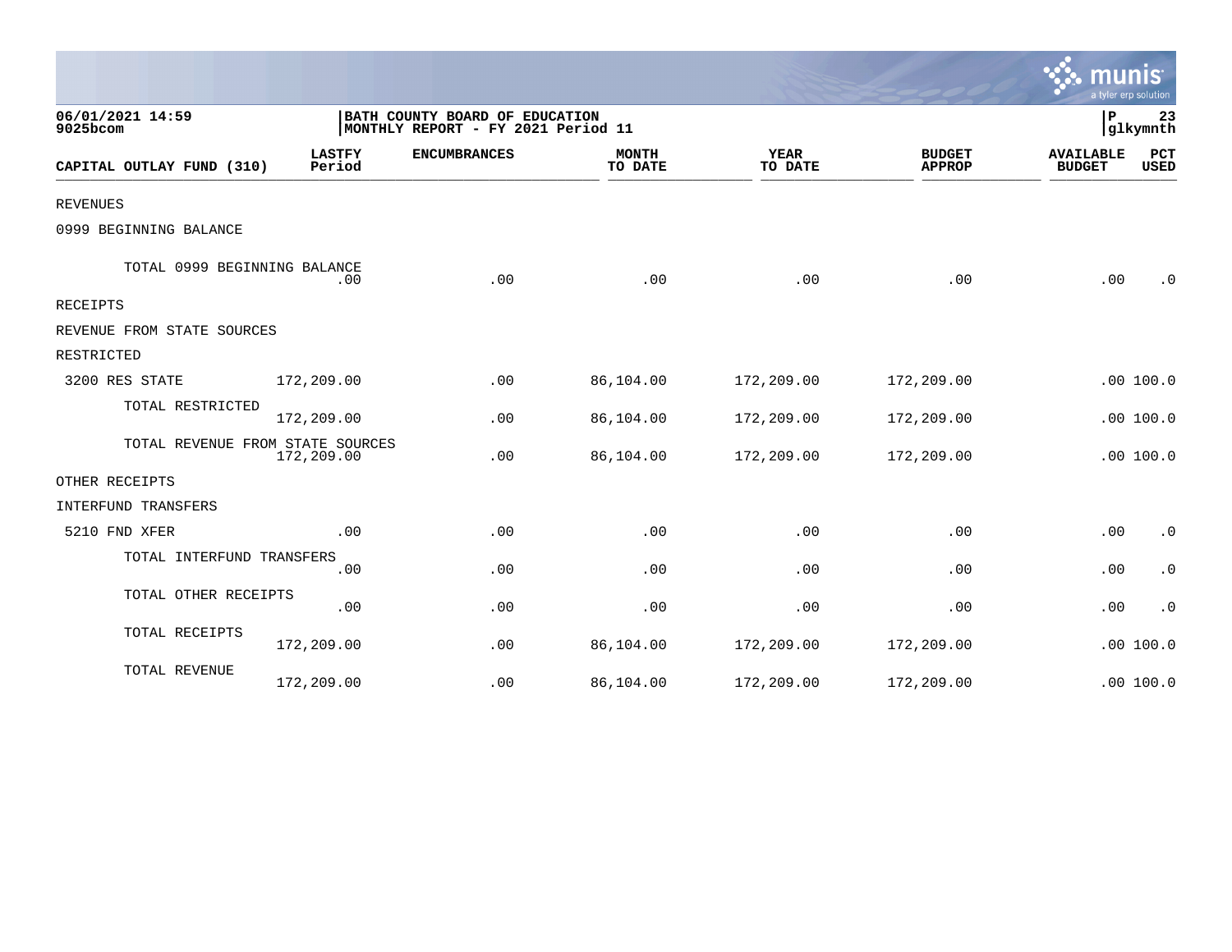06/01/2021 14:59
9025bcom

BATH COUNTY BOARD OF EDUCATION
MONTHLY REPORT - FY 2021 Period 11

P 23
glkymnth

| CAPITAL OUTLAY FUND (310) | LASTFY Period | ENCUMBRANCES | MONTH TO DATE | YEAR TO DATE | BUDGET APPROP | AVAILABLE BUDGET | PCT USED |
|---|---|---|---|---|---|---|---|
| REVENUES | | | | | | | |
| 0999 BEGINNING BALANCE | | | | | | | |
| TOTAL 0999 BEGINNING BALANCE | .00 | .00 | .00 | .00 | .00 | .00 | .0 |
| RECEIPTS | | | | | | | |
| REVENUE FROM STATE SOURCES | | | | | | | |
| RESTRICTED | | | | | | | |
| 3200 RES STATE | 172,209.00 | .00 | 86,104.00 | 172,209.00 | 172,209.00 | .00 | 100.0 |
| TOTAL RESTRICTED | 172,209.00 | .00 | 86,104.00 | 172,209.00 | 172,209.00 | .00 | 100.0 |
| TOTAL REVENUE FROM STATE SOURCES | 172,209.00 | .00 | 86,104.00 | 172,209.00 | 172,209.00 | .00 | 100.0 |
| OTHER RECEIPTS | | | | | | | |
| INTERFUND TRANSFERS | | | | | | | |
| 5210 FND XFER | .00 | .00 | .00 | .00 | .00 | .00 | .0 |
| TOTAL INTERFUND TRANSFERS | .00 | .00 | .00 | .00 | .00 | .00 | .0 |
| TOTAL OTHER RECEIPTS | .00 | .00 | .00 | .00 | .00 | .00 | .0 |
| TOTAL RECEIPTS | 172,209.00 | .00 | 86,104.00 | 172,209.00 | 172,209.00 | .00 | 100.0 |
| TOTAL REVENUE | 172,209.00 | .00 | 86,104.00 | 172,209.00 | 172,209.00 | .00 | 100.0 |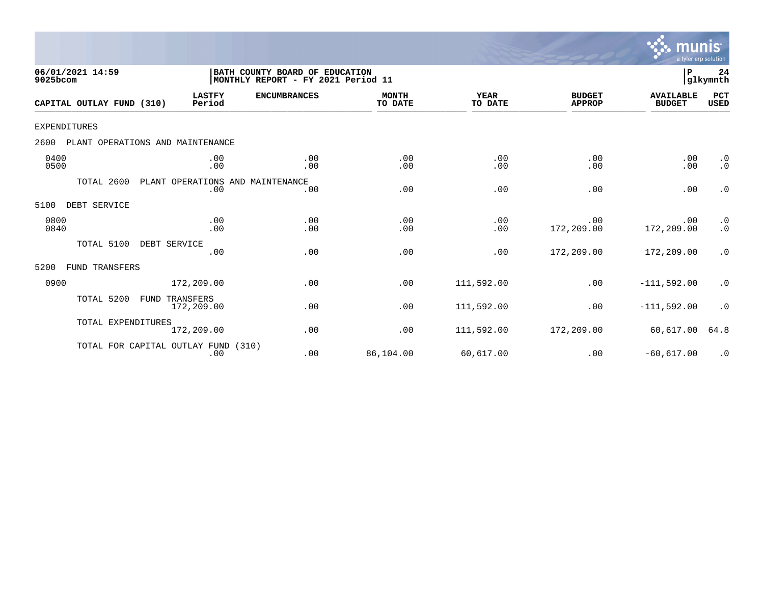06/01/2021 14:59
9025bcom

BATH COUNTY BOARD OF EDUCATION
MONTHLY REPORT - FY 2021 Period 11

P 24
glkymnth

| CAPITAL OUTLAY FUND (310) | LASTFY Period | ENCUMBRANCES | MONTH TO DATE | YEAR TO DATE | BUDGET APPROP | AVAILABLE BUDGET | PCT USED |
|---|---|---|---|---|---|---|---|
| EXPENDITURES | | | | | | | |
| 2600 PLANT OPERATIONS AND MAINTENANCE | | | | | | | |
| 0400 | .00 | .00 | .00 | .00 | .00 | .00 | .0 |
| 0500 | .00 | .00 | .00 | .00 | .00 | .00 | .0 |
| TOTAL 2600 PLANT OPERATIONS AND MAINTENANCE | .00 | .00 | .00 | .00 | .00 | .00 | .0 |
| 5100 DEBT SERVICE | | | | | | | |
| 0800 | .00 | .00 | .00 | .00 | .00 | .00 | .0 |
| 0840 | .00 | .00 | .00 | .00 | 172,209.00 | 172,209.00 | .0 |
| TOTAL 5100 DEBT SERVICE | .00 | .00 | .00 | .00 | 172,209.00 | 172,209.00 | .0 |
| 5200 FUND TRANSFERS | | | | | | | |
| 0900 | 172,209.00 | .00 | .00 | 111,592.00 | .00 | -111,592.00 | .0 |
| TOTAL 5200 FUND TRANSFERS | 172,209.00 | .00 | .00 | 111,592.00 | .00 | -111,592.00 | .0 |
| TOTAL EXPENDITURES | 172,209.00 | .00 | .00 | 111,592.00 | 172,209.00 | 60,617.00 | 64.8 |
| TOTAL FOR CAPITAL OUTLAY FUND (310) | .00 | .00 | 86,104.00 | 60,617.00 | .00 | -60,617.00 | .0 |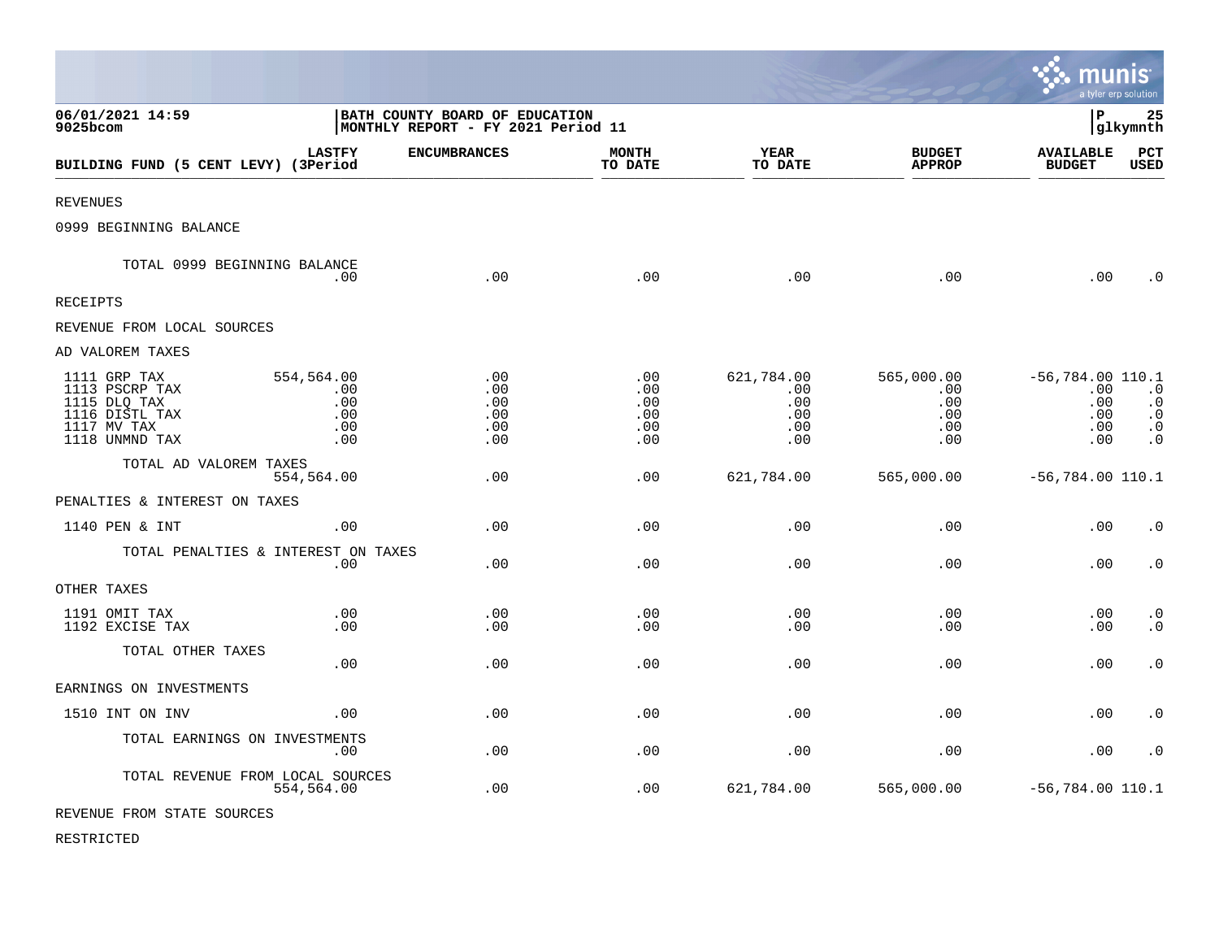BATH COUNTY BOARD OF EDUCATION
MONTHLY REPORT - FY 2021 Period 11

06/01/2021 14:59
9025bcom

| BUILDING FUND (5 CENT LEVY) | LASTFY (3Period | ENCUMBRANCES | MONTH TO DATE | YEAR TO DATE | BUDGET APPROP | AVAILABLE BUDGET | PCT USED |
|---|---|---|---|---|---|---|---|
| REVENUES | | | | | | | |
| 0999 BEGINNING BALANCE | | | | | | | |
| TOTAL 0999 BEGINNING BALANCE | .00 | .00 | .00 | .00 | .00 | .00 | .0 |
| RECEIPTS | | | | | | | |
| REVENUE FROM LOCAL SOURCES | | | | | | | |
| AD VALOREM TAXES | | | | | | | |
| 1111 GRP TAX | 554,564.00 | .00 | .00 | 621,784.00 | 565,000.00 | -56,784.00 | 110.1 |
| 1113 PSCRP TAX | .00 | .00 | .00 | .00 | .00 | .00 | .0 |
| 1115 DLQ TAX | .00 | .00 | .00 | .00 | .00 | .00 | .0 |
| 1116 DISTL TAX | .00 | .00 | .00 | .00 | .00 | .00 | .0 |
| 1117 MV TAX | .00 | .00 | .00 | .00 | .00 | .00 | .0 |
| 1118 UNMND TAX | .00 | .00 | .00 | .00 | .00 | .00 | .0 |
| TOTAL AD VALOREM TAXES | 554,564.00 | .00 | .00 | 621,784.00 | 565,000.00 | -56,784.00 | 110.1 |
| PENALTIES & INTEREST ON TAXES | | | | | | | |
| 1140 PEN & INT | .00 | .00 | .00 | .00 | .00 | .00 | .0 |
| TOTAL PENALTIES & INTEREST ON TAXES | .00 | .00 | .00 | .00 | .00 | .00 | .0 |
| OTHER TAXES | | | | | | | |
| 1191 OMIT TAX | .00 | .00 | .00 | .00 | .00 | .00 | .0 |
| 1192 EXCISE TAX | .00 | .00 | .00 | .00 | .00 | .00 | .0 |
| TOTAL OTHER TAXES | .00 | .00 | .00 | .00 | .00 | .00 | .0 |
| EARNINGS ON INVESTMENTS | | | | | | | |
| 1510 INT ON INV | .00 | .00 | .00 | .00 | .00 | .00 | .0 |
| TOTAL EARNINGS ON INVESTMENTS | .00 | .00 | .00 | .00 | .00 | .00 | .0 |
| TOTAL REVENUE FROM LOCAL SOURCES | 554,564.00 | .00 | .00 | 621,784.00 | 565,000.00 | -56,784.00 | 110.1 |
| REVENUE FROM STATE SOURCES | | | | | | | |
| RESTRICTED | | | | | | | |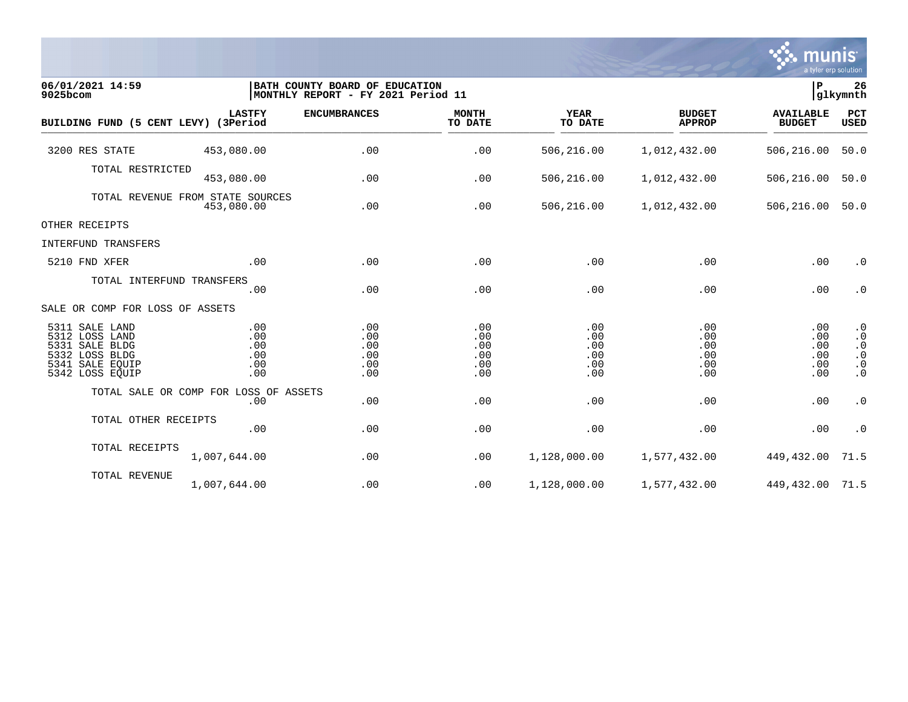06/01/2021 14:59
9025bcom

BATH COUNTY BOARD OF EDUCATION
MONTHLY REPORT - FY 2021 Period 11

P 26
glkymnth

| BUILDING FUND (5 CENT LEVY) | LASTFY (3Period | ENCUMBRANCES | MONTH TO DATE | YEAR TO DATE | BUDGET APPROP | AVAILABLE BUDGET | PCT USED |
|---|---|---|---|---|---|---|---|
| 3200 RES STATE | 453,080.00 | .00 | .00 | 506,216.00 | 1,012,432.00 | 506,216.00 | 50.0 |
| TOTAL RESTRICTED | 453,080.00 | .00 | .00 | 506,216.00 | 1,012,432.00 | 506,216.00 | 50.0 |
| TOTAL REVENUE FROM STATE SOURCES | 453,080.00 | .00 | .00 | 506,216.00 | 1,012,432.00 | 506,216.00 | 50.0 |
| OTHER RECEIPTS | | | | | | | |
| INTERFUND TRANSFERS | | | | | | | |
| 5210 FND XFER | .00 | .00 | .00 | .00 | .00 | .00 | .0 |
| TOTAL INTERFUND TRANSFERS | .00 | .00 | .00 | .00 | .00 | .00 | .0 |
| SALE OR COMP FOR LOSS OF ASSETS | | | | | | | |
| 5311 SALE LAND | .00 | .00 | .00 | .00 | .00 | .00 | .0 |
| 5312 LOSS LAND | .00 | .00 | .00 | .00 | .00 | .00 | .0 |
| 5331 SALE BLDG | .00 | .00 | .00 | .00 | .00 | .00 | .0 |
| 5332 LOSS BLDG | .00 | .00 | .00 | .00 | .00 | .00 | .0 |
| 5341 SALE EQUIP | .00 | .00 | .00 | .00 | .00 | .00 | .0 |
| 5342 LOSS EQUIP | .00 | .00 | .00 | .00 | .00 | .00 | .0 |
| TOTAL SALE OR COMP FOR LOSS OF ASSETS | .00 | .00 | .00 | .00 | .00 | .00 | .0 |
| TOTAL OTHER RECEIPTS | .00 | .00 | .00 | .00 | .00 | .00 | .0 |
| TOTAL RECEIPTS | 1,007,644.00 | .00 | .00 | 1,128,000.00 | 1,577,432.00 | 449,432.00 | 71.5 |
| TOTAL REVENUE | 1,007,644.00 | .00 | .00 | 1,128,000.00 | 1,577,432.00 | 449,432.00 | 71.5 |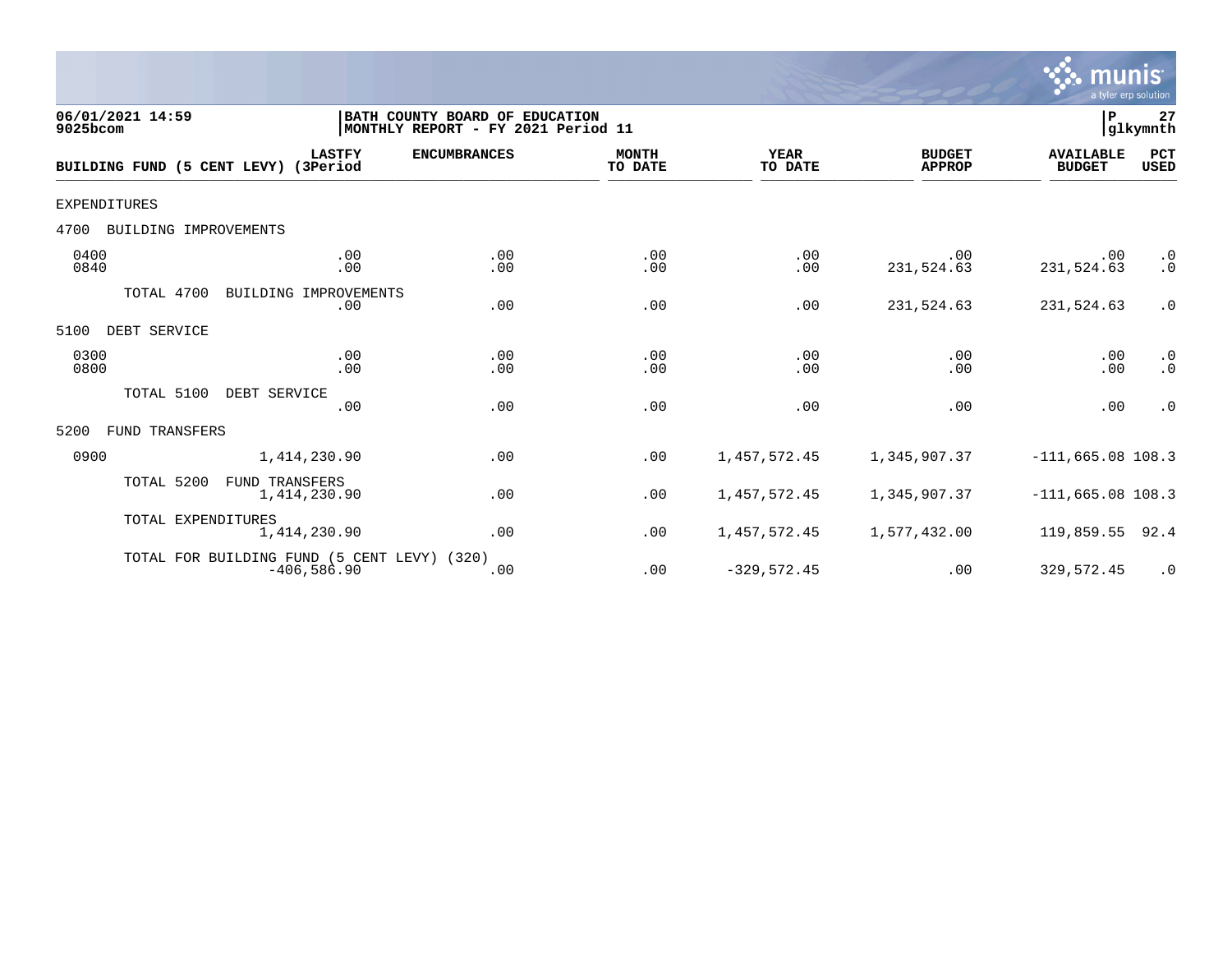06/01/2021 14:59
9025bcom

**BATH COUNTY BOARD OF EDUCATION**
**MONTHLY REPORT - FY 2021 Period 11**

P 27
glkymnth

| BUILDING FUND (5 CENT LEVY) | LASTFY (3Period | ENCUMBRANCES | MONTH TO DATE | YEAR TO DATE | BUDGET APPROP | AVAILABLE BUDGET | PCT USED |
|---|---|---|---|---|---|---|---|
| EXPENDITURES | | | | | | | |
| 4700 BUILDING IMPROVEMENTS | | | | | | | |
| 0400 | .00 | .00 | .00 | .00 | .00 | .00 | .0 |
| 0840 | .00 | .00 | .00 | .00 | 231,524.63 | 231,524.63 | .0 |
| TOTAL 4700 BUILDING IMPROVEMENTS | .00 | .00 | .00 | .00 | 231,524.63 | 231,524.63 | .0 |
| 5100 DEBT SERVICE | | | | | | | |
| 0300 | .00 | .00 | .00 | .00 | .00 | .00 | .0 |
| 0800 | .00 | .00 | .00 | .00 | .00 | .00 | .0 |
| TOTAL 5100 DEBT SERVICE | .00 | .00 | .00 | .00 | .00 | .00 | .0 |
| 5200 FUND TRANSFERS | | | | | | | |
| 0900 | 1,414,230.90 | .00 | .00 | 1,457,572.45 | 1,345,907.37 | -111,665.08 | 108.3 |
| TOTAL 5200 FUND TRANSFERS | 1,414,230.90 | .00 | .00 | 1,457,572.45 | 1,345,907.37 | -111,665.08 | 108.3 |
| TOTAL EXPENDITURES | 1,414,230.90 | .00 | .00 | 1,457,572.45 | 1,577,432.00 | 119,859.55 | 92.4 |
| TOTAL FOR BUILDING FUND (5 CENT LEVY) (320) | -406,586.90 | .00 | .00 | -329,572.45 | .00 | 329,572.45 | .0 |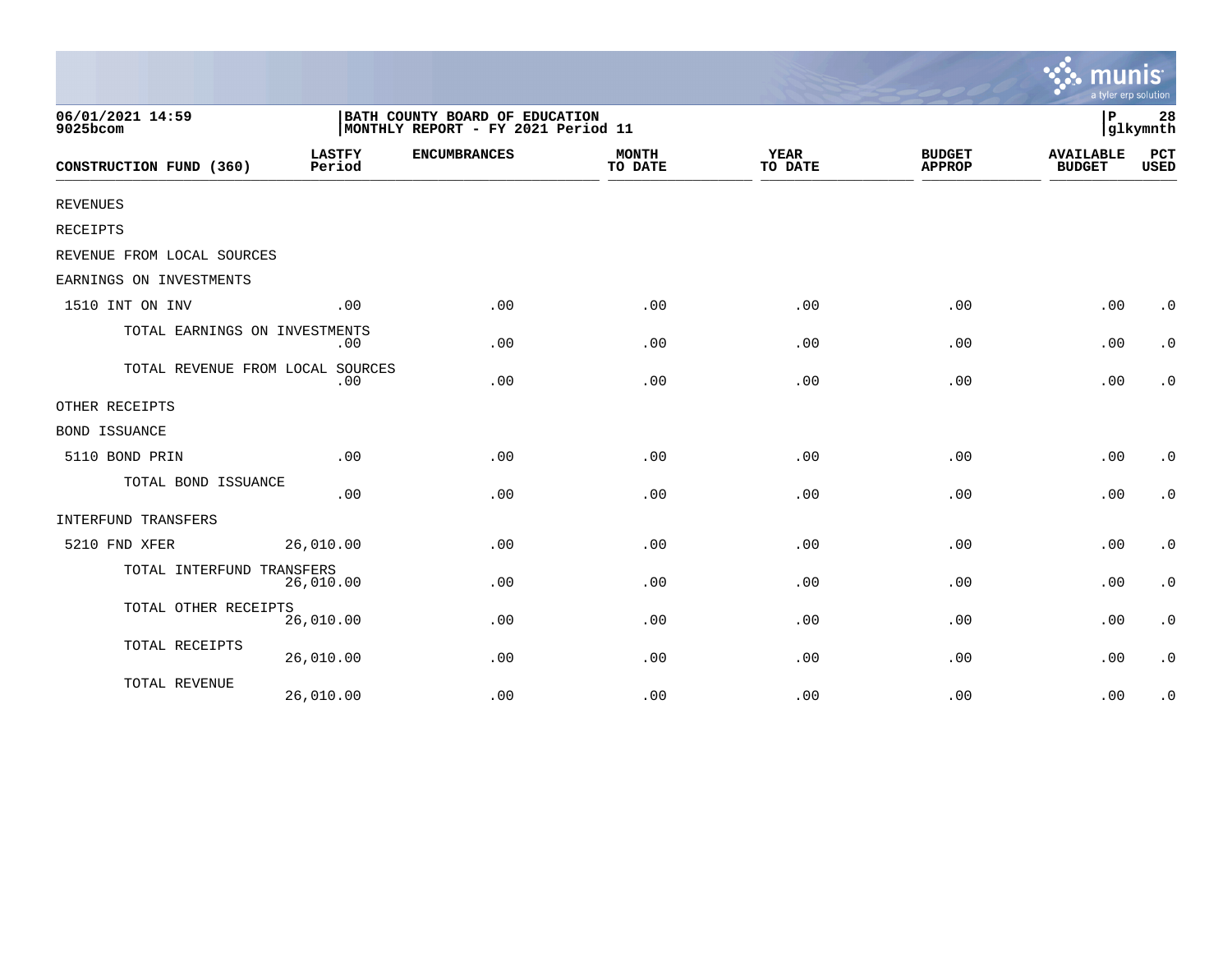06/01/2021 14:59
9025bcom

BATH COUNTY BOARD OF EDUCATION
MONTHLY REPORT - FY 2021 Period 11

P 28
glkymnth

| CONSTRUCTION FUND (360) | LASTFY Period | ENCUMBRANCES | MONTH TO DATE | YEAR TO DATE | BUDGET APPROP | AVAILABLE BUDGET | PCT USED |
|---|---|---|---|---|---|---|---|
| REVENUES | | | | | | | |
| RECEIPTS | | | | | | | |
| REVENUE FROM LOCAL SOURCES | | | | | | | |
| EARNINGS ON INVESTMENTS | | | | | | | |
| 1510 INT ON INV | .00 | .00 | .00 | .00 | .00 | .00 | .0 |
| TOTAL EARNINGS ON INVESTMENTS | .00 | .00 | .00 | .00 | .00 | .00 | .0 |
| TOTAL REVENUE FROM LOCAL SOURCES | .00 | .00 | .00 | .00 | .00 | .00 | .0 |
| OTHER RECEIPTS | | | | | | | |
| BOND ISSUANCE | | | | | | | |
| 5110 BOND PRIN | .00 | .00 | .00 | .00 | .00 | .00 | .0 |
| TOTAL BOND ISSUANCE | .00 | .00 | .00 | .00 | .00 | .00 | .0 |
| INTERFUND TRANSFERS | | | | | | | |
| 5210 FND XFER | 26,010.00 | .00 | .00 | .00 | .00 | .00 | .0 |
| TOTAL INTERFUND TRANSFERS | 26,010.00 | .00 | .00 | .00 | .00 | .00 | .0 |
| TOTAL OTHER RECEIPTS | 26,010.00 | .00 | .00 | .00 | .00 | .00 | .0 |
| TOTAL RECEIPTS | 26,010.00 | .00 | .00 | .00 | .00 | .00 | .0 |
| TOTAL REVENUE | 26,010.00 | .00 | .00 | .00 | .00 | .00 | .0 |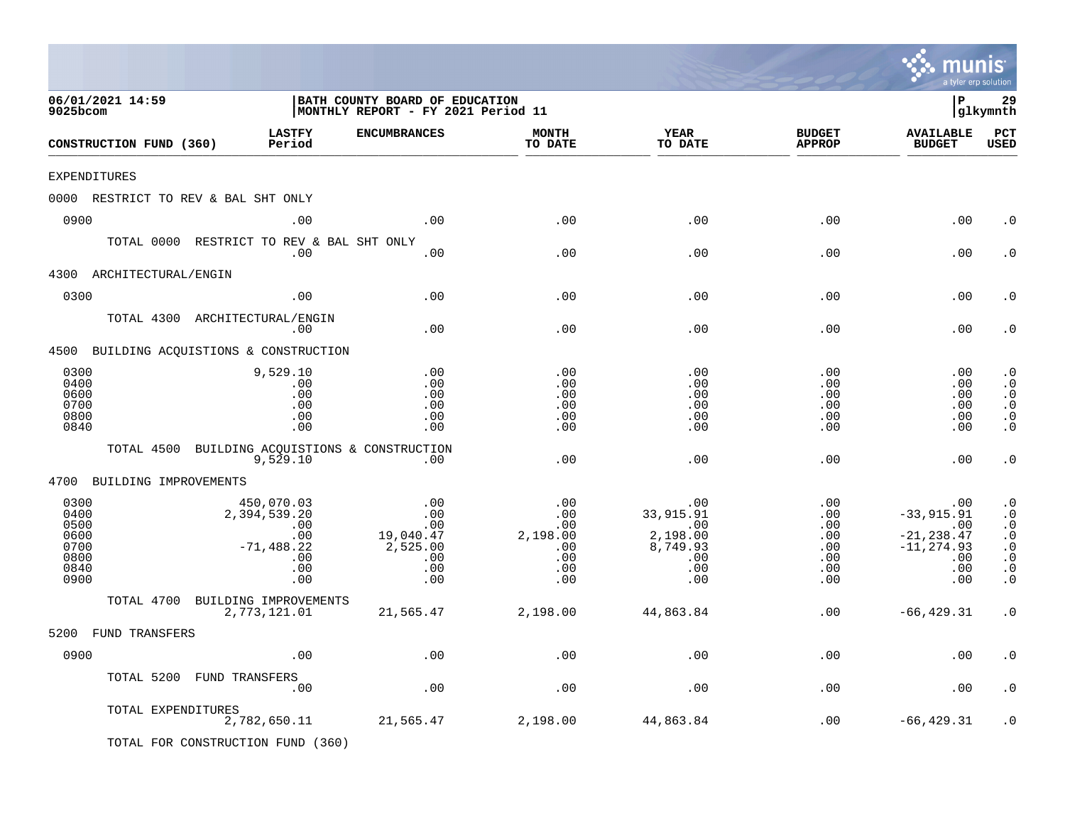06/01/2021 14:59
9025bcom

BATH COUNTY BOARD OF EDUCATION
MONTHLY REPORT - FY 2021 Period 11

P 29
glkymnth

| CONSTRUCTION FUND (360) | LASTFY Period | ENCUMBRANCES | MONTH TO DATE | YEAR TO DATE | BUDGET APPROP | AVAILABLE BUDGET | PCT USED |
|---|---|---|---|---|---|---|---|
| EXPENDITURES | | | | | | | |
| 0000 RESTRICT TO REV & BAL SHT ONLY | | | | | | | |
| 0900 | .00 | .00 | .00 | .00 | .00 | .00 | .0 |
| TOTAL 0000 RESTRICT TO REV & BAL SHT ONLY | .00 | .00 | .00 | .00 | .00 | .00 | .0 |
| 4300 ARCHITECTURAL/ENGIN | | | | | | | |
| 0300 | .00 | .00 | .00 | .00 | .00 | .00 | .0 |
| TOTAL 4300 ARCHITECTURAL/ENGIN | .00 | .00 | .00 | .00 | .00 | .00 | .0 |
| 4500 BUILDING ACQUISTIONS & CONSTRUCTION | | | | | | | |
| 0300 | 9,529.10 | .00 | .00 | .00 | .00 | .00 | .0 |
| 0400 | .00 | .00 | .00 | .00 | .00 | .00 | .0 |
| 0600 | .00 | .00 | .00 | .00 | .00 | .00 | .0 |
| 0700 | .00 | .00 | .00 | .00 | .00 | .00 | .0 |
| 0800 | .00 | .00 | .00 | .00 | .00 | .00 | .0 |
| 0840 | .00 | .00 | .00 | .00 | .00 | .00 | .0 |
| TOTAL 4500 BUILDING ACQUISTIONS & CONSTRUCTION | 9,529.10 | .00 | .00 | .00 | .00 | .00 | .0 |
| 4700 BUILDING IMPROVEMENTS | | | | | | | |
| 0300 | 450,070.03 | .00 | .00 | .00 | .00 | .00 | .0 |
| 0400 | 2,394,539.20 | .00 | .00 | 33,915.91 | .00 | -33,915.91 | .0 |
| 0500 | .00 | .00 | .00 | .00 | .00 | .00 | .0 |
| 0600 | .00 | 19,040.47 | 2,198.00 | 2,198.00 | .00 | -21,238.47 | .0 |
| 0700 | -71,488.22 | 2,525.00 | .00 | 8,749.93 | .00 | -11,274.93 | .0 |
| 0800 | .00 | .00 | .00 | .00 | .00 | .00 | .0 |
| 0840 | .00 | .00 | .00 | .00 | .00 | .00 | .0 |
| 0900 | .00 | .00 | .00 | .00 | .00 | .00 | .0 |
| TOTAL 4700 BUILDING IMPROVEMENTS | 2,773,121.01 | 21,565.47 | 2,198.00 | 44,863.84 | .00 | -66,429.31 | .0 |
| 5200 FUND TRANSFERS | | | | | | | |
| 0900 | .00 | .00 | .00 | .00 | .00 | .00 | .0 |
| TOTAL 5200 FUND TRANSFERS | .00 | .00 | .00 | .00 | .00 | .00 | .0 |
| TOTAL EXPENDITURES | 2,782,650.11 | 21,565.47 | 2,198.00 | 44,863.84 | .00 | -66,429.31 | .0 |
| TOTAL FOR CONSTRUCTION FUND (360) | | | | | | | |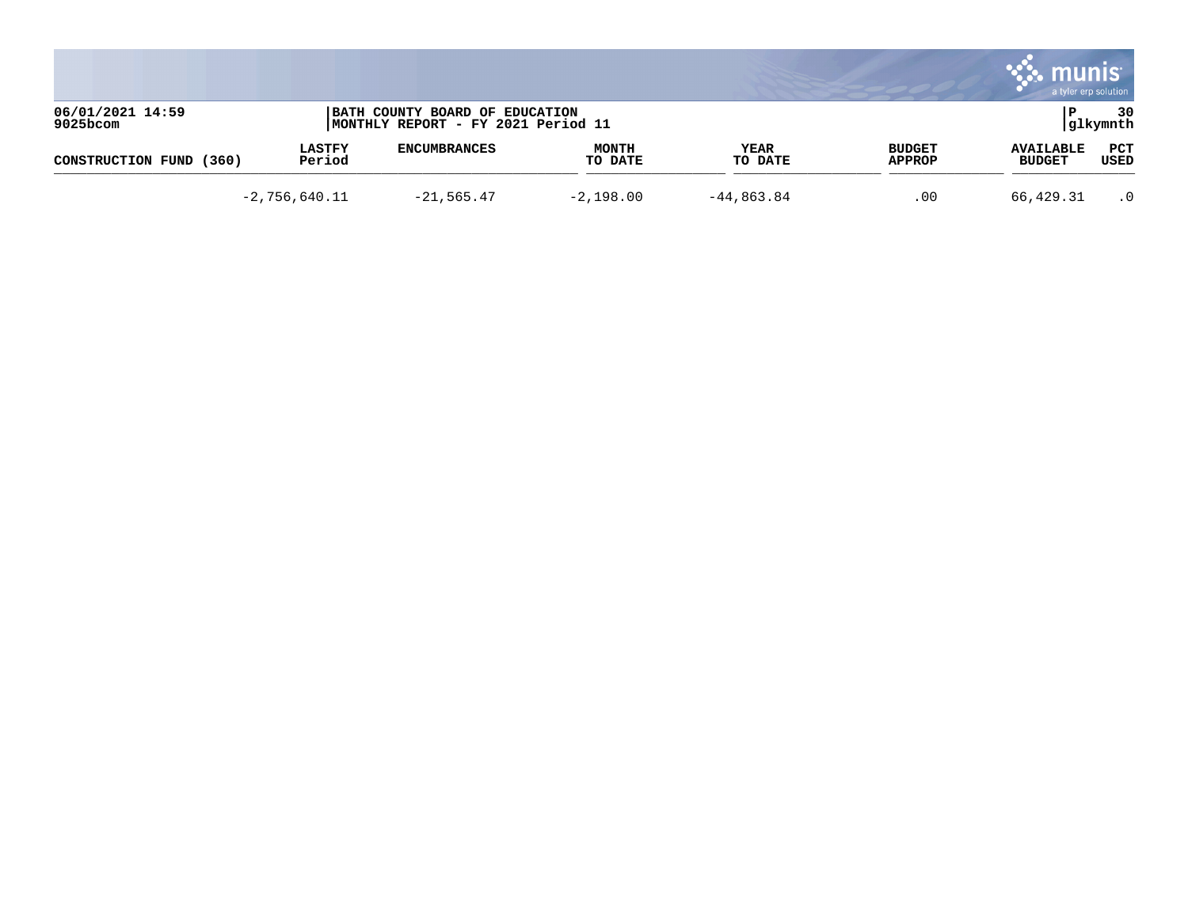06/01/2021 14:59
9025bcom

BATH COUNTY BOARD OF EDUCATION
MONTHLY REPORT - FY 2021 Period 11

P 30
glkymnth

| CONSTRUCTION FUND (360) | LASTFY Period | ENCUMBRANCES | MONTH TO DATE | YEAR TO DATE | BUDGET APPROP | AVAILABLE BUDGET | PCT USED |
|---|---|---|---|---|---|---|---|
| | -2,756,640.11 | -21,565.47 | -2,198.00 | -44,863.84 | .00 | 66,429.31 | .0 |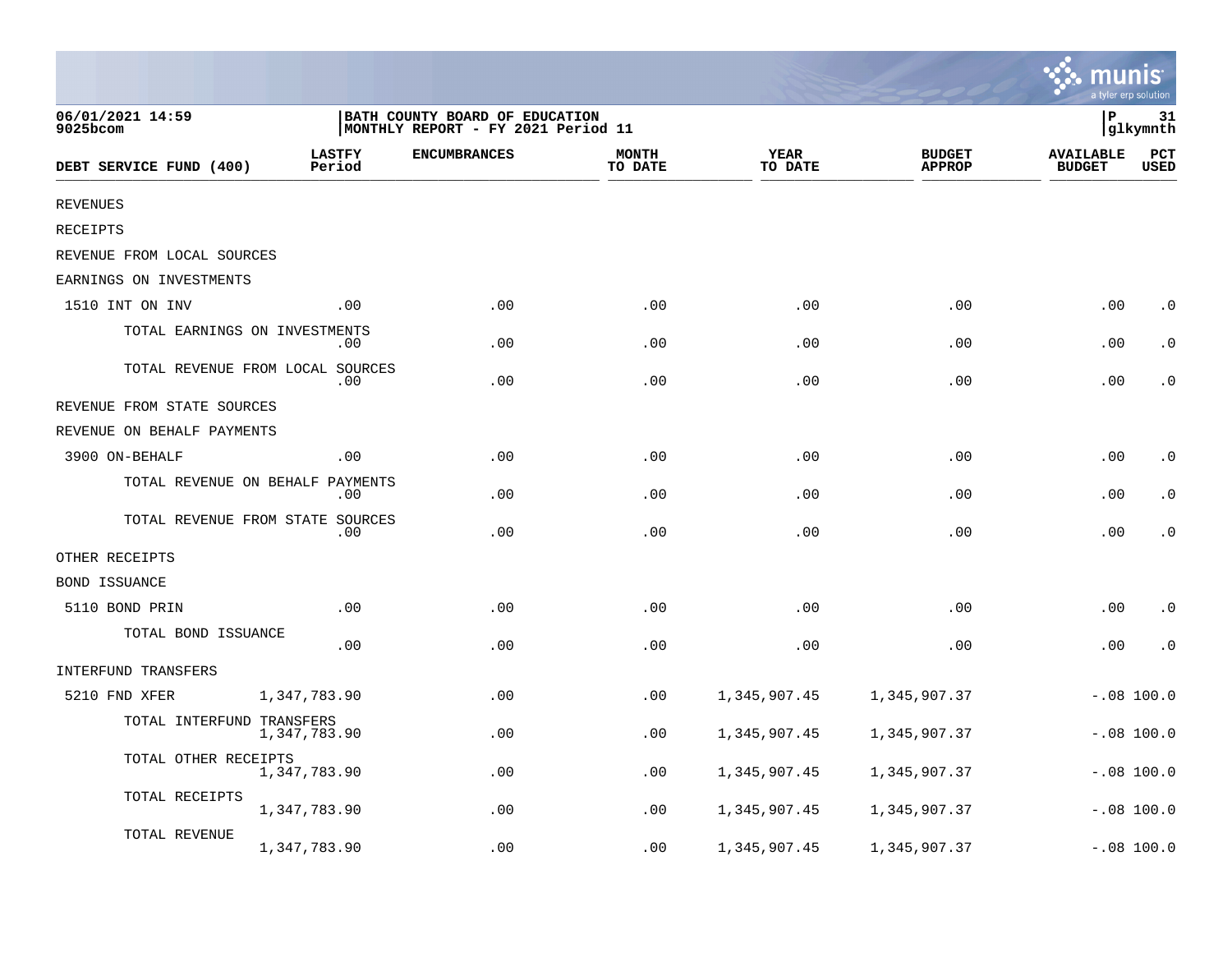06/01/2021 14:59
9025bcom

BATH COUNTY BOARD OF EDUCATION
MONTHLY REPORT - FY 2021 Period 11

P 31
glkymnth

| DEBT SERVICE FUND (400) | LASTFY Period | ENCUMBRANCES | MONTH TO DATE | YEAR TO DATE | BUDGET APPROP | AVAILABLE BUDGET | PCT USED |
|---|---|---|---|---|---|---|---|
| REVENUES | | | | | | | |
| RECEIPTS | | | | | | | |
| REVENUE FROM LOCAL SOURCES | | | | | | | |
| EARNINGS ON INVESTMENTS | | | | | | | |
| 1510 INT ON INV | .00 | .00 | .00 | .00 | .00 | .00 | .0 |
| TOTAL EARNINGS ON INVESTMENTS | .00 | .00 | .00 | .00 | .00 | .00 | .0 |
| TOTAL REVENUE FROM LOCAL SOURCES | .00 | .00 | .00 | .00 | .00 | .00 | .0 |
| REVENUE FROM STATE SOURCES | | | | | | | |
| REVENUE ON BEHALF PAYMENTS | | | | | | | |
| 3900 ON-BEHALF | .00 | .00 | .00 | .00 | .00 | .00 | .0 |
| TOTAL REVENUE ON BEHALF PAYMENTS | .00 | .00 | .00 | .00 | .00 | .00 | .0 |
| TOTAL REVENUE FROM STATE SOURCES | .00 | .00 | .00 | .00 | .00 | .00 | .0 |
| OTHER RECEIPTS | | | | | | | |
| BOND ISSUANCE | | | | | | | |
| 5110 BOND PRIN | .00 | .00 | .00 | .00 | .00 | .00 | .0 |
| TOTAL BOND ISSUANCE | .00 | .00 | .00 | .00 | .00 | .00 | .0 |
| INTERFUND TRANSFERS | | | | | | | |
| 5210 FND XFER | 1,347,783.90 | .00 | .00 | 1,345,907.45 | 1,345,907.37 | -.08 | 100.0 |
| TOTAL INTERFUND TRANSFERS | 1,347,783.90 | .00 | .00 | 1,345,907.45 | 1,345,907.37 | -.08 | 100.0 |
| TOTAL OTHER RECEIPTS | 1,347,783.90 | .00 | .00 | 1,345,907.45 | 1,345,907.37 | -.08 | 100.0 |
| TOTAL RECEIPTS | 1,347,783.90 | .00 | .00 | 1,345,907.45 | 1,345,907.37 | -.08 | 100.0 |
| TOTAL REVENUE | 1,347,783.90 | .00 | .00 | 1,345,907.45 | 1,345,907.37 | -.08 | 100.0 |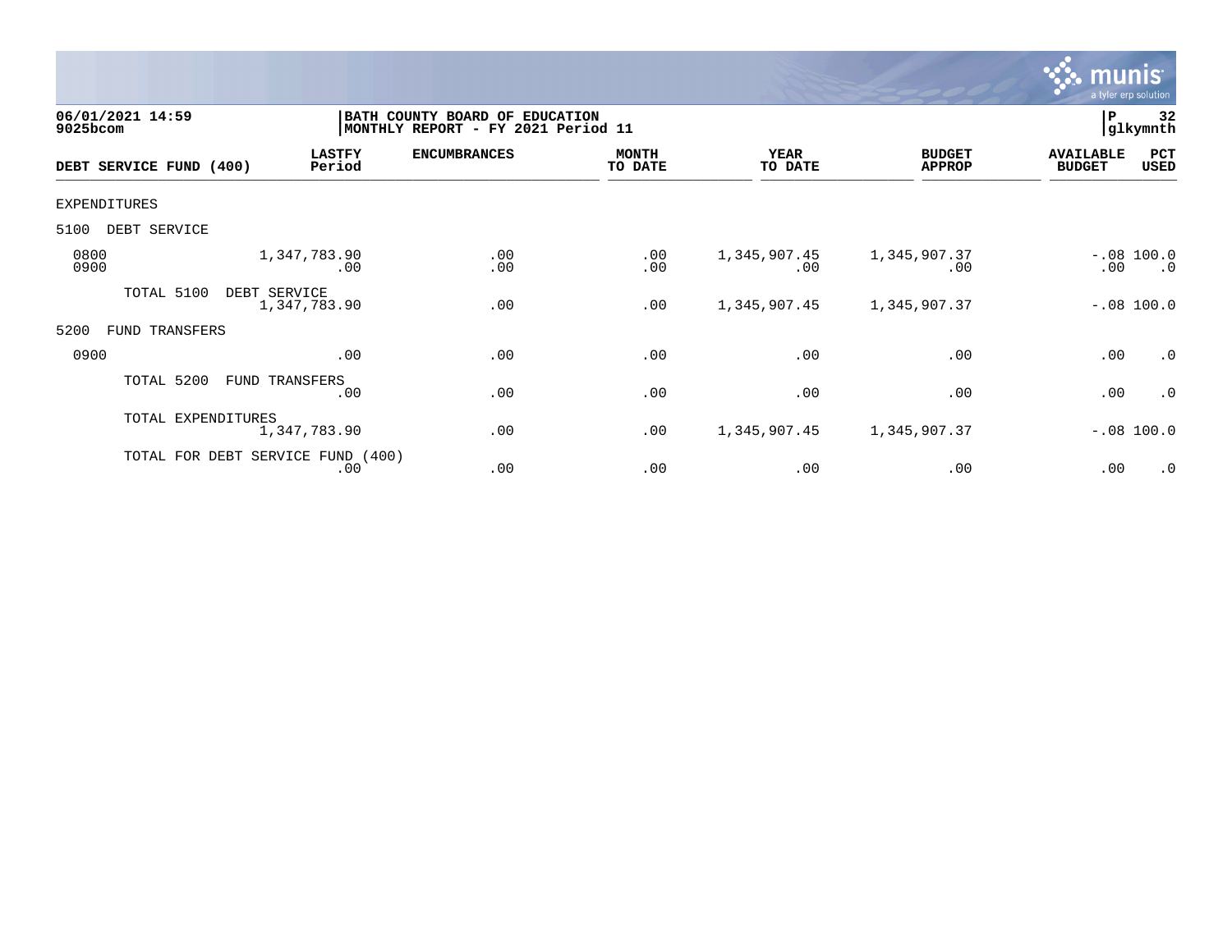06/01/2021 14:59
9025bcom

BATH COUNTY BOARD OF EDUCATION
MONTHLY REPORT - FY 2021 Period 11

P 32
glkymnth

| DEBT SERVICE FUND (400) | LASTFY Period | ENCUMBRANCES | MONTH TO DATE | YEAR TO DATE | BUDGET APPROP | AVAILABLE BUDGET | PCT USED |
|---|---|---|---|---|---|---|---|
| EXPENDITURES | | | | | | | |
| 5100 DEBT SERVICE | | | | | | | |
| 0800 | 1,347,783.90 | .00 | .00 | 1,345,907.45 | 1,345,907.37 | -.08 | 100.0 |
| 0900 | .00 | .00 | .00 | .00 | .00 | .00 | .0 |
| TOTAL 5100 DEBT SERVICE | 1,347,783.90 | .00 | .00 | 1,345,907.45 | 1,345,907.37 | -.08 | 100.0 |
| 5200 FUND TRANSFERS | | | | | | | |
| 0900 | .00 | .00 | .00 | .00 | .00 | .00 | .0 |
| TOTAL 5200 FUND TRANSFERS | .00 | .00 | .00 | .00 | .00 | .00 | .0 |
| TOTAL EXPENDITURES | 1,347,783.90 | .00 | .00 | 1,345,907.45 | 1,345,907.37 | -.08 | 100.0 |
| TOTAL FOR DEBT SERVICE FUND (400) | .00 | .00 | .00 | .00 | .00 | .00 | .0 |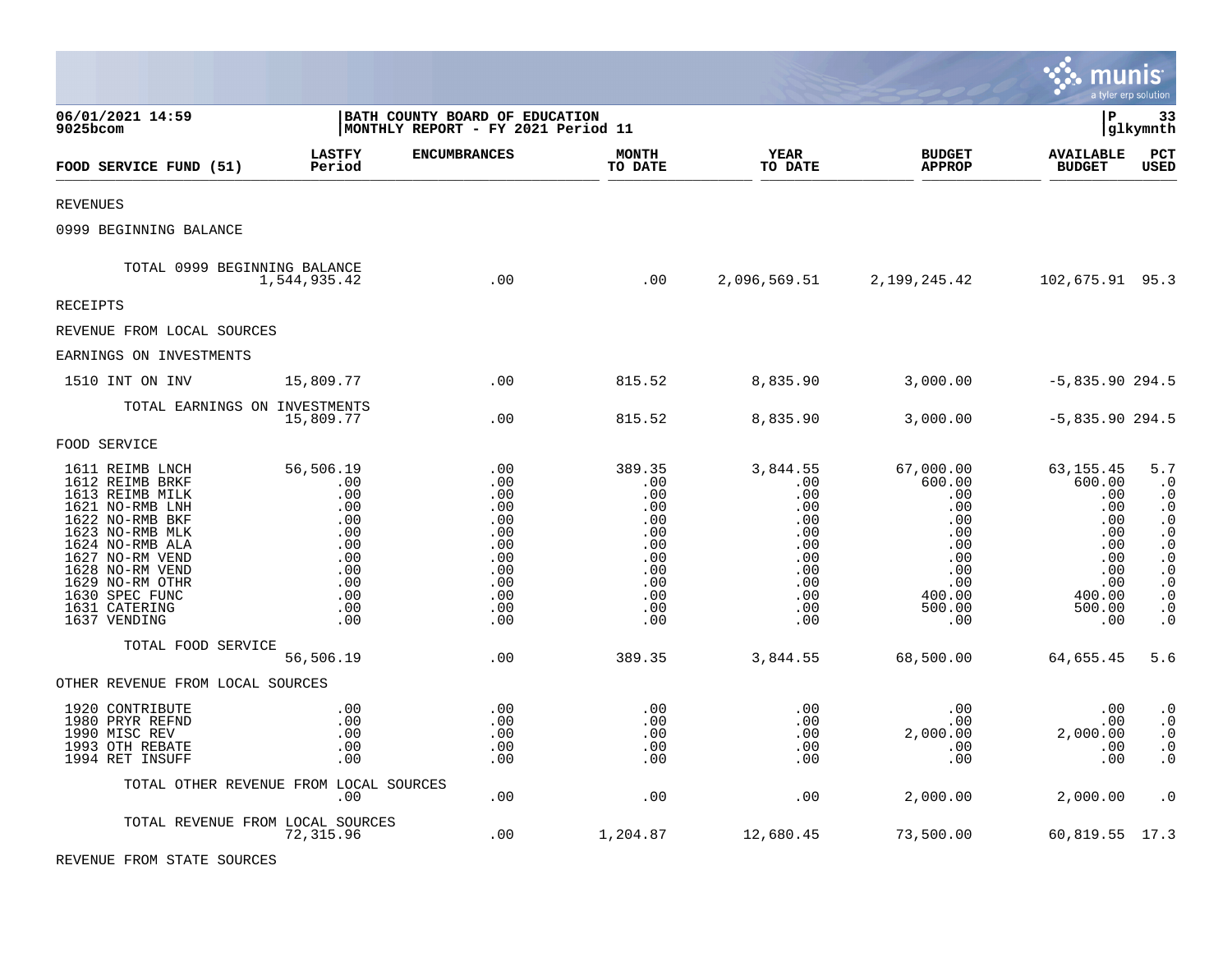06/01/2021 14:59 | BATH COUNTY BOARD OF EDUCATION | P 33
9025bcom | MONTHLY REPORT - FY 2021 Period 11 | glkymnth

| FOOD SERVICE FUND (51) | LASTFY Period | ENCUMBRANCES | MONTH TO DATE | YEAR TO DATE | BUDGET APPROP | AVAILABLE BUDGET | PCT USED |
|---|---|---|---|---|---|---|---|
| REVENUES | | | | | | | |
| 0999 BEGINNING BALANCE | | | | | | | |
| TOTAL 0999 BEGINNING BALANCE | 1,544,935.42 | .00 | .00 | 2,096,569.51 | 2,199,245.42 | 102,675.91 | 95.3 |
| RECEIPTS | | | | | | | |
| REVENUE FROM LOCAL SOURCES | | | | | | | |
| EARNINGS ON INVESTMENTS | | | | | | | |
| 1510 INT ON INV | 15,809.77 | .00 | 815.52 | 8,835.90 | 3,000.00 | -5,835.90 | 294.5 |
| TOTAL EARNINGS ON INVESTMENTS | 15,809.77 | .00 | 815.52 | 8,835.90 | 3,000.00 | -5,835.90 | 294.5 |
| FOOD SERVICE | | | | | | | |
| 1611 REIMB LNCH | 56,506.19 | .00 | 389.35 | 3,844.55 | 67,000.00 | 63,155.45 | 5.7 |
| 1612 REIMB BRKF | .00 | .00 | .00 | .00 | 600.00 | 600.00 | .0 |
| 1613 REIMB MILK | .00 | .00 | .00 | .00 | .00 | .00 | .0 |
| 1621 NO-RMB LNH | .00 | .00 | .00 | .00 | .00 | .00 | .0 |
| 1622 NO-RMB BKF | .00 | .00 | .00 | .00 | .00 | .00 | .0 |
| 1623 NO-RMB MLK | .00 | .00 | .00 | .00 | .00 | .00 | .0 |
| 1624 NO-RMB ALA | .00 | .00 | .00 | .00 | .00 | .00 | .0 |
| 1627 NO-RM VEND | .00 | .00 | .00 | .00 | .00 | .00 | .0 |
| 1628 NO-RM VEND | .00 | .00 | .00 | .00 | .00 | .00 | .0 |
| 1629 NO-RM OTHR | .00 | .00 | .00 | .00 | .00 | .00 | .0 |
| 1630 SPEC FUNC | .00 | .00 | .00 | .00 | 400.00 | 400.00 | .0 |
| 1631 CATERING | .00 | .00 | .00 | .00 | 500.00 | 500.00 | .0 |
| 1637 VENDING | .00 | .00 | .00 | .00 | .00 | .00 | .0 |
| TOTAL FOOD SERVICE | 56,506.19 | .00 | 389.35 | 3,844.55 | 68,500.00 | 64,655.45 | 5.6 |
| OTHER REVENUE FROM LOCAL SOURCES | | | | | | | |
| 1920 CONTRIBUTE | .00 | .00 | .00 | .00 | .00 | .00 | .0 |
| 1980 PRYR REFND | .00 | .00 | .00 | .00 | .00 | .00 | .0 |
| 1990 MISC REV | .00 | .00 | .00 | .00 | 2,000.00 | 2,000.00 | .0 |
| 1993 OTH REBATE | .00 | .00 | .00 | .00 | .00 | .00 | .0 |
| 1994 RET INSUFF | .00 | .00 | .00 | .00 | .00 | .00 | .0 |
| TOTAL OTHER REVENUE FROM LOCAL SOURCES | .00 | .00 | .00 | .00 | 2,000.00 | 2,000.00 | .0 |
| TOTAL REVENUE FROM LOCAL SOURCES | 72,315.96 | .00 | 1,204.87 | 12,680.45 | 73,500.00 | 60,819.55 | 17.3 |
| REVENUE FROM STATE SOURCES | | | | | | | |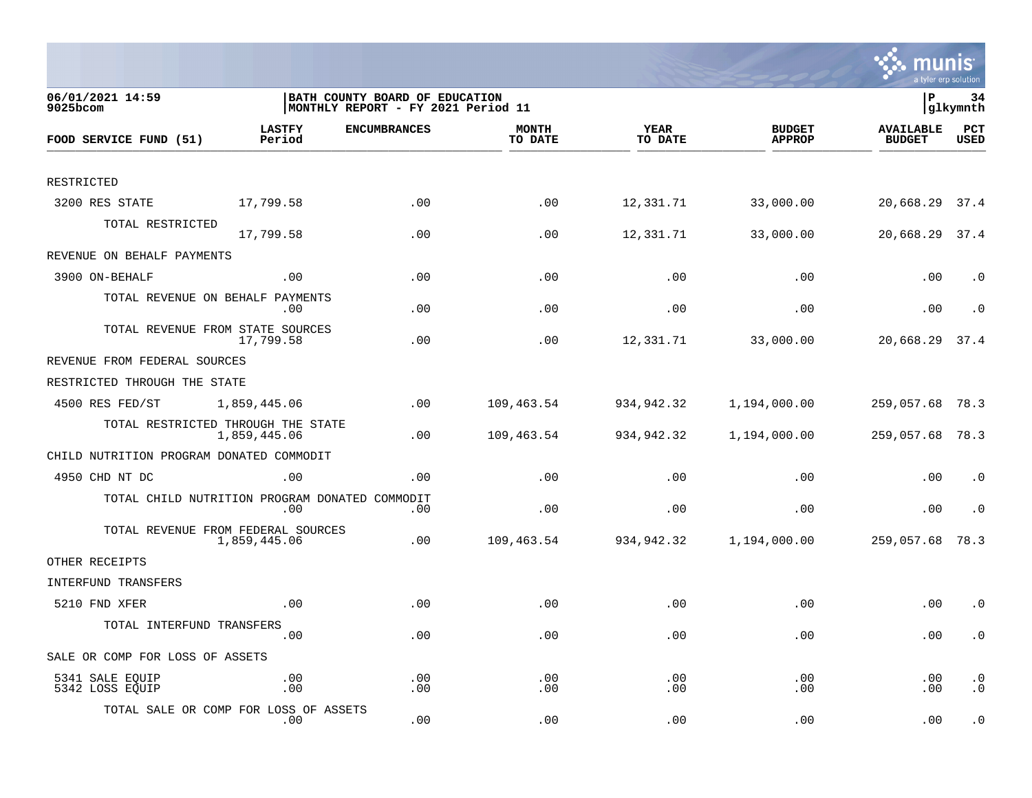06/01/2021 14:59
9025bcom

BATH COUNTY BOARD OF EDUCATION
MONTHLY REPORT - FY 2021 Period 11

| FOOD SERVICE FUND (51) | LASTFY Period | ENCUMBRANCES | MONTH TO DATE | YEAR TO DATE | BUDGET APPROP | AVAILABLE BUDGET | PCT USED |
|---|---|---|---|---|---|---|---|
| RESTRICTED | | | | | | | |
| 3200 RES STATE | 17,799.58 | .00 | .00 | 12,331.71 | 33,000.00 | 20,668.29 | 37.4 |
| TOTAL RESTRICTED | 17,799.58 | .00 | .00 | 12,331.71 | 33,000.00 | 20,668.29 | 37.4 |
| REVENUE ON BEHALF PAYMENTS | | | | | | | |
| 3900 ON-BEHALF | .00 | .00 | .00 | .00 | .00 | .00 | .0 |
| TOTAL REVENUE ON BEHALF PAYMENTS | .00 | .00 | .00 | .00 | .00 | .00 | .0 |
| TOTAL REVENUE FROM STATE SOURCES | 17,799.58 | .00 | .00 | 12,331.71 | 33,000.00 | 20,668.29 | 37.4 |
| REVENUE FROM FEDERAL SOURCES | | | | | | | |
| RESTRICTED THROUGH THE STATE | | | | | | | |
| 4500 RES FED/ST | 1,859,445.06 | .00 | 109,463.54 | 934,942.32 | 1,194,000.00 | 259,057.68 | 78.3 |
| TOTAL RESTRICTED THROUGH THE STATE | 1,859,445.06 | .00 | 109,463.54 | 934,942.32 | 1,194,000.00 | 259,057.68 | 78.3 |
| CHILD NUTRITION PROGRAM DONATED COMMODIT | | | | | | | |
| 4950 CHD NT DC | .00 | .00 | .00 | .00 | .00 | .00 | .0 |
| TOTAL CHILD NUTRITION PROGRAM DONATED COMMODIT | .00 | .00 | .00 | .00 | .00 | .00 | .0 |
| TOTAL REVENUE FROM FEDERAL SOURCES | 1,859,445.06 | .00 | 109,463.54 | 934,942.32 | 1,194,000.00 | 259,057.68 | 78.3 |
| OTHER RECEIPTS | | | | | | | |
| INTERFUND TRANSFERS | | | | | | | |
| 5210 FND XFER | .00 | .00 | .00 | .00 | .00 | .00 | .0 |
| TOTAL INTERFUND TRANSFERS | .00 | .00 | .00 | .00 | .00 | .00 | .0 |
| SALE OR COMP FOR LOSS OF ASSETS | | | | | | | |
| 5341 SALE EQUIP | .00 | .00 | .00 | .00 | .00 | .00 | .0 |
| 5342 LOSS EQUIP | .00 | .00 | .00 | .00 | .00 | .00 | .0 |
| TOTAL SALE OR COMP FOR LOSS OF ASSETS | .00 | .00 | .00 | .00 | .00 | .00 | .0 |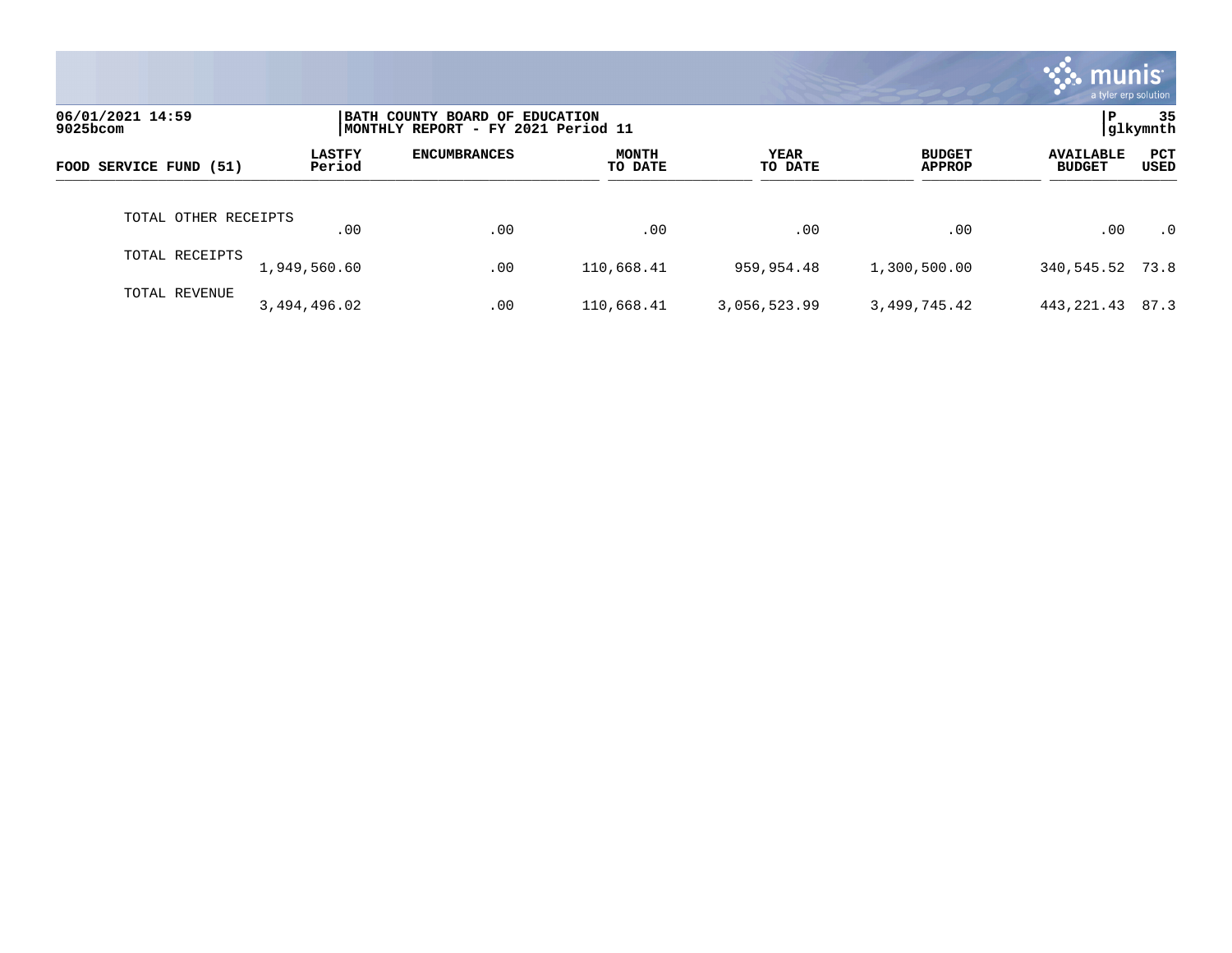06/01/2021 14:59
9025bcom

BATH COUNTY BOARD OF EDUCATION
MONTHLY REPORT - FY 2021 Period 11

P 35
glkymnth

| FOOD SERVICE FUND (51) | LASTFY Period | ENCUMBRANCES | MONTH TO DATE | YEAR TO DATE | BUDGET APPROP | AVAILABLE BUDGET | PCT USED |
|---|---|---|---|---|---|---|---|
| TOTAL OTHER RECEIPTS | .00 | .00 | .00 | .00 | .00 | .00 | .0 |
| TOTAL RECEIPTS | 1,949,560.60 | .00 | 110,668.41 | 959,954.48 | 1,300,500.00 | 340,545.52 | 73.8 |
| TOTAL REVENUE | 3,494,496.02 | .00 | 110,668.41 | 3,056,523.99 | 3,499,745.42 | 443,221.43 | 87.3 |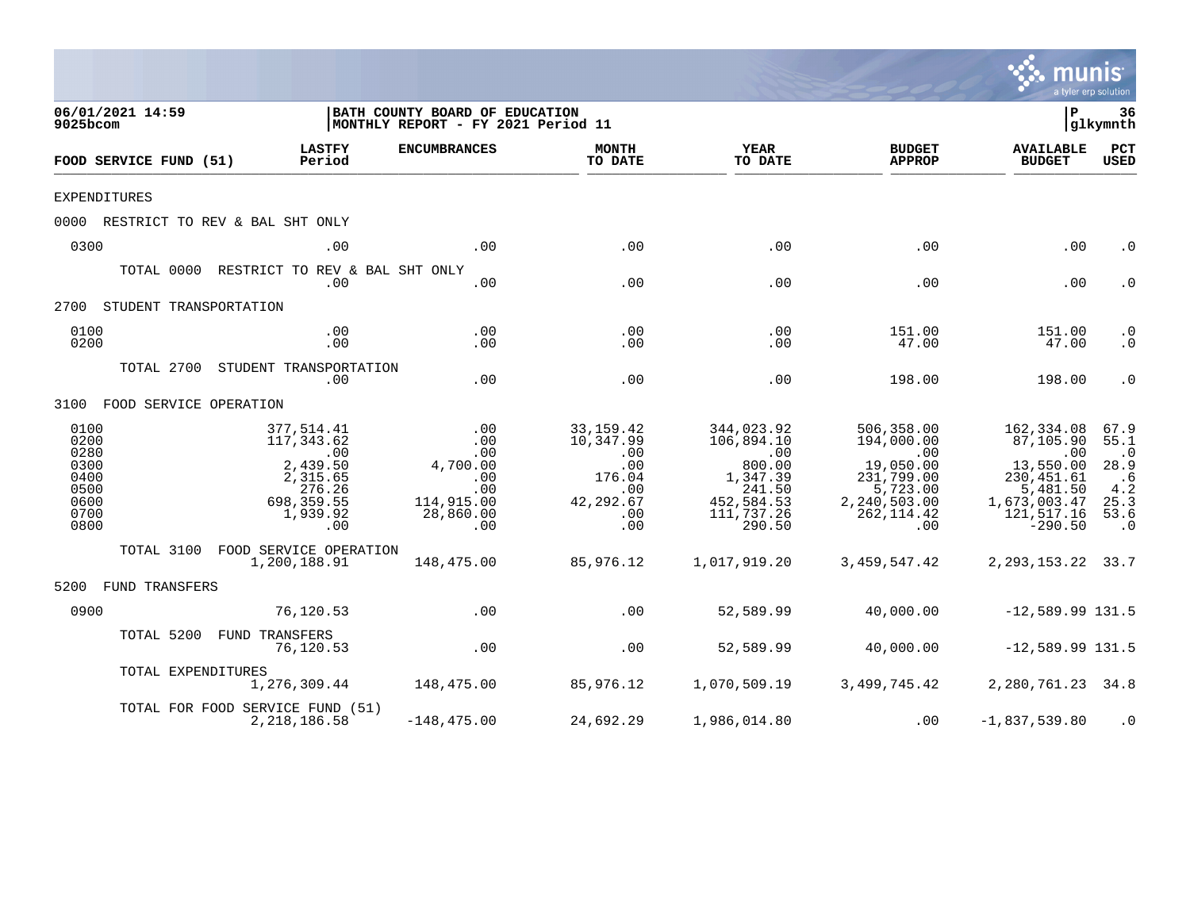06/01/2021 14:59
9025bcom

BATH COUNTY BOARD OF EDUCATION
MONTHLY REPORT - FY 2021 Period 11

P 36
glkymnth

| FOOD SERVICE FUND (51) | LASTFY Period | ENCUMBRANCES | MONTH TO DATE | YEAR TO DATE | BUDGET APPROP | AVAILABLE BUDGET | PCT USED |
|---|---|---|---|---|---|---|---|
| EXPENDITURES | | | | | | | |
| 0000 RESTRICT TO REV & BAL SHT ONLY | | | | | | | |
| 0300 | .00 | .00 | .00 | .00 | .00 | .00 | .0 |
| TOTAL 0000 RESTRICT TO REV & BAL SHT ONLY | .00 | .00 | .00 | .00 | .00 | .00 | .0 |
| 2700 STUDENT TRANSPORTATION | | | | | | | |
| 0100 | .00 | .00 | .00 | .00 | 151.00 | 151.00 | .0 |
| 0200 | .00 | .00 | .00 | .00 | 47.00 | 47.00 | .0 |
| TOTAL 2700 STUDENT TRANSPORTATION | .00 | .00 | .00 | .00 | 198.00 | 198.00 | .0 |
| 3100 FOOD SERVICE OPERATION | | | | | | | |
| 0100 | 377,514.41 | .00 | 33,159.42 | 344,023.92 | 506,358.00 | 162,334.08 | 67.9 |
| 0200 | 117,343.62 | .00 | 10,347.99 | 106,894.10 | 194,000.00 | 87,105.90 | 55.1 |
| 0280 | .00 | .00 | .00 | .00 | .00 | .00 | .0 |
| 0300 | 2,439.50 | 4,700.00 | .00 | 800.00 | 19,050.00 | 13,550.00 | 28.9 |
| 0400 | 2,315.65 | .00 | 176.04 | 1,347.39 | 231,799.00 | 230,451.61 | .6 |
| 0500 | 276.26 | .00 | .00 | 241.50 | 5,723.00 | 5,481.50 | 4.2 |
| 0600 | 698,359.55 | 114,915.00 | 42,292.67 | 452,584.53 | 2,240,503.00 | 1,673,003.47 | 25.3 |
| 0700 | 1,939.92 | 28,860.00 | .00 | 111,737.26 | 262,114.42 | 121,517.16 | 53.6 |
| 0800 | .00 | .00 | .00 | 290.50 | .00 | -290.50 | .0 |
| TOTAL 3100 FOOD SERVICE OPERATION | 1,200,188.91 | 148,475.00 | 85,976.12 | 1,017,919.20 | 3,459,547.42 | 2,293,153.22 | 33.7 |
| 5200 FUND TRANSFERS | | | | | | | |
| 0900 | 76,120.53 | .00 | .00 | 52,589.99 | 40,000.00 | -12,589.99 | 131.5 |
| TOTAL 5200 FUND TRANSFERS | 76,120.53 | .00 | .00 | 52,589.99 | 40,000.00 | -12,589.99 | 131.5 |
| TOTAL EXPENDITURES | 1,276,309.44 | 148,475.00 | 85,976.12 | 1,070,509.19 | 3,499,745.42 | 2,280,761.23 | 34.8 |
| TOTAL FOR FOOD SERVICE FUND (51) | 2,218,186.58 | -148,475.00 | 24,692.29 | 1,986,014.80 | .00 | -1,837,539.80 | .0 |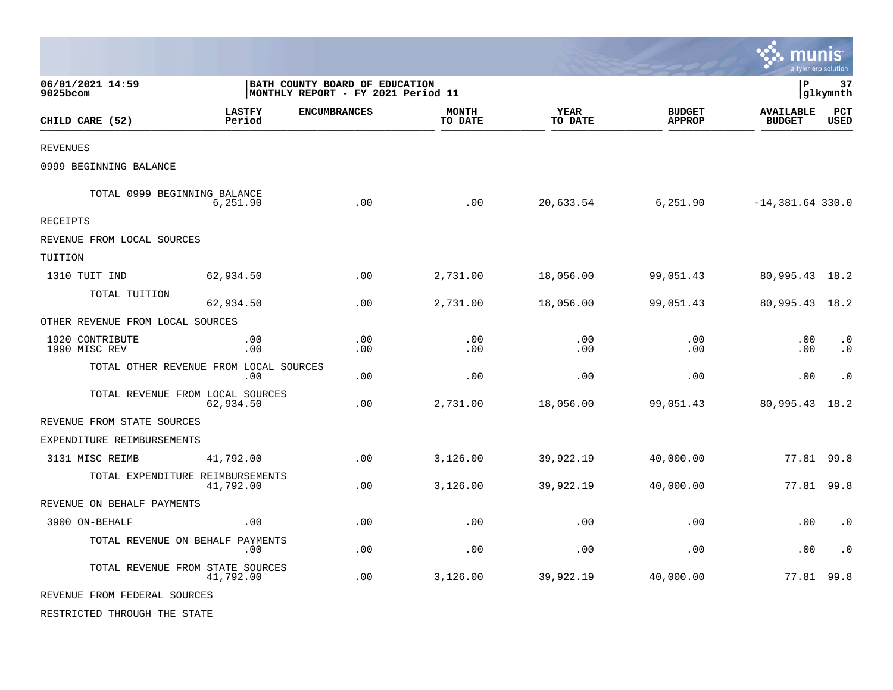06/01/2021 14:59
9025bcom

BATH COUNTY BOARD OF EDUCATION
MONTHLY REPORT - FY 2021 Period 11

P 37
glkymnth

| CHILD CARE (52) | LASTFY Period | ENCUMBRANCES | MONTH TO DATE | YEAR TO DATE | BUDGET APPROP | AVAILABLE BUDGET | PCT USED |
|---|---|---|---|---|---|---|---|
| REVENUES | | | | | | | |
| 0999 BEGINNING BALANCE | | | | | | | |
| TOTAL 0999 BEGINNING BALANCE | 6,251.90 | .00 | .00 | 20,633.54 | 6,251.90 | -14,381.64 | 330.0 |
| RECEIPTS | | | | | | | |
| REVENUE FROM LOCAL SOURCES | | | | | | | |
| TUITION | | | | | | | |
| 1310 TUIT IND | 62,934.50 | .00 | 2,731.00 | 18,056.00 | 99,051.43 | 80,995.43 | 18.2 |
| TOTAL TUITION | 62,934.50 | .00 | 2,731.00 | 18,056.00 | 99,051.43 | 80,995.43 | 18.2 |
| OTHER REVENUE FROM LOCAL SOURCES | | | | | | | |
| 1920 CONTRIBUTE | .00 | .00 | .00 | .00 | .00 | .00 | .0 |
| 1990 MISC REV | .00 | .00 | .00 | .00 | .00 | .00 | .0 |
| TOTAL OTHER REVENUE FROM LOCAL SOURCES | .00 | .00 | .00 | .00 | .00 | .00 | .0 |
| TOTAL REVENUE FROM LOCAL SOURCES | 62,934.50 | .00 | 2,731.00 | 18,056.00 | 99,051.43 | 80,995.43 | 18.2 |
| REVENUE FROM STATE SOURCES | | | | | | | |
| EXPENDITURE REIMBURSEMENTS | | | | | | | |
| 3131 MISC REIMB | 41,792.00 | .00 | 3,126.00 | 39,922.19 | 40,000.00 | 77.81 | 99.8 |
| TOTAL EXPENDITURE REIMBURSEMENTS | 41,792.00 | .00 | 3,126.00 | 39,922.19 | 40,000.00 | 77.81 | 99.8 |
| REVENUE ON BEHALF PAYMENTS | | | | | | | |
| 3900 ON-BEHALF | .00 | .00 | .00 | .00 | .00 | .00 | .0 |
| TOTAL REVENUE ON BEHALF PAYMENTS | .00 | .00 | .00 | .00 | .00 | .00 | .0 |
| TOTAL REVENUE FROM STATE SOURCES | 41,792.00 | .00 | 3,126.00 | 39,922.19 | 40,000.00 | 77.81 | 99.8 |
| REVENUE FROM FEDERAL SOURCES | | | | | | | |
| RESTRICTED THROUGH THE STATE | | | | | | | |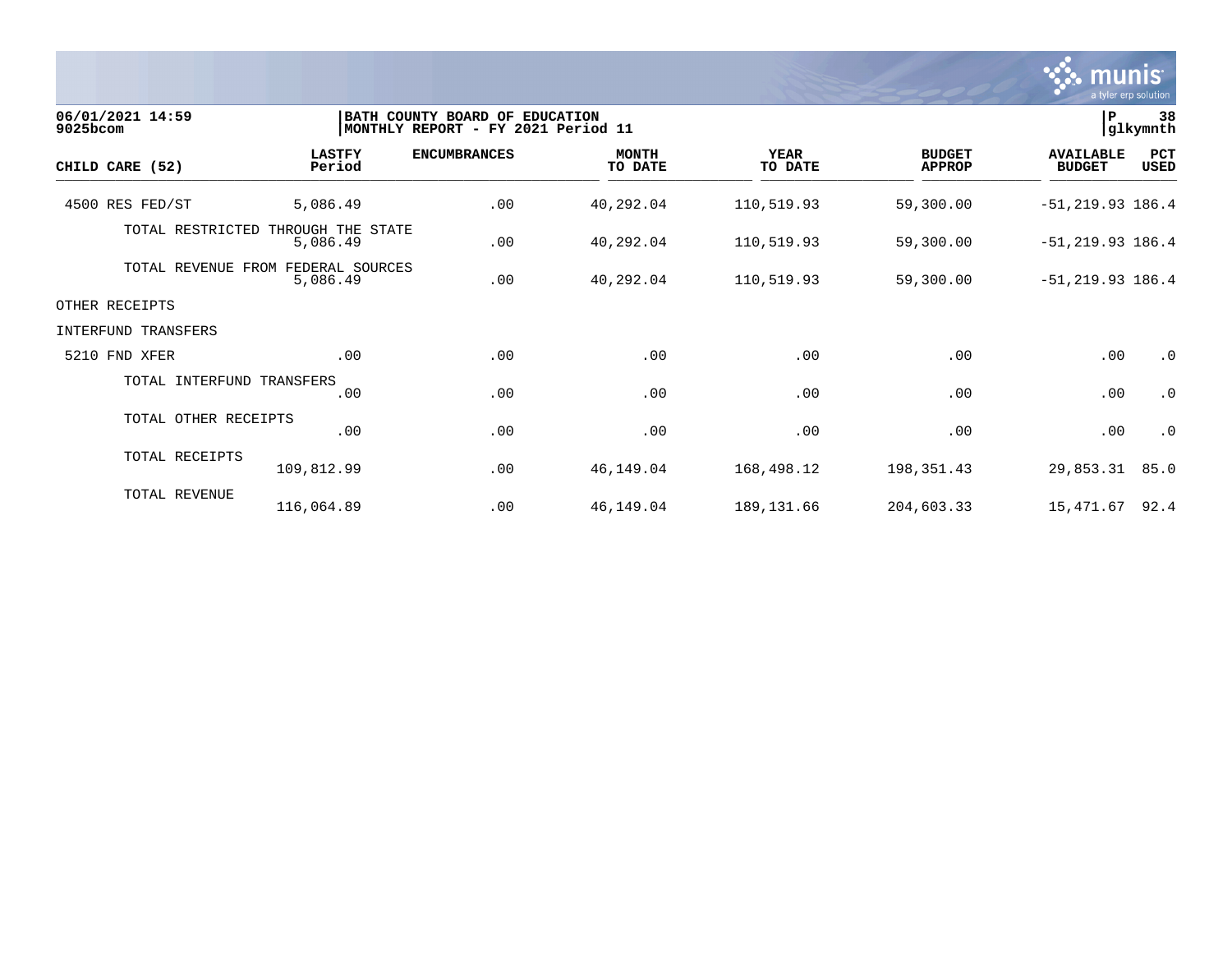06/01/2021 14:59
9025bcom

BATH COUNTY BOARD OF EDUCATION
MONTHLY REPORT - FY 2021 Period 11

P 38
glkymnth

| CHILD CARE (52) | LASTFY Period | ENCUMBRANCES | MONTH TO DATE | YEAR TO DATE | BUDGET APPROP | AVAILABLE BUDGET | PCT USED |
|---|---|---|---|---|---|---|---|
| 4500 RES FED/ST | 5,086.49 | .00 | 40,292.04 | 110,519.93 | 59,300.00 | -51,219.93 | 186.4 |
| TOTAL RESTRICTED THROUGH THE STATE | 5,086.49 | .00 | 40,292.04 | 110,519.93 | 59,300.00 | -51,219.93 | 186.4 |
| TOTAL REVENUE FROM FEDERAL SOURCES | 5,086.49 | .00 | 40,292.04 | 110,519.93 | 59,300.00 | -51,219.93 | 186.4 |
| OTHER RECEIPTS | | | | | | | |
| INTERFUND TRANSFERS | | | | | | | |
| 5210 FND XFER | .00 | .00 | .00 | .00 | .00 | .00 | .0 |
| TOTAL INTERFUND TRANSFERS | .00 | .00 | .00 | .00 | .00 | .00 | .0 |
| TOTAL OTHER RECEIPTS | .00 | .00 | .00 | .00 | .00 | .00 | .0 |
| TOTAL RECEIPTS | 109,812.99 | .00 | 46,149.04 | 168,498.12 | 198,351.43 | 29,853.31 | 85.0 |
| TOTAL REVENUE | 116,064.89 | .00 | 46,149.04 | 189,131.66 | 204,603.33 | 15,471.67 | 92.4 |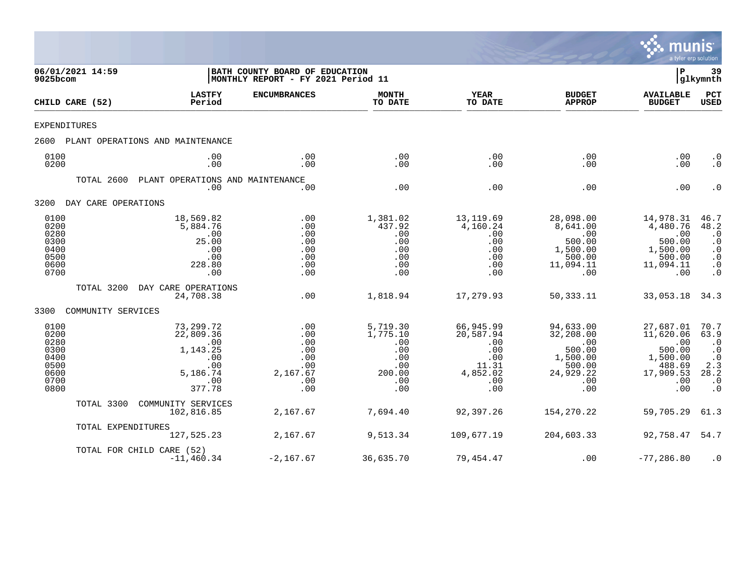06/01/2021 14:59 | BATH COUNTY BOARD OF EDUCATION | P 39
9025bcom | MONTHLY REPORT - FY 2021 Period 11 | glkymnth

| CHILD CARE (52) | LASTFY Period | ENCUMBRANCES | MONTH TO DATE | YEAR TO DATE | BUDGET APPROP | AVAILABLE BUDGET | PCT USED |
|---|---|---|---|---|---|---|---|
| **EXPENDITURES** | | | | | | | |
| **2600 PLANT OPERATIONS AND MAINTENANCE** | | | | | | | |
| 0100 | .00 | .00 | .00 | .00 | .00 | .00 | .0 |
| 0200 | .00 | .00 | .00 | .00 | .00 | .00 | .0 |
| TOTAL 2600 PLANT OPERATIONS AND MAINTENANCE | .00 | .00 | .00 | .00 | .00 | .00 | .0 |
| **3200 DAY CARE OPERATIONS** | | | | | | | |
| 0100 | 18,569.82 | .00 | 1,381.02 | 13,119.69 | 28,098.00 | 14,978.31 | 46.7 |
| 0200 | 5,884.76 | .00 | 437.92 | 4,160.24 | 8,641.00 | 4,480.76 | 48.2 |
| 0280 | .00 | .00 | .00 | .00 | .00 | .00 | .0 |
| 0300 | 25.00 | .00 | .00 | .00 | 500.00 | 500.00 | .0 |
| 0400 | .00 | .00 | .00 | .00 | 1,500.00 | 1,500.00 | .0 |
| 0500 | .00 | .00 | .00 | .00 | 500.00 | 500.00 | .0 |
| 0600 | 228.80 | .00 | .00 | .00 | 11,094.11 | 11,094.11 | .0 |
| 0700 | .00 | .00 | .00 | .00 | .00 | .00 | .0 |
| TOTAL 3200 DAY CARE OPERATIONS | 24,708.38 | .00 | 1,818.94 | 17,279.93 | 50,333.11 | 33,053.18 | 34.3 |
| **3300 COMMUNITY SERVICES** | | | | | | | |
| 0100 | 73,299.72 | .00 | 5,719.30 | 66,945.99 | 94,633.00 | 27,687.01 | 70.7 |
| 0200 | 22,809.36 | .00 | 1,775.10 | 20,587.94 | 32,208.00 | 11,620.06 | 63.9 |
| 0280 | .00 | .00 | .00 | .00 | .00 | .00 | .0 |
| 0300 | 1,143.25 | .00 | .00 | .00 | 500.00 | 500.00 | .0 |
| 0400 | .00 | .00 | .00 | .00 | 1,500.00 | 1,500.00 | .0 |
| 0500 | .00 | .00 | .00 | 11.31 | 500.00 | 488.69 | 2.3 |
| 0600 | 5,186.74 | 2,167.67 | 200.00 | 4,852.02 | 24,929.22 | 17,909.53 | 28.2 |
| 0700 | .00 | .00 | .00 | .00 | .00 | .00 | .0 |
| 0800 | 377.78 | .00 | .00 | .00 | .00 | .00 | .0 |
| TOTAL 3300 COMMUNITY SERVICES | 102,816.85 | 2,167.67 | 7,694.40 | 92,397.26 | 154,270.22 | 59,705.29 | 61.3 |
| TOTAL EXPENDITURES | 127,525.23 | 2,167.67 | 9,513.34 | 109,677.19 | 204,603.33 | 92,758.47 | 54.7 |
| TOTAL FOR CHILD CARE (52) | -11,460.34 | -2,167.67 | 36,635.70 | 79,454.47 | .00 | -77,286.80 | .0 |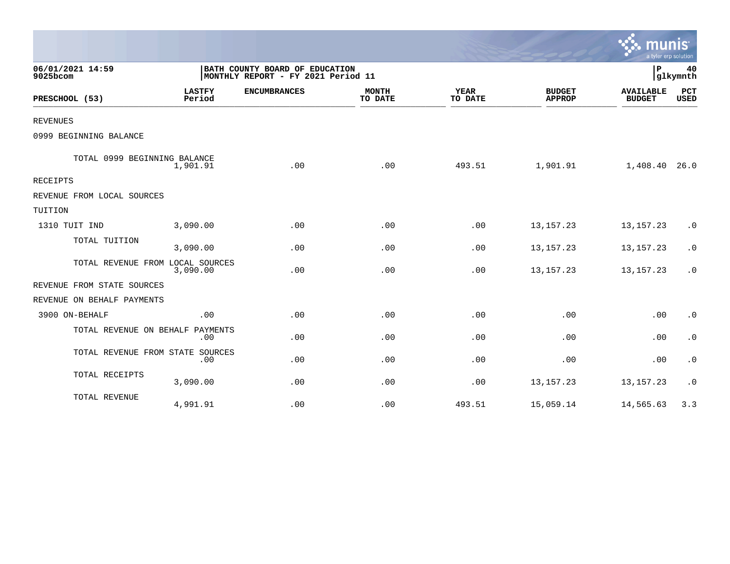06/01/2021 14:59
9025bcom

BATH COUNTY BOARD OF EDUCATION
MONTHLY REPORT - FY 2021 Period 11

P 40
glkymnth

| PRESCHOOL (53) | LASTFY Period | ENCUMBRANCES | MONTH TO DATE | YEAR TO DATE | BUDGET APPROP | AVAILABLE BUDGET | PCT USED |
|---|---|---|---|---|---|---|---|
| REVENUES | | | | | | | |
| 0999 BEGINNING BALANCE | | | | | | | |
| TOTAL 0999 BEGINNING BALANCE | 1,901.91 | .00 | .00 | 493.51 | 1,901.91 | 1,408.40 | 26.0 |
| RECEIPTS | | | | | | | |
| REVENUE FROM LOCAL SOURCES | | | | | | | |
| TUITION | | | | | | | |
| 1310 TUIT IND | 3,090.00 | .00 | .00 | .00 | 13,157.23 | 13,157.23 | .0 |
| TOTAL TUITION | 3,090.00 | .00 | .00 | .00 | 13,157.23 | 13,157.23 | .0 |
| TOTAL REVENUE FROM LOCAL SOURCES | 3,090.00 | .00 | .00 | .00 | 13,157.23 | 13,157.23 | .0 |
| REVENUE FROM STATE SOURCES | | | | | | | |
| REVENUE ON BEHALF PAYMENTS | | | | | | | |
| 3900 ON-BEHALF | .00 | .00 | .00 | .00 | .00 | .00 | .0 |
| TOTAL REVENUE ON BEHALF PAYMENTS | .00 | .00 | .00 | .00 | .00 | .00 | .0 |
| TOTAL REVENUE FROM STATE SOURCES | .00 | .00 | .00 | .00 | .00 | .00 | .0 |
| TOTAL RECEIPTS | 3,090.00 | .00 | .00 | .00 | 13,157.23 | 13,157.23 | .0 |
| TOTAL REVENUE | 4,991.91 | .00 | .00 | 493.51 | 15,059.14 | 14,565.63 | 3.3 |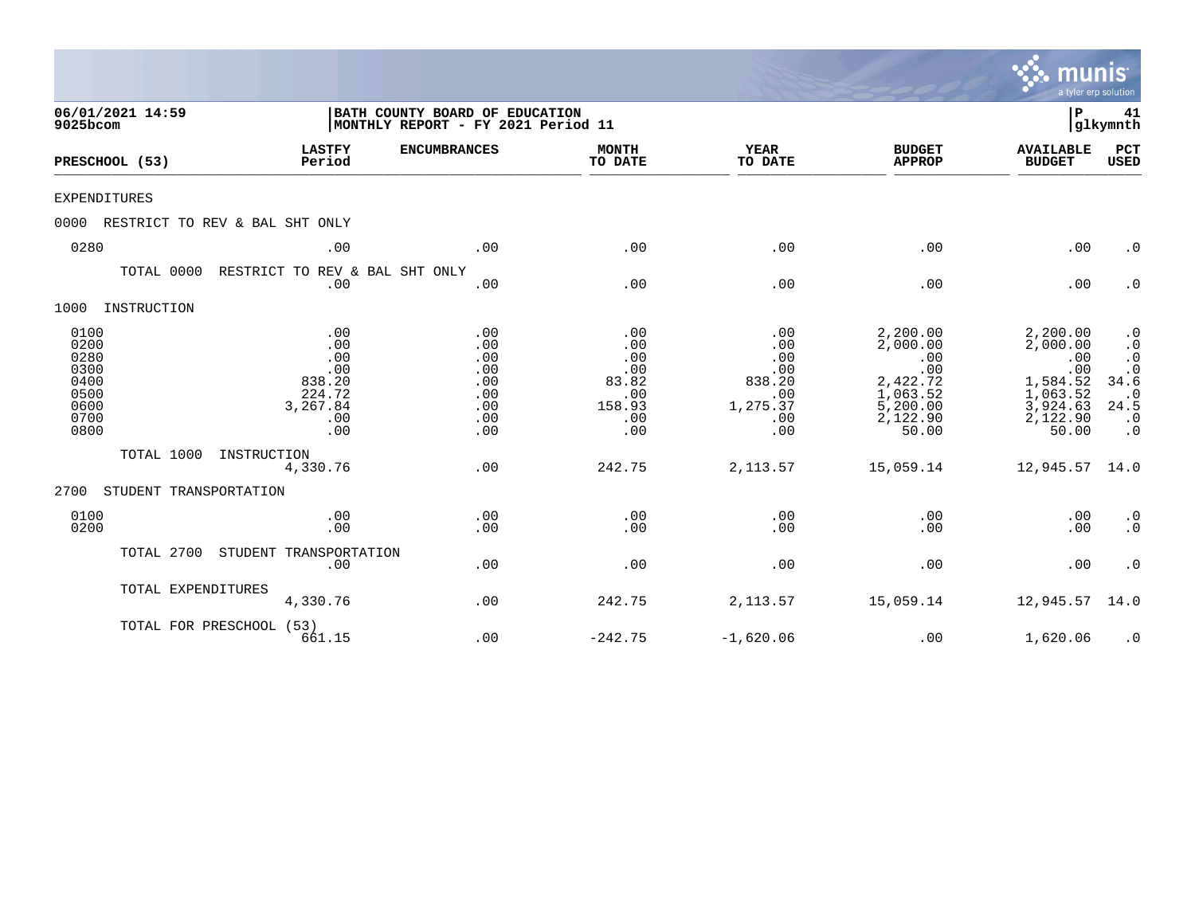**06/01/2021 14:59**
**9025bcom**

**BATH COUNTY BOARD OF EDUCATION**
**MONTHLY REPORT - FY 2021 Period 11**

**P 41**
**glkymnth**

| PRESCHOOL (53) | LASTFY Period | ENCUMBRANCES | MONTH TO DATE | YEAR TO DATE | BUDGET APPROP | AVAILABLE BUDGET | PCT USED |
|---|---|---|---|---|---|---|---|
| EXPENDITURES | | | | | | | |
| 0000 RESTRICT TO REV & BAL SHT ONLY | | | | | | | |
| 0280 | .00 | .00 | .00 | .00 | .00 | .00 | .0 |
| TOTAL 0000 RESTRICT TO REV & BAL SHT ONLY | .00 | .00 | .00 | .00 | .00 | .00 | .0 |
| 1000 INSTRUCTION | | | | | | | |
| 0100 | .00 | .00 | .00 | .00 | 2,200.00 | 2,200.00 | .0 |
| 0200 | .00 | .00 | .00 | .00 | 2,000.00 | 2,000.00 | .0 |
| 0280 | .00 | .00 | .00 | .00 | .00 | .00 | .0 |
| 0300 | .00 | .00 | .00 | .00 | .00 | .00 | .0 |
| 0400 | 838.20 | .00 | 83.82 | 838.20 | 2,422.72 | 1,584.52 | 34.6 |
| 0500 | 224.72 | .00 | .00 | .00 | 1,063.52 | 1,063.52 | .0 |
| 0600 | 3,267.84 | .00 | 158.93 | 1,275.37 | 5,200.00 | 3,924.63 | 24.5 |
| 0700 | .00 | .00 | .00 | .00 | 2,122.90 | 2,122.90 | .0 |
| 0800 | .00 | .00 | .00 | .00 | 50.00 | 50.00 | .0 |
| TOTAL 1000 INSTRUCTION | 4,330.76 | .00 | 242.75 | 2,113.57 | 15,059.14 | 12,945.57 | 14.0 |
| 2700 STUDENT TRANSPORTATION | | | | | | | |
| 0100 | .00 | .00 | .00 | .00 | .00 | .00 | .0 |
| 0200 | .00 | .00 | .00 | .00 | .00 | .00 | .0 |
| TOTAL 2700 STUDENT TRANSPORTATION | .00 | .00 | .00 | .00 | .00 | .00 | .0 |
| TOTAL EXPENDITURES | 4,330.76 | .00 | 242.75 | 2,113.57 | 15,059.14 | 12,945.57 | 14.0 |
| TOTAL FOR PRESCHOOL (53) | 661.15 | .00 | -242.75 | -1,620.06 | .00 | 1,620.06 | .0 |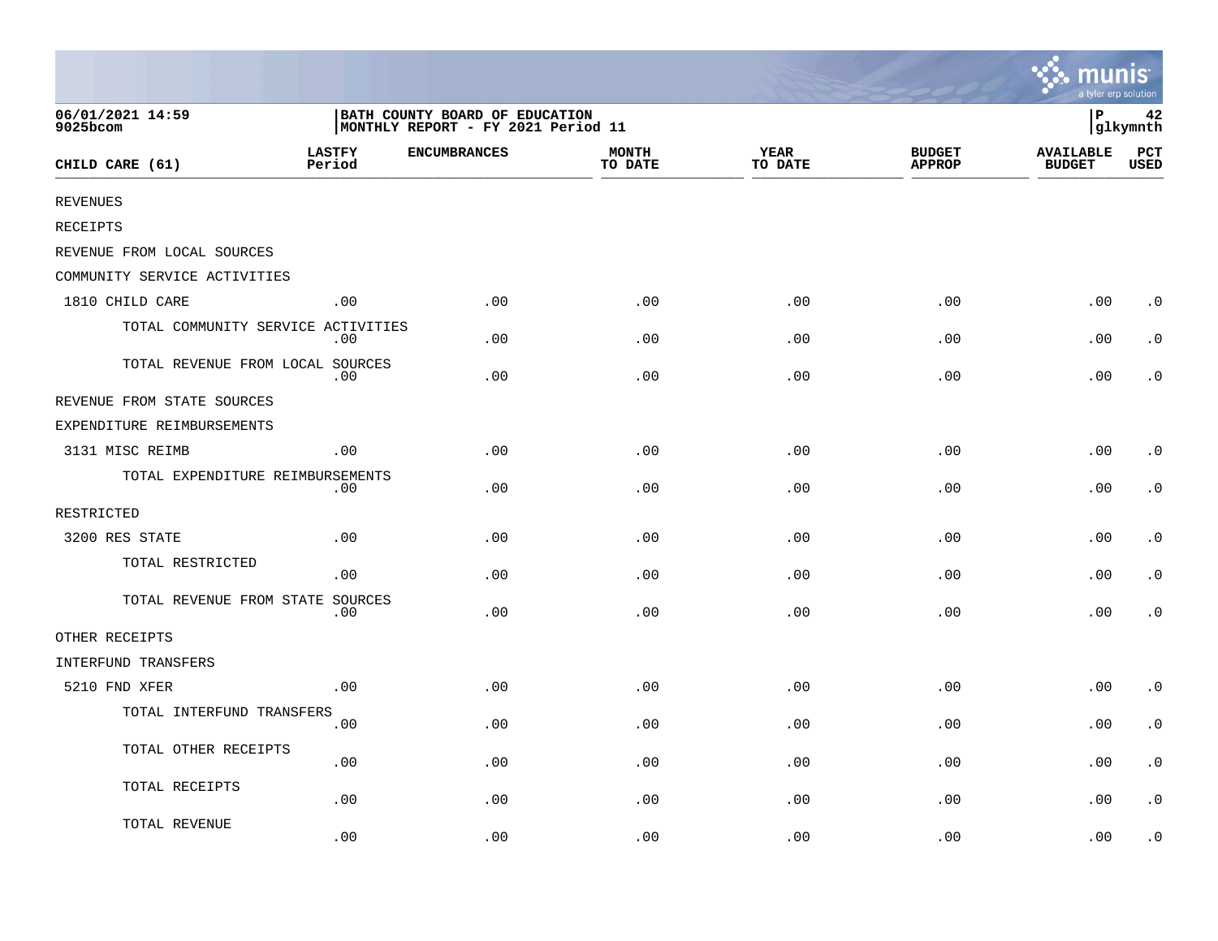06/01/2021 14:59
9025bcom

BATH COUNTY BOARD OF EDUCATION
MONTHLY REPORT - FY 2021 Period 11

P 42
glkymnth

| CHILD CARE (61) | LASTFY Period | ENCUMBRANCES | MONTH TO DATE | YEAR TO DATE | BUDGET APPROP | AVAILABLE BUDGET | PCT USED |
|---|---|---|---|---|---|---|---|
| REVENUES | | | | | | | |
| RECEIPTS | | | | | | | |
| REVENUE FROM LOCAL SOURCES | | | | | | | |
| COMMUNITY SERVICE ACTIVITIES | | | | | | | |
| 1810 CHILD CARE | .00 | .00 | .00 | .00 | .00 | .00 | .0 |
| TOTAL COMMUNITY SERVICE ACTIVITIES | .00 | .00 | .00 | .00 | .00 | .00 | .0 |
| TOTAL REVENUE FROM LOCAL SOURCES | .00 | .00 | .00 | .00 | .00 | .00 | .0 |
| REVENUE FROM STATE SOURCES | | | | | | | |
| EXPENDITURE REIMBURSEMENTS | | | | | | | |
| 3131 MISC REIMB | .00 | .00 | .00 | .00 | .00 | .00 | .0 |
| TOTAL EXPENDITURE REIMBURSEMENTS | .00 | .00 | .00 | .00 | .00 | .00 | .0 |
| RESTRICTED | | | | | | | |
| 3200 RES STATE | .00 | .00 | .00 | .00 | .00 | .00 | .0 |
| TOTAL RESTRICTED | .00 | .00 | .00 | .00 | .00 | .00 | .0 |
| TOTAL REVENUE FROM STATE SOURCES | .00 | .00 | .00 | .00 | .00 | .00 | .0 |
| OTHER RECEIPTS | | | | | | | |
| INTERFUND TRANSFERS | | | | | | | |
| 5210 FND XFER | .00 | .00 | .00 | .00 | .00 | .00 | .0 |
| TOTAL INTERFUND TRANSFERS | .00 | .00 | .00 | .00 | .00 | .00 | .0 |
| TOTAL OTHER RECEIPTS | .00 | .00 | .00 | .00 | .00 | .00 | .0 |
| TOTAL RECEIPTS | .00 | .00 | .00 | .00 | .00 | .00 | .0 |
| TOTAL REVENUE | .00 | .00 | .00 | .00 | .00 | .00 | .0 |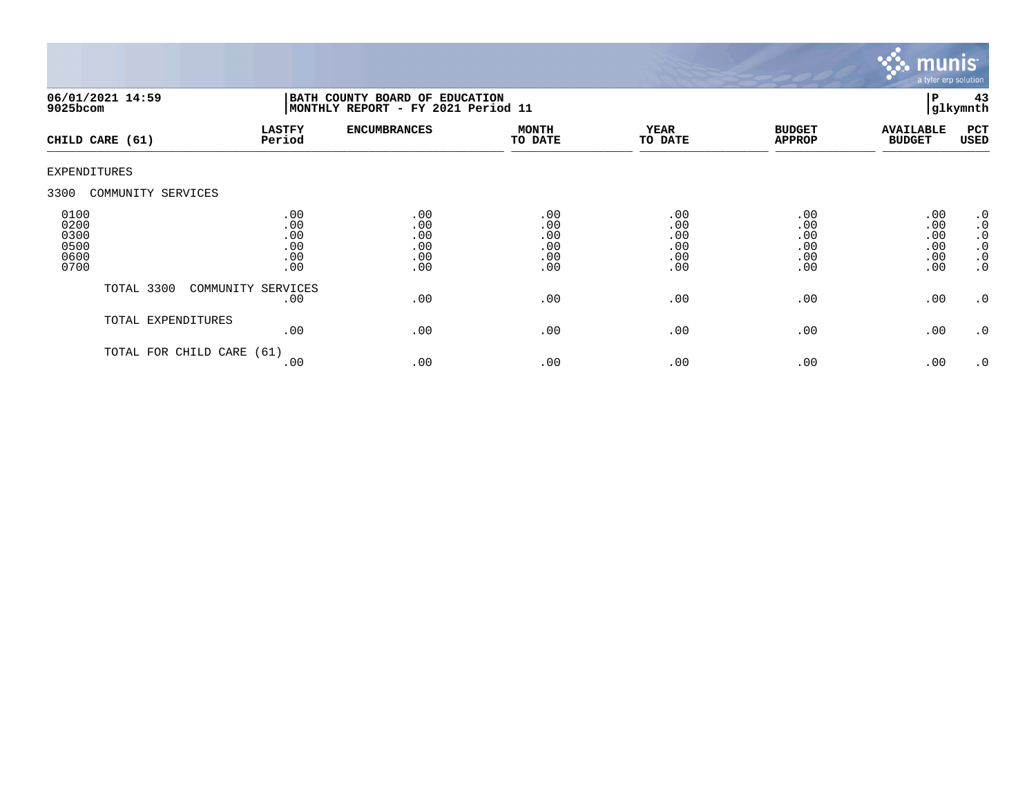06/01/2021 14:59
9025bcom

**BATH COUNTY BOARD OF EDUCATION**
**MONTHLY REPORT - FY 2021 Period 11**

P 43
glkymnth

| CHILD CARE (61) | LASTFY Period | ENCUMBRANCES | MONTH TO DATE | YEAR TO DATE | BUDGET APPROP | AVAILABLE BUDGET | PCT USED |
|---|---|---|---|---|---|---|---|
| EXPENDITURES | | | | | | | |
| 3300 COMMUNITY SERVICES | | | | | | | |
| 0100 | .00 | .00 | .00 | .00 | .00 | .00 | .0 |
| 0200 | .00 | .00 | .00 | .00 | .00 | .00 | .0 |
| 0300 | .00 | .00 | .00 | .00 | .00 | .00 | .0 |
| 0500 | .00 | .00 | .00 | .00 | .00 | .00 | .0 |
| 0600 | .00 | .00 | .00 | .00 | .00 | .00 | .0 |
| 0700 | .00 | .00 | .00 | .00 | .00 | .00 | .0 |
| TOTAL 3300 COMMUNITY SERVICES | .00 | .00 | .00 | .00 | .00 | .00 | .0 |
| TOTAL EXPENDITURES | .00 | .00 | .00 | .00 | .00 | .00 | .0 |
| TOTAL FOR CHILD CARE (61) | .00 | .00 | .00 | .00 | .00 | .00 | .0 |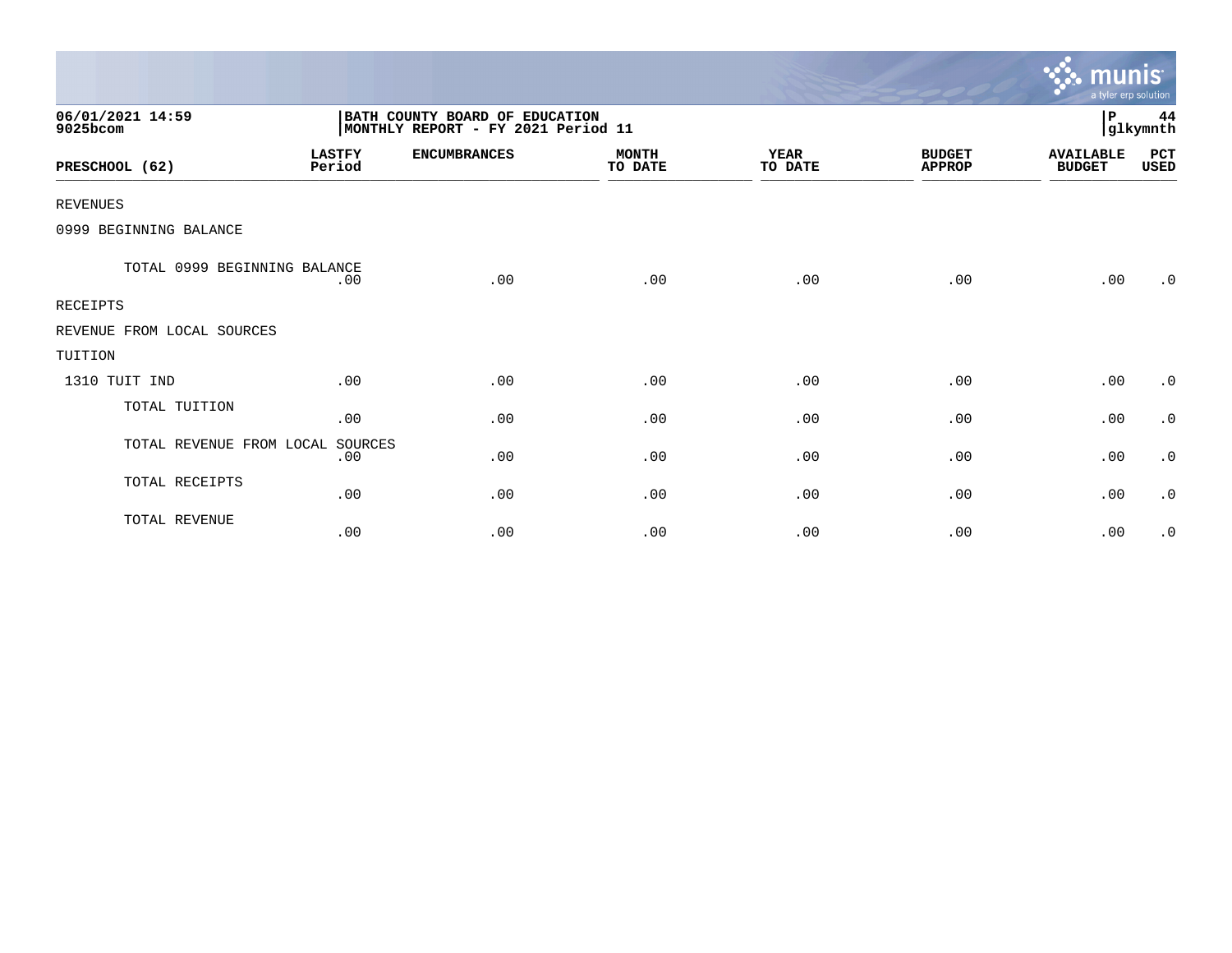06/01/2021 14:59
9025bcom

BATH COUNTY BOARD OF EDUCATION
MONTHLY REPORT - FY 2021 Period 11

P 44
glkymnth

| PRESCHOOL (62) | LASTFY Period | ENCUMBRANCES | MONTH TO DATE | YEAR TO DATE | BUDGET APPROP | AVAILABLE BUDGET | PCT USED |
|---|---|---|---|---|---|---|---|
| REVENUES | | | | | | | |
| 0999 BEGINNING BALANCE | | | | | | | |
| TOTAL 0999 BEGINNING BALANCE | .00 | .00 | .00 | .00 | .00 | .00 | .0 |
| RECEIPTS | | | | | | | |
| REVENUE FROM LOCAL SOURCES | | | | | | | |
| TUITION | | | | | | | |
| 1310 TUIT IND | .00 | .00 | .00 | .00 | .00 | .00 | .0 |
| TOTAL TUITION | .00 | .00 | .00 | .00 | .00 | .00 | .0 |
| TOTAL REVENUE FROM LOCAL SOURCES | .00 | .00 | .00 | .00 | .00 | .00 | .0 |
| TOTAL RECEIPTS | .00 | .00 | .00 | .00 | .00 | .00 | .0 |
| TOTAL REVENUE | .00 | .00 | .00 | .00 | .00 | .00 | .0 |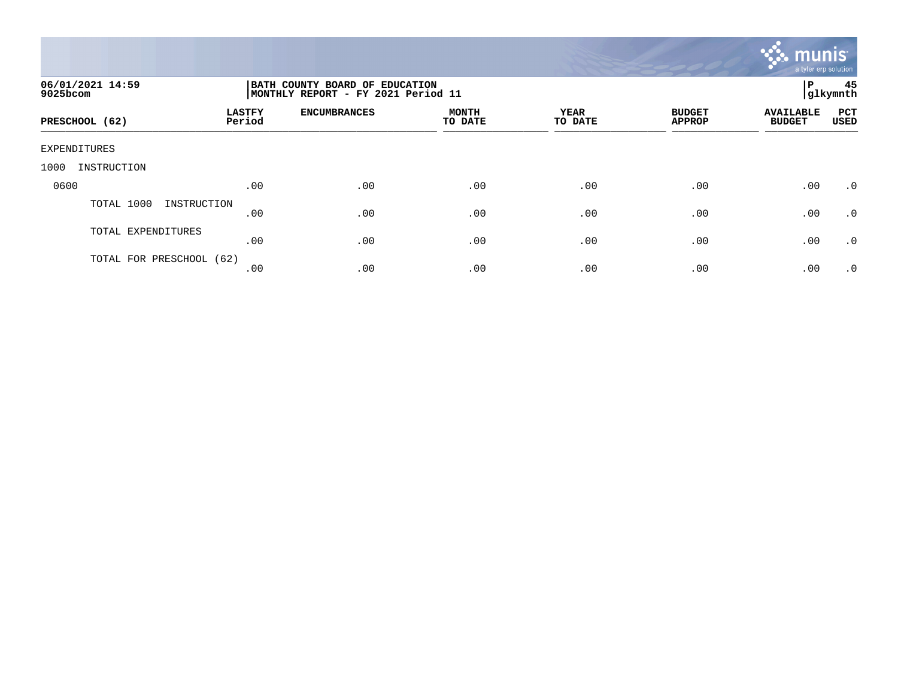06/01/2021 14:59
9025bcom

BATH COUNTY BOARD OF EDUCATION
MONTHLY REPORT - FY 2021 Period 11

P 45
glkymnth

| PRESCHOOL (62) | LASTFY Period | ENCUMBRANCES | MONTH TO DATE | YEAR TO DATE | BUDGET APPROP | AVAILABLE BUDGET | PCT USED |
|---|---|---|---|---|---|---|---|
| EXPENDITURES | | | | | | | |
| 1000 INSTRUCTION | | | | | | | |
| 0600 | .00 | .00 | .00 | .00 | .00 | .00 | .0 |
| TOTAL 1000 INSTRUCTION | .00 | .00 | .00 | .00 | .00 | .00 | .0 |
| TOTAL EXPENDITURES | .00 | .00 | .00 | .00 | .00 | .00 | .0 |
| TOTAL FOR PRESCHOOL (62) | .00 | .00 | .00 | .00 | .00 | .00 | .0 |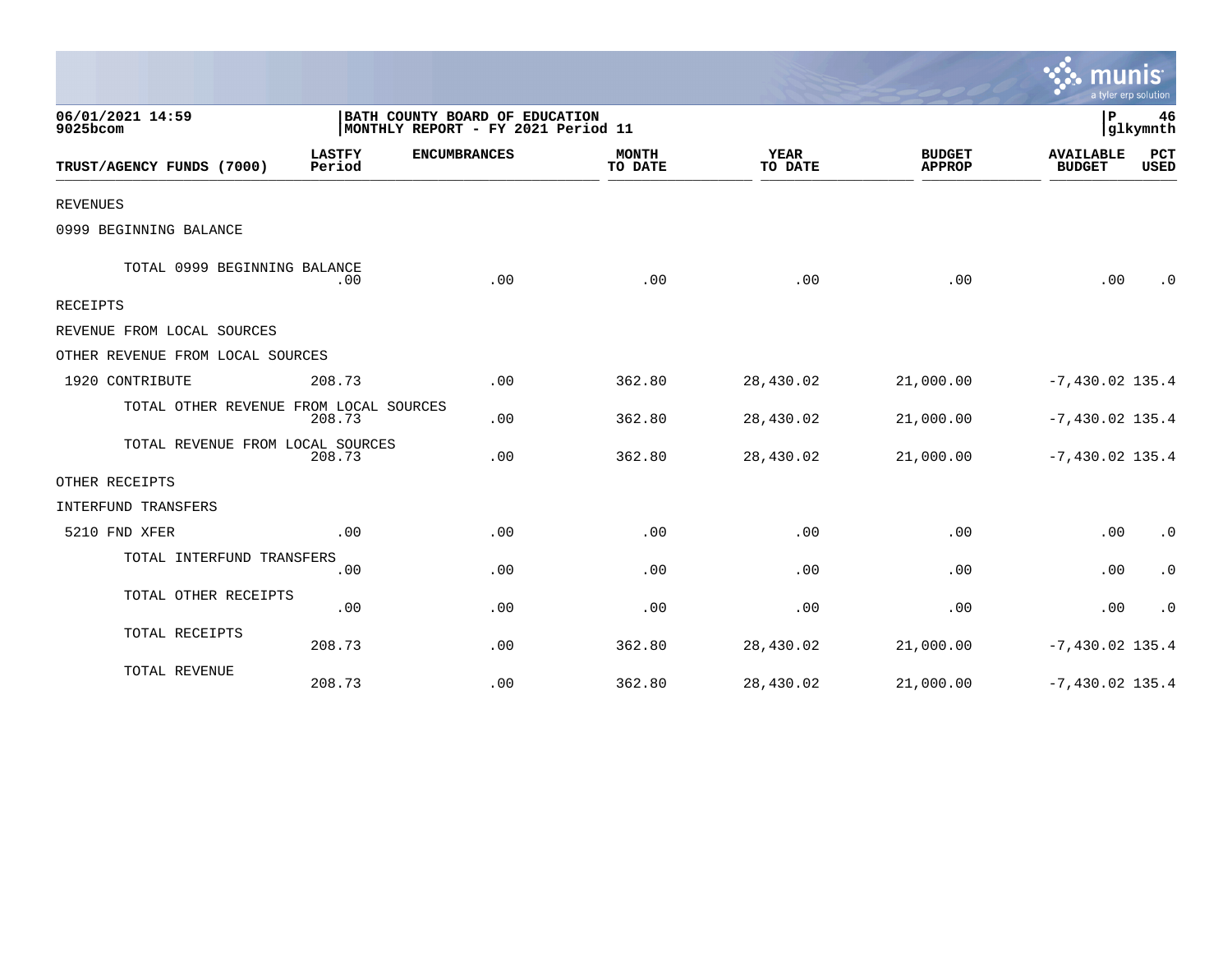06/01/2021 14:59
9025bcom

BATH COUNTY BOARD OF EDUCATION
MONTHLY REPORT - FY 2021 Period 11

P 46
glkymnth

| TRUST/AGENCY FUNDS (7000) | LASTFY Period | ENCUMBRANCES | MONTH TO DATE | YEAR TO DATE | BUDGET APPROP | AVAILABLE BUDGET | PCT USED |
|---|---|---|---|---|---|---|---|
| REVENUES | | | | | | | |
| 0999 BEGINNING BALANCE | | | | | | | |
| TOTAL 0999 BEGINNING BALANCE | .00 | .00 | .00 | .00 | .00 | .00 | .0 |
| RECEIPTS | | | | | | | |
| REVENUE FROM LOCAL SOURCES | | | | | | | |
| OTHER REVENUE FROM LOCAL SOURCES | | | | | | | |
| 1920 CONTRIBUTE | 208.73 | .00 | 362.80 | 28,430.02 | 21,000.00 | -7,430.02 | 135.4 |
| TOTAL OTHER REVENUE FROM LOCAL SOURCES | 208.73 | .00 | 362.80 | 28,430.02 | 21,000.00 | -7,430.02 | 135.4 |
| TOTAL REVENUE FROM LOCAL SOURCES | 208.73 | .00 | 362.80 | 28,430.02 | 21,000.00 | -7,430.02 | 135.4 |
| OTHER RECEIPTS | | | | | | | |
| INTERFUND TRANSFERS | | | | | | | |
| 5210 FND XFER | .00 | .00 | .00 | .00 | .00 | .00 | .0 |
| TOTAL INTERFUND TRANSFERS | .00 | .00 | .00 | .00 | .00 | .00 | .0 |
| TOTAL OTHER RECEIPTS | .00 | .00 | .00 | .00 | .00 | .00 | .0 |
| TOTAL RECEIPTS | 208.73 | .00 | 362.80 | 28,430.02 | 21,000.00 | -7,430.02 | 135.4 |
| TOTAL REVENUE | 208.73 | .00 | 362.80 | 28,430.02 | 21,000.00 | -7,430.02 | 135.4 |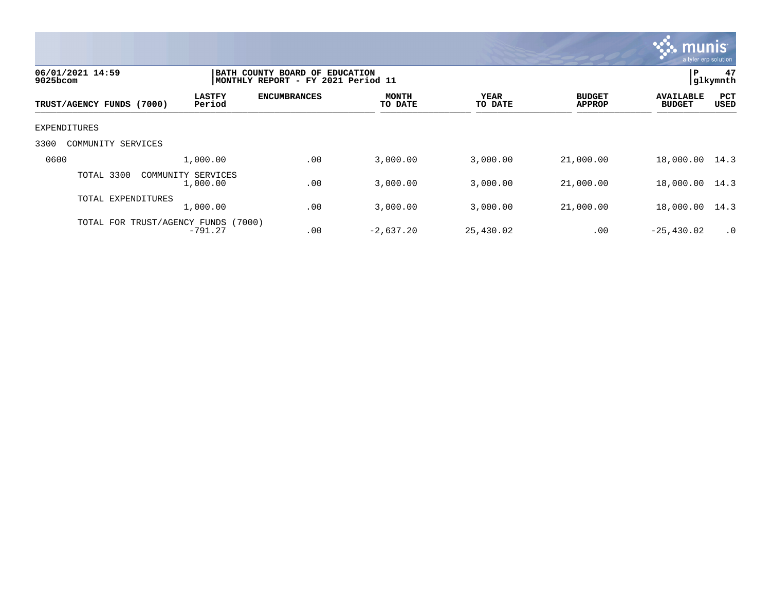06/01/2021 14:59
9025bcom

BATH COUNTY BOARD OF EDUCATION
MONTHLY REPORT - FY 2021 Period 11

P 47
glkymnth

| TRUST/AGENCY FUNDS (7000) | LASTFY Period | ENCUMBRANCES | MONTH TO DATE | YEAR TO DATE | BUDGET APPROP | AVAILABLE BUDGET | PCT USED |
|---|---|---|---|---|---|---|---|
| EXPENDITURES | | | | | | | |
| 3300 COMMUNITY SERVICES | | | | | | | |
| 0600 | 1,000.00 | .00 | 3,000.00 | 3,000.00 | 21,000.00 | 18,000.00 | 14.3 |
| TOTAL 3300 COMMUNITY SERVICES | 1,000.00 | .00 | 3,000.00 | 3,000.00 | 21,000.00 | 18,000.00 | 14.3 |
| TOTAL EXPENDITURES | 1,000.00 | .00 | 3,000.00 | 3,000.00 | 21,000.00 | 18,000.00 | 14.3 |
| TOTAL FOR TRUST/AGENCY FUNDS (7000) | -791.27 | .00 | -2,637.20 | 25,430.02 | .00 | -25,430.02 | .0 |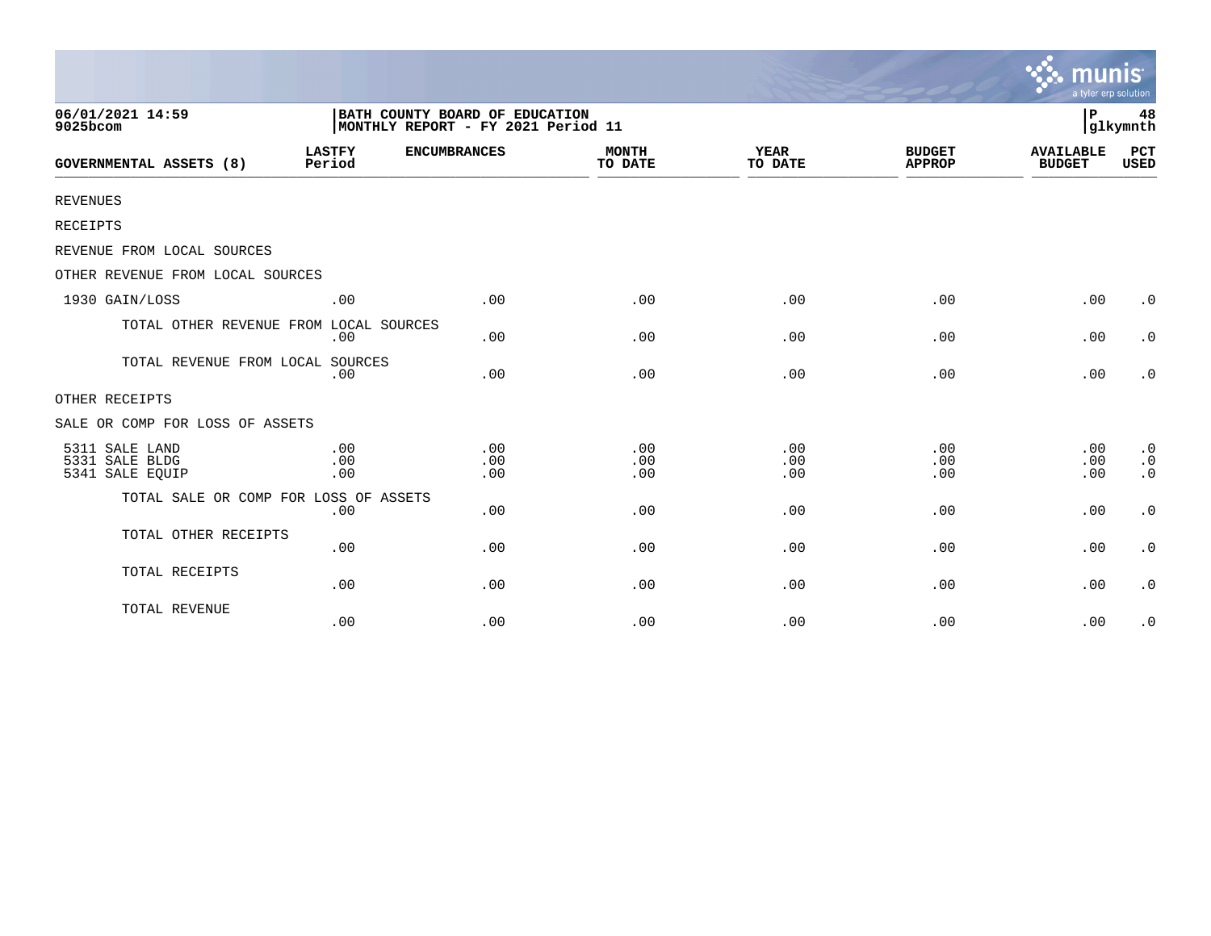06/01/2021 14:59
9025bcom

**BATH COUNTY BOARD OF EDUCATION**
**MONTHLY REPORT - FY 2021 Period 11**

P 48
glkymnth

| GOVERNMENTAL ASSETS (8) | LASTFY Period | ENCUMBRANCES | MONTH TO DATE | YEAR TO DATE | BUDGET APPROP | AVAILABLE BUDGET | PCT USED |
|---|---|---|---|---|---|---|---|
| REVENUES | | | | | | | |
| RECEIPTS | | | | | | | |
| REVENUE FROM LOCAL SOURCES | | | | | | | |
| OTHER REVENUE FROM LOCAL SOURCES | | | | | | | |
| 1930 GAIN/LOSS | .00 | .00 | .00 | .00 | .00 | .00 | .0 |
| TOTAL OTHER REVENUE FROM LOCAL SOURCES | .00 | .00 | .00 | .00 | .00 | .00 | .0 |
| TOTAL REVENUE FROM LOCAL SOURCES | .00 | .00 | .00 | .00 | .00 | .00 | .0 |
| OTHER RECEIPTS | | | | | | | |
| SALE OR COMP FOR LOSS OF ASSETS | | | | | | | |
| 5311 SALE LAND | .00 | .00 | .00 | .00 | .00 | .00 | .0 |
| 5331 SALE BLDG | .00 | .00 | .00 | .00 | .00 | .00 | .0 |
| 5341 SALE EQUIP | .00 | .00 | .00 | .00 | .00 | .00 | .0 |
| TOTAL SALE OR COMP FOR LOSS OF ASSETS | .00 | .00 | .00 | .00 | .00 | .00 | .0 |
| TOTAL OTHER RECEIPTS | .00 | .00 | .00 | .00 | .00 | .00 | .0 |
| TOTAL RECEIPTS | .00 | .00 | .00 | .00 | .00 | .00 | .0 |
| TOTAL REVENUE | .00 | .00 | .00 | .00 | .00 | .00 | .0 |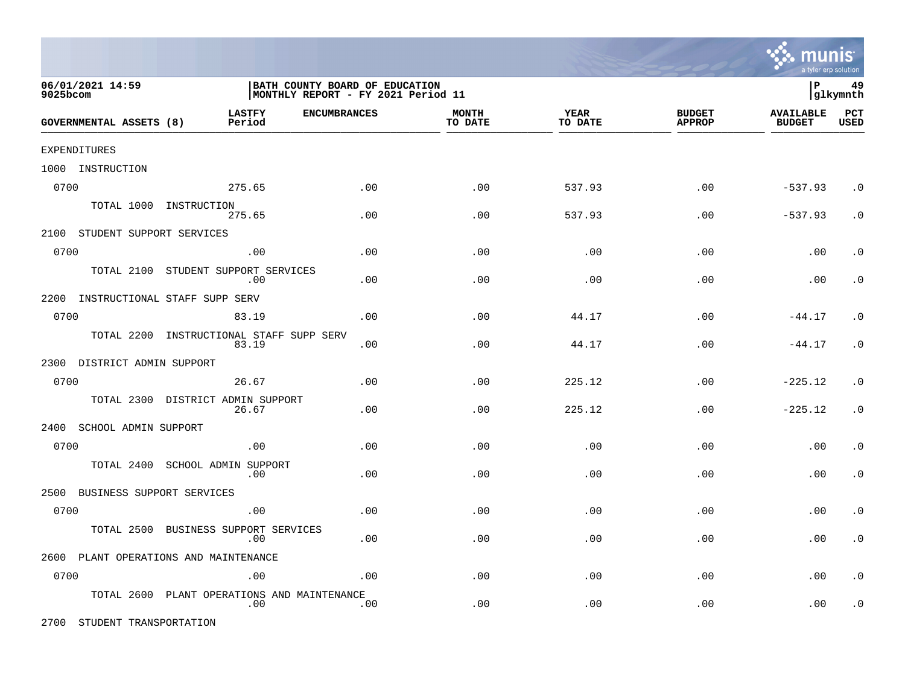06/01/2021 14:59
9025bcom

BATH COUNTY BOARD OF EDUCATION
MONTHLY REPORT - FY 2021 Period 11

glkymnth

| GOVERNMENTAL ASSETS (8) | LASTFY Period | ENCUMBRANCES | MONTH TO DATE | YEAR TO DATE | BUDGET APPROP | AVAILABLE BUDGET | PCT USED |
|---|---|---|---|---|---|---|---|
| EXPENDITURES | | | | | | | |
| 1000 INSTRUCTION | | | | | | | |
| 0700 | 275.65 | .00 | .00 | 537.93 | .00 | -537.93 | .0 |
| TOTAL 1000 INSTRUCTION | 275.65 | .00 | .00 | 537.93 | .00 | -537.93 | .0 |
| 2100 STUDENT SUPPORT SERVICES | | | | | | | |
| 0700 | .00 | .00 | .00 | .00 | .00 | .00 | .0 |
| TOTAL 2100 STUDENT SUPPORT SERVICES | .00 | .00 | .00 | .00 | .00 | .00 | .0 |
| 2200 INSTRUCTIONAL STAFF SUPP SERV | | | | | | | |
| 0700 | 83.19 | .00 | .00 | 44.17 | .00 | -44.17 | .0 |
| TOTAL 2200 INSTRUCTIONAL STAFF SUPP SERV | 83.19 | .00 | .00 | 44.17 | .00 | -44.17 | .0 |
| 2300 DISTRICT ADMIN SUPPORT | | | | | | | |
| 0700 | 26.67 | .00 | .00 | 225.12 | .00 | -225.12 | .0 |
| TOTAL 2300 DISTRICT ADMIN SUPPORT | 26.67 | .00 | .00 | 225.12 | .00 | -225.12 | .0 |
| 2400 SCHOOL ADMIN SUPPORT | | | | | | | |
| 0700 | .00 | .00 | .00 | .00 | .00 | .00 | .0 |
| TOTAL 2400 SCHOOL ADMIN SUPPORT | .00 | .00 | .00 | .00 | .00 | .00 | .0 |
| 2500 BUSINESS SUPPORT SERVICES | | | | | | | |
| 0700 | .00 | .00 | .00 | .00 | .00 | .00 | .0 |
| TOTAL 2500 BUSINESS SUPPORT SERVICES | .00 | .00 | .00 | .00 | .00 | .00 | .0 |
| 2600 PLANT OPERATIONS AND MAINTENANCE | | | | | | | |
| 0700 | .00 | .00 | .00 | .00 | .00 | .00 | .0 |
| TOTAL 2600 PLANT OPERATIONS AND MAINTENANCE | .00 | .00 | .00 | .00 | .00 | .00 | .0 |
| 2700 STUDENT TRANSPORTATION | | | | | | | |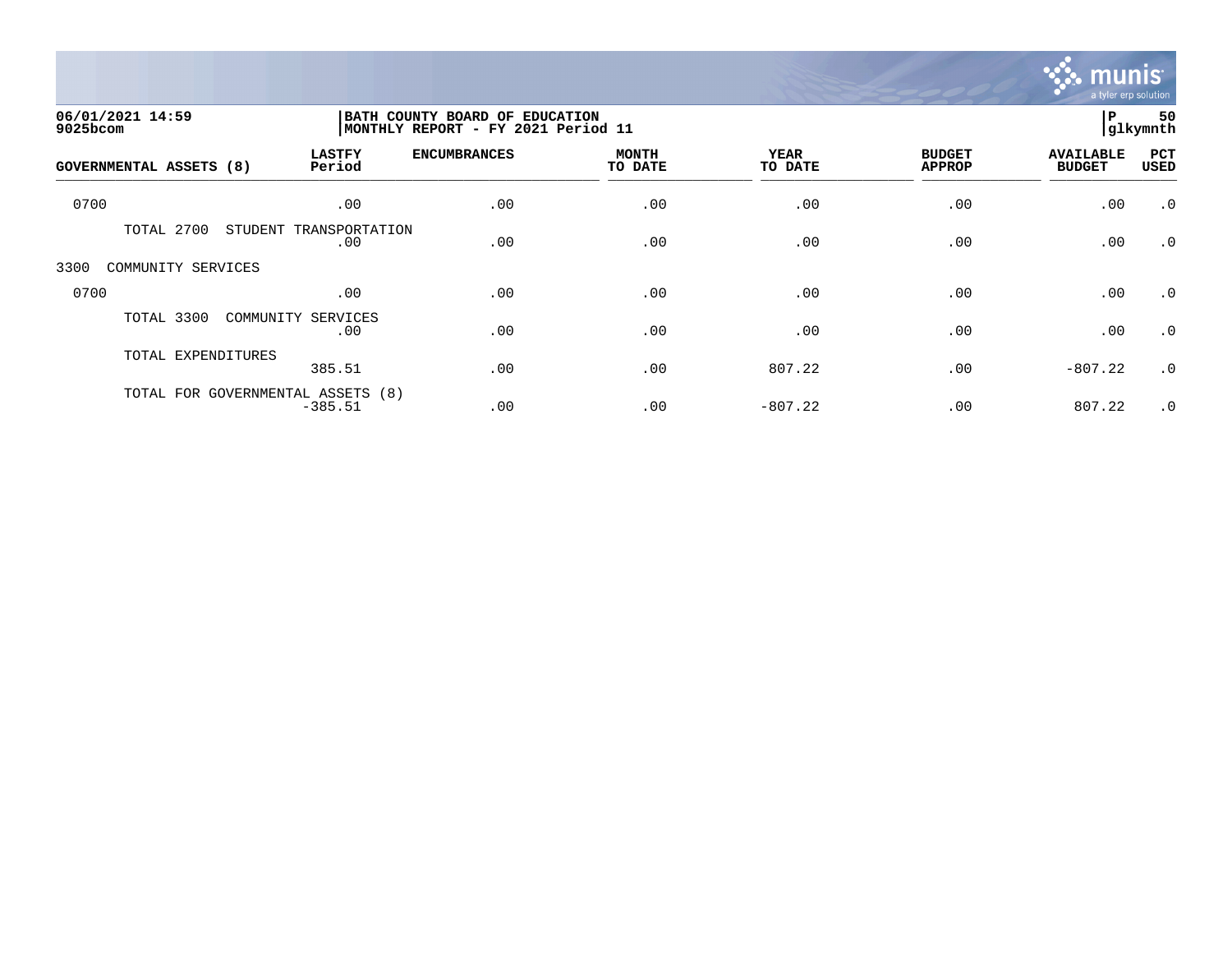06/01/2021 14:59
9025bcom

BATH COUNTY BOARD OF EDUCATION
MONTHLY REPORT - FY 2021 Period 11

P 50
glkymnth

| GOVERNMENTAL ASSETS (8) | LASTFY Period | ENCUMBRANCES | MONTH TO DATE | YEAR TO DATE | BUDGET APPROP | AVAILABLE BUDGET | PCT USED |
|---|---|---|---|---|---|---|---|
| 0700 | .00 | .00 | .00 | .00 | .00 | .00 | .0 |
| TOTAL 2700 STUDENT TRANSPORTATION | .00 | .00 | .00 | .00 | .00 | .00 | .0 |
| 3300 COMMUNITY SERVICES | | | | | | | |
| 0700 | .00 | .00 | .00 | .00 | .00 | .00 | .0 |
| TOTAL 3300 COMMUNITY SERVICES | .00 | .00 | .00 | .00 | .00 | .00 | .0 |
| TOTAL EXPENDITURES | 385.51 | .00 | .00 | 807.22 | .00 | -807.22 | .0 |
| TOTAL FOR GOVERNMENTAL ASSETS (8) | -385.51 | .00 | .00 | -807.22 | .00 | 807.22 | .0 |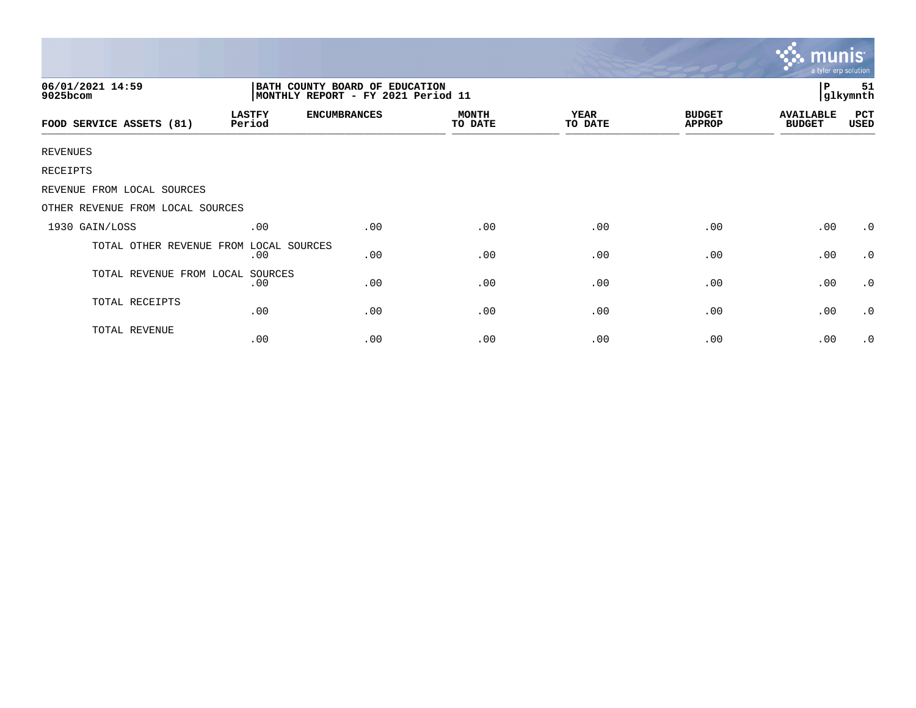06/01/2021 14:59
9025bcom

BATH COUNTY BOARD OF EDUCATION
MONTHLY REPORT - FY 2021 Period 11

P 51
glkymnth

| FOOD SERVICE ASSETS (81) | LASTFY Period | ENCUMBRANCES | MONTH TO DATE | YEAR TO DATE | BUDGET APPROP | AVAILABLE BUDGET | PCT USED |
|---|---|---|---|---|---|---|---|
| REVENUES | | | | | | | |
| RECEIPTS | | | | | | | |
| REVENUE FROM LOCAL SOURCES | | | | | | | |
| OTHER REVENUE FROM LOCAL SOURCES | | | | | | | |
| 1930 GAIN/LOSS | .00 | .00 | .00 | .00 | .00 | .00 | .0 |
| TOTAL OTHER REVENUE FROM LOCAL SOURCES | .00 | .00 | .00 | .00 | .00 | .00 | .0 |
| TOTAL REVENUE FROM LOCAL SOURCES | .00 | .00 | .00 | .00 | .00 | .00 | .0 |
| TOTAL RECEIPTS | .00 | .00 | .00 | .00 | .00 | .00 | .0 |
| TOTAL REVENUE | .00 | .00 | .00 | .00 | .00 | .00 | .0 |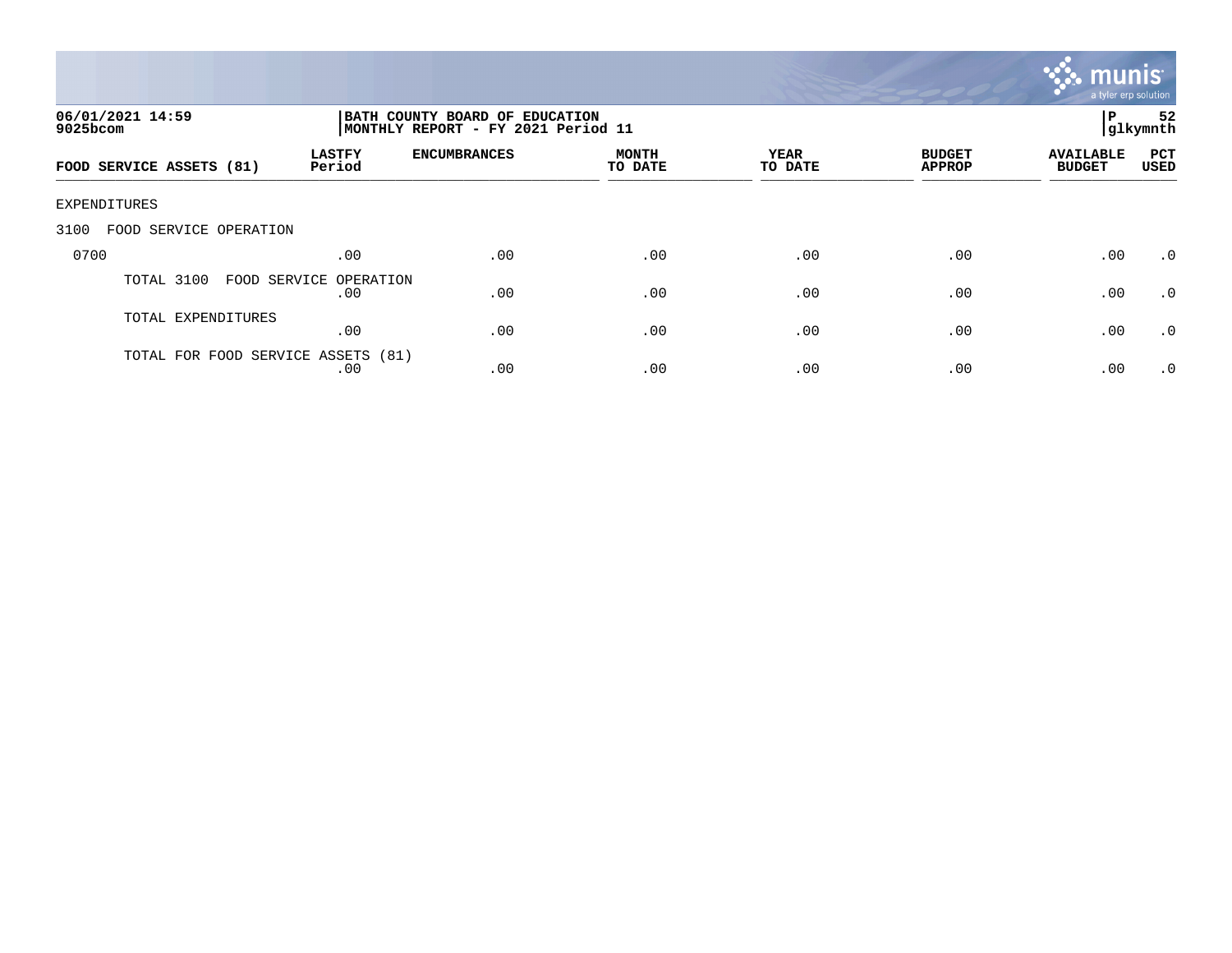06/01/2021 14:59
9025bcom

BATH COUNTY BOARD OF EDUCATION
MONTHLY REPORT - FY 2021 Period 11

P 52
glkymnth

| FOOD SERVICE ASSETS (81) | LASTFY Period | ENCUMBRANCES | MONTH TO DATE | YEAR TO DATE | BUDGET APPROP | AVAILABLE BUDGET | PCT USED |
|---|---|---|---|---|---|---|---|
| EXPENDITURES | | | | | | | |
| 3100 FOOD SERVICE OPERATION | | | | | | | |
| 0700 | .00 | .00 | .00 | .00 | .00 | .00 | .0 |
| TOTAL 3100 FOOD SERVICE OPERATION | .00 | .00 | .00 | .00 | .00 | .00 | .0 |
| TOTAL EXPENDITURES | .00 | .00 | .00 | .00 | .00 | .00 | .0 |
| TOTAL FOR FOOD SERVICE ASSETS (81) | .00 | .00 | .00 | .00 | .00 | .00 | .0 |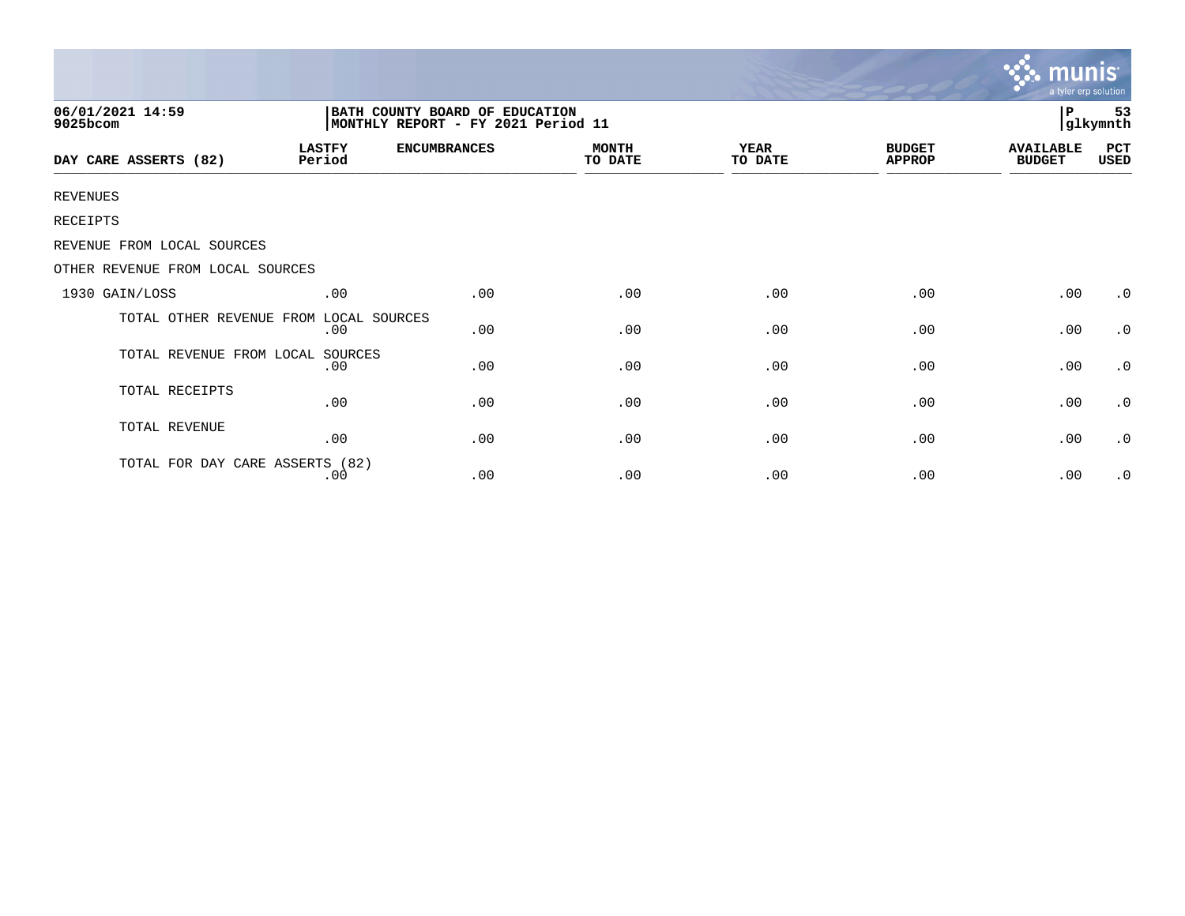06/01/2021 14:59
9025bcom

**BATH COUNTY BOARD OF EDUCATION**
**MONTHLY REPORT - FY 2021 Period 11**

P 53
glkymnth

| DAY CARE ASSERTS (82) | LASTFY Period | ENCUMBRANCES | MONTH TO DATE | YEAR TO DATE | BUDGET APPROP | AVAILABLE BUDGET | PCT USED |
|---|---|---|---|---|---|---|---|
| REVENUES | | | | | | | |
| RECEIPTS | | | | | | | |
| REVENUE FROM LOCAL SOURCES | | | | | | | |
| OTHER REVENUE FROM LOCAL SOURCES | | | | | | | |
| 1930 GAIN/LOSS | .00 | .00 | .00 | .00 | .00 | .00 | .0 |
| TOTAL OTHER REVENUE FROM LOCAL SOURCES | .00 | .00 | .00 | .00 | .00 | .00 | .0 |
| TOTAL REVENUE FROM LOCAL SOURCES | .00 | .00 | .00 | .00 | .00 | .00 | .0 |
| TOTAL RECEIPTS | .00 | .00 | .00 | .00 | .00 | .00 | .0 |
| TOTAL REVENUE | .00 | .00 | .00 | .00 | .00 | .00 | .0 |
| TOTAL FOR DAY CARE ASSERTS (82) | .00 | .00 | .00 | .00 | .00 | .00 | .0 |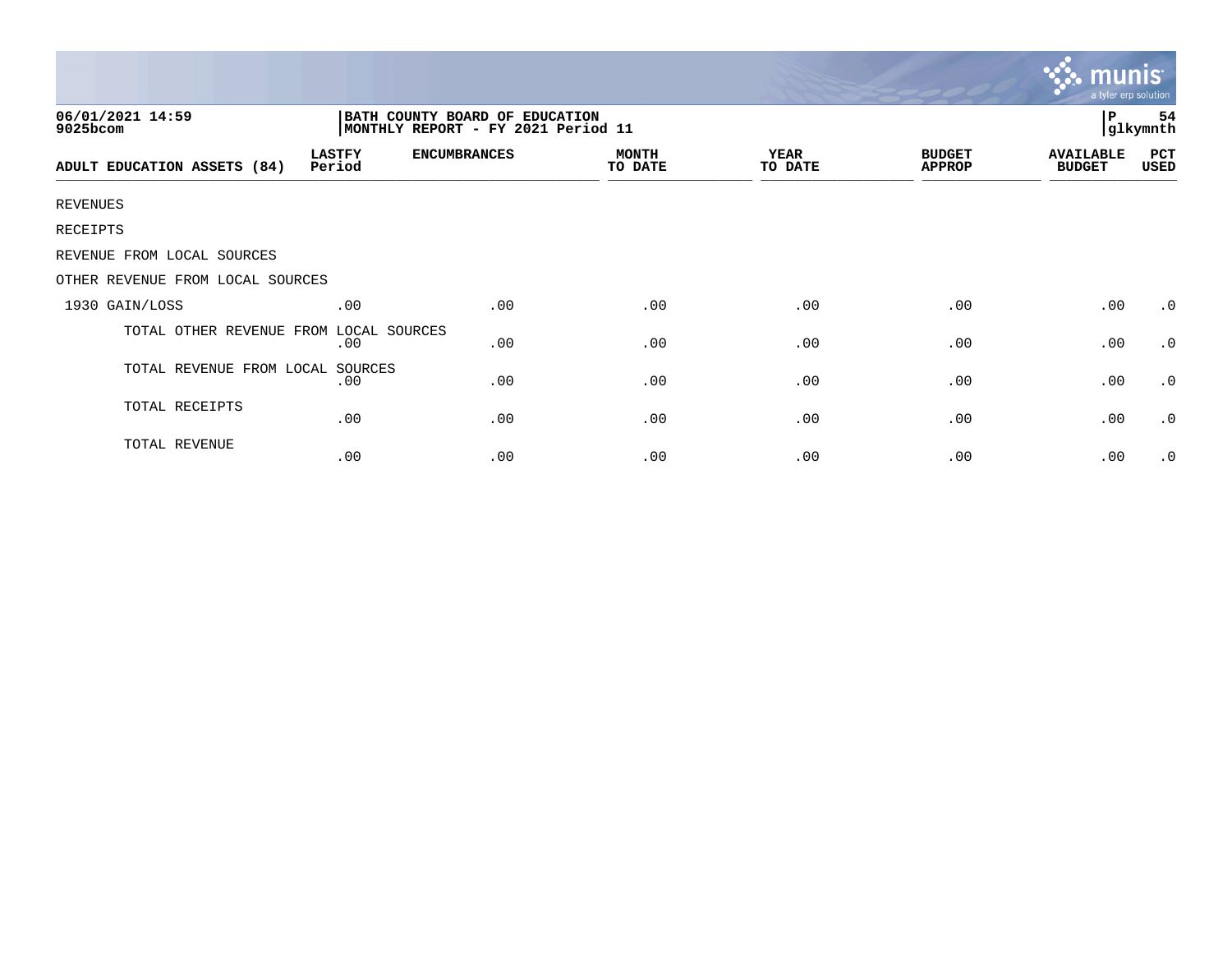06/01/2021 14:59
9025bcom

BATH COUNTY BOARD OF EDUCATION
MONTHLY REPORT - FY 2021 Period 11

P 54
glkymnth

| ADULT EDUCATION ASSETS (84) | LASTFY Period | ENCUMBRANCES | MONTH TO DATE | YEAR TO DATE | BUDGET APPROP | AVAILABLE BUDGET | PCT USED |
|---|---|---|---|---|---|---|---|
| REVENUES | | | | | | | |
| RECEIPTS | | | | | | | |
| REVENUE FROM LOCAL SOURCES | | | | | | | |
| OTHER REVENUE FROM LOCAL SOURCES | | | | | | | |
| 1930 GAIN/LOSS | .00 | .00 | .00 | .00 | .00 | .00 | .0 |
| TOTAL OTHER REVENUE FROM LOCAL SOURCES | .00 | .00 | .00 | .00 | .00 | .00 | .0 |
| TOTAL REVENUE FROM LOCAL SOURCES | .00 | .00 | .00 | .00 | .00 | .00 | .0 |
| TOTAL RECEIPTS | .00 | .00 | .00 | .00 | .00 | .00 | .0 |
| TOTAL REVENUE | .00 | .00 | .00 | .00 | .00 | .00 | .0 |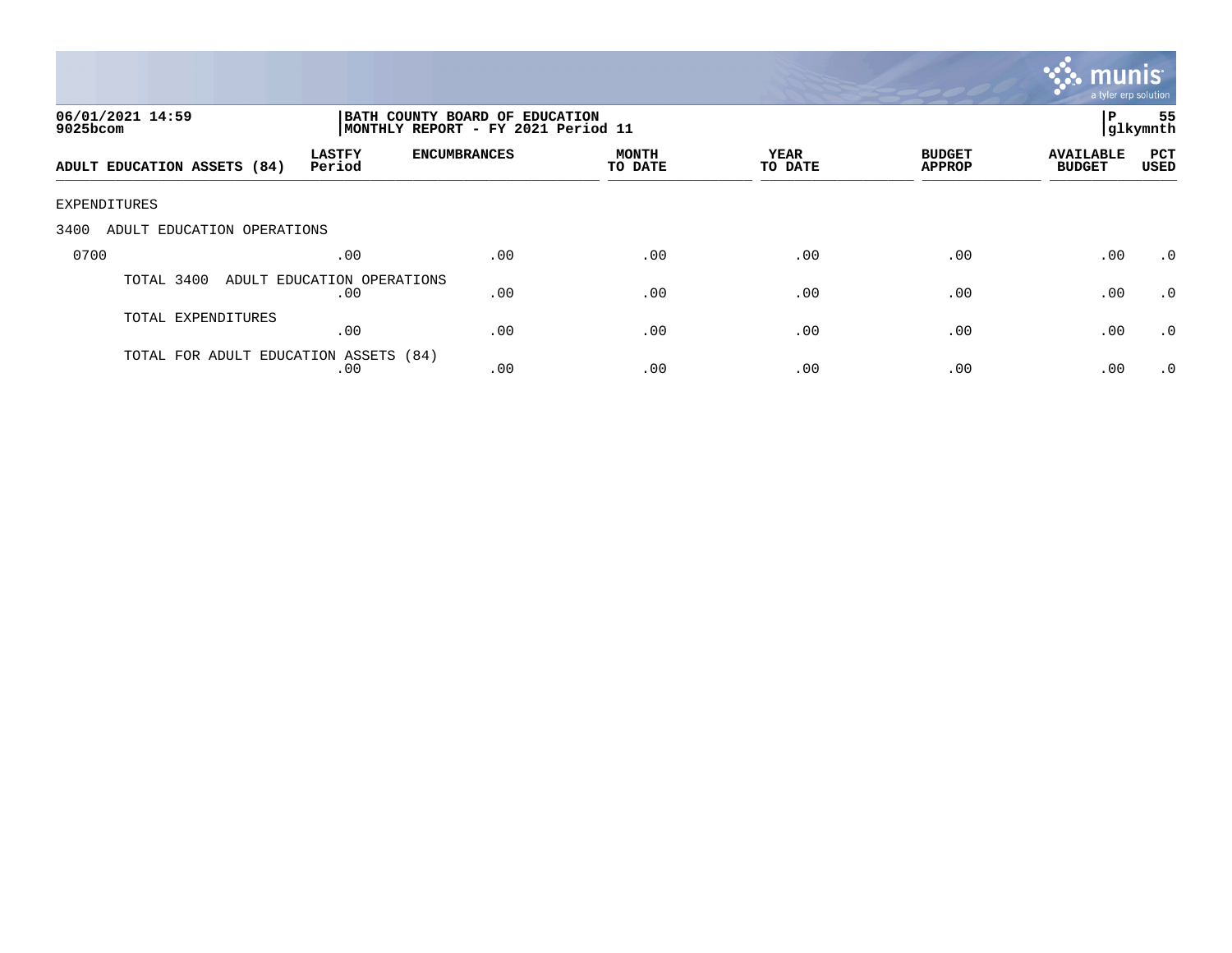06/01/2021 14:59
9025bcom

BATH COUNTY BOARD OF EDUCATION
MONTHLY REPORT - FY 2021 Period 11

P 55
glkymnth

| ADULT EDUCATION ASSETS (84) | LASTFY Period | ENCUMBRANCES | MONTH TO DATE | YEAR TO DATE | BUDGET APPROP | AVAILABLE BUDGET | PCT USED |
|---|---|---|---|---|---|---|---|
| EXPENDITURES | | | | | | | |
| 3400 ADULT EDUCATION OPERATIONS | | | | | | | |
| 0700 | .00 | .00 | .00 | .00 | .00 | .00 | .0 |
| TOTAL 3400 ADULT EDUCATION OPERATIONS | .00 | .00 | .00 | .00 | .00 | .00 | .0 |
| TOTAL EXPENDITURES | .00 | .00 | .00 | .00 | .00 | .00 | .0 |
| TOTAL FOR ADULT EDUCATION ASSETS (84) | .00 | .00 | .00 | .00 | .00 | .00 | .0 |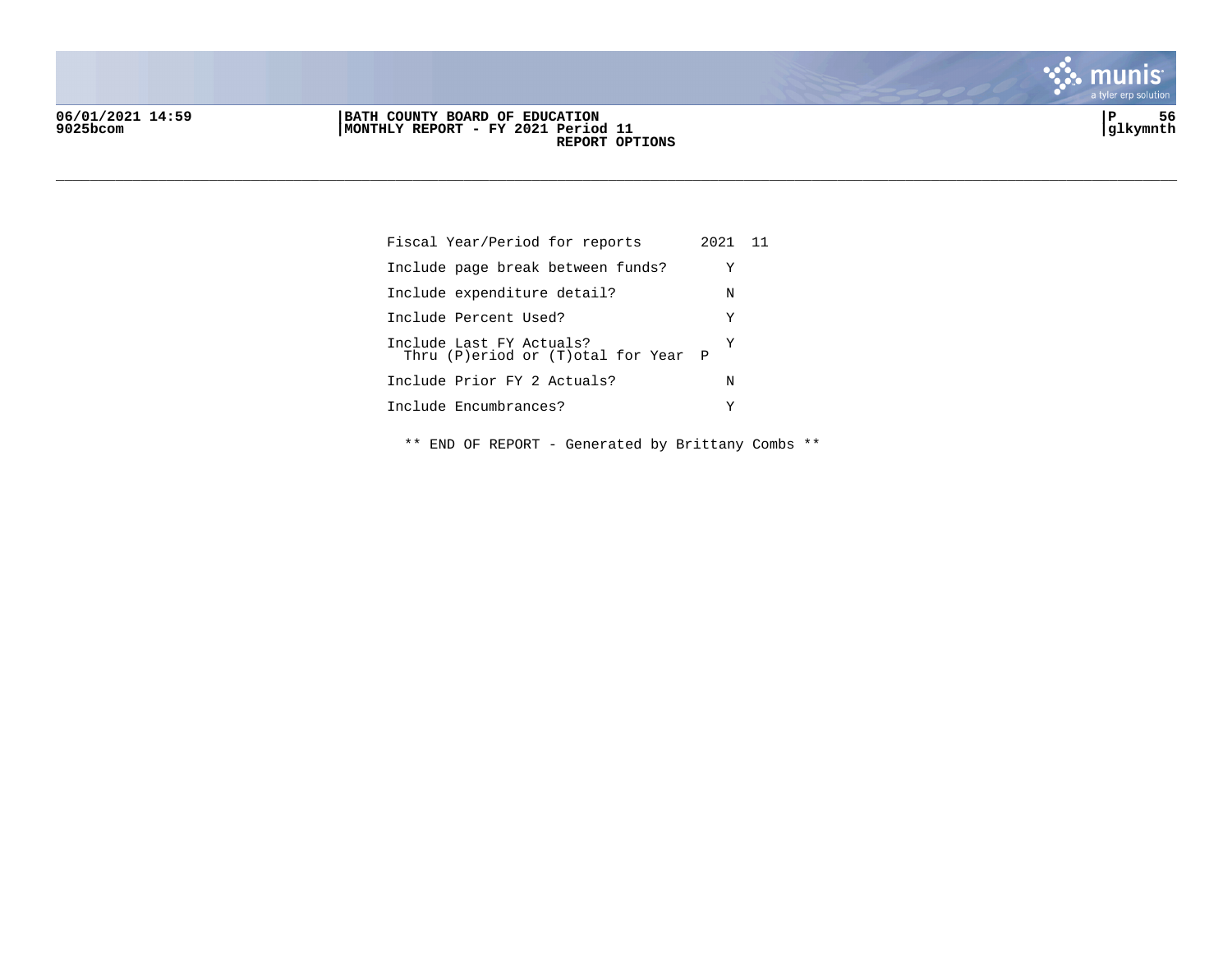**BATH COUNTY BOARD OF EDUCATION**
**MONTHLY REPORT - FY 2021 Period 11**
**REPORT OPTIONS**

| | |
|---|---|
| Fiscal Year/Period for reports | 2021 11 |
| Include page break between funds? | Y |
| Include expenditure detail? | N |
| Include Percent Used? | Y |
| Include Last FY Actuals? | Y |
| Thru (P)eriod or (T)otal for Year | P |
| Include Prior FY 2 Actuals? | N |
| Include Encumbrances? | Y |

** END OF REPORT - Generated by Brittany Combs **